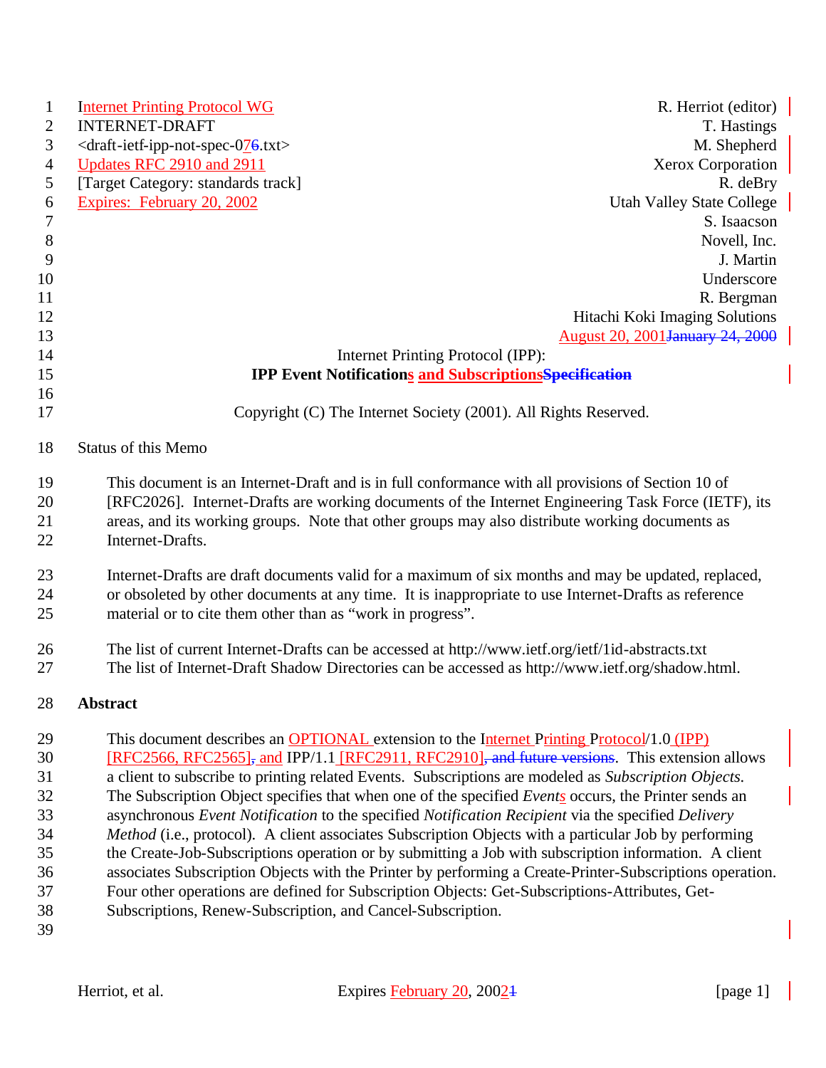Internet Printing Protocol WG  
INTERNET-DRAFT  
<draft-ietf-ipp-not-spec-07.txt>  
Updates RFC 2910 and 2911  
[Target Category: standards track]  
Expires: February 20, 2002

R. Herriot (editor)  
T. Hastings  
M. Shepherd  
Xerox Corporation  
R. deBry  
Utah Valley State College  
S. Isaacson  
Novell, Inc.  
J. Martin  
Underscore  
R. Bergman  
Hitachi Koki Imaging Solutions  
August 20, 2001

# Internet Printing Protocol (IPP): IPP Event Notifications and Subscriptions

Copyright (C) The Internet Society (2001). All Rights Reserved.

## Status of this Memo

This document is an Internet-Draft and is in full conformance with all provisions of Section 10 of [RFC2026]. Internet-Drafts are working documents of the Internet Engineering Task Force (IETF), its areas, and its working groups. Note that other groups may also distribute working documents as Internet-Drafts.

Internet-Drafts are draft documents valid for a maximum of six months and may be updated, replaced, or obsoleted by other documents at any time. It is inappropriate to use Internet-Drafts as reference material or to cite them other than as "work in progress".

The list of current Internet-Drafts can be accessed at http://www.ietf.org/ietf/1id-abstracts.txt  
The list of Internet-Draft Shadow Directories can be accessed as http://www.ietf.org/shadow.html.

## Abstract

This document describes an OPTIONAL extension to the Internet Printing Protocol/1.0 (IPP) [RFC2566, RFC2565] and IPP/1.1 [RFC2911, RFC2910]. This extension allows a client to subscribe to printing related Events. Subscriptions are modeled as *Subscription Objects*. The Subscription Object specifies that when one of the specified *Events* occurs, the Printer sends an asynchronous *Event Notification* to the specified *Notification Recipient* via the specified *Delivery Method* (i.e., protocol). A client associates Subscription Objects with a particular Job by performing the Create-Job-Subscriptions operation or by submitting a Job with subscription information. A client associates Subscription Objects with the Printer by performing a Create-Printer-Subscriptions operation. Four other operations are defined for Subscription Objects: Get-Subscriptions-Attributes, Get-Subscriptions, Renew-Subscription, and Cancel-Subscription.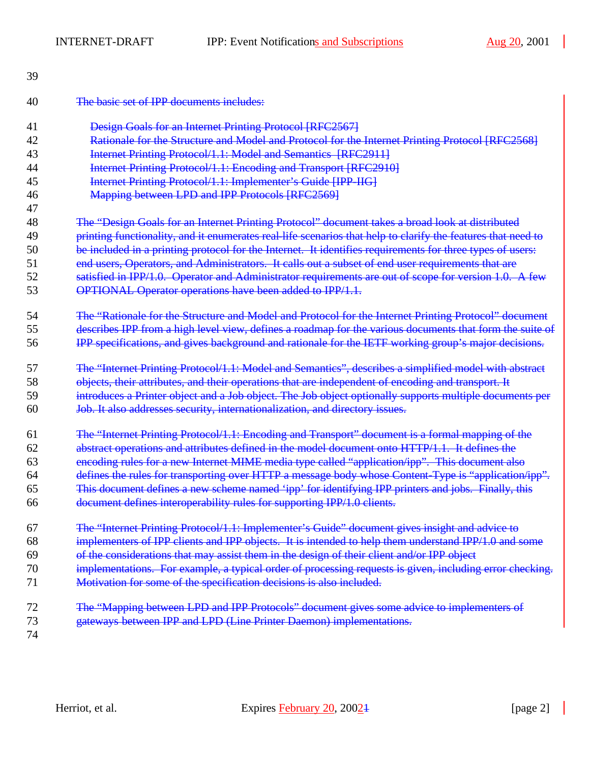The basic set of IPP documents includes:

- Design Goals for an Internet Printing Protocol [RFC2567]
- Rationale for the Structure and Model and Protocol for the Internet Printing Protocol [RFC2568]
- Internet Printing Protocol/1.1: Model and Semantics [RFC2911]
- Internet Printing Protocol/1.1: Encoding and Transport [RFC2910]
- Internet Printing Protocol/1.1: Implementer's Guide [IPP-IIG]
- Mapping between LPD and IPP Protocols [RFC2569]

The "Design Goals for an Internet Printing Protocol" document takes a broad look at distributed printing functionality, and it enumerates real-life scenarios that help to clarify the features that need to be included in a printing protocol for the Internet. It identifies requirements for three types of users: end users, Operators, and Administrators. It calls out a subset of end user requirements that are satisfied in IPP/1.0. Operator and Administrator requirements are out of scope for version 1.0. A few OPTIONAL Operator operations have been added to IPP/1.1.

The "Rationale for the Structure and Model and Protocol for the Internet Printing Protocol" document describes IPP from a high level view, defines a roadmap for the various documents that form the suite of IPP specifications, and gives background and rationale for the IETF working group's major decisions.

The "Internet Printing Protocol/1.1: Model and Semantics", describes a simplified model with abstract objects, their attributes, and their operations that are independent of encoding and transport. It introduces a Printer object and a Job object. The Job object optionally supports multiple documents per Job. It also addresses security, internationalization, and directory issues.

The "Internet Printing Protocol/1.1: Encoding and Transport" document is a formal mapping of the abstract operations and attributes defined in the model document onto HTTP/1.1. It defines the encoding rules for a new Internet MIME media type called "application/ipp". This document also defines the rules for transporting over HTTP a message body whose Content-Type is "application/ipp". This document defines a new scheme named 'ipp' for identifying IPP printers and jobs. Finally, this document defines interoperability rules for supporting IPP/1.0 clients.

The "Internet Printing Protocol/1.1: Implementer's Guide" document gives insight and advice to implementers of IPP clients and IPP objects. It is intended to help them understand IPP/1.0 and some of the considerations that may assist them in the design of their client and/or IPP object implementations. For example, a typical order of processing requests is given, including error checking. Motivation for some of the specification decisions is also included.

The "Mapping between LPD and IPP Protocols" document gives some advice to implementers of gateways between IPP and LPD (Line Printer Daemon) implementations.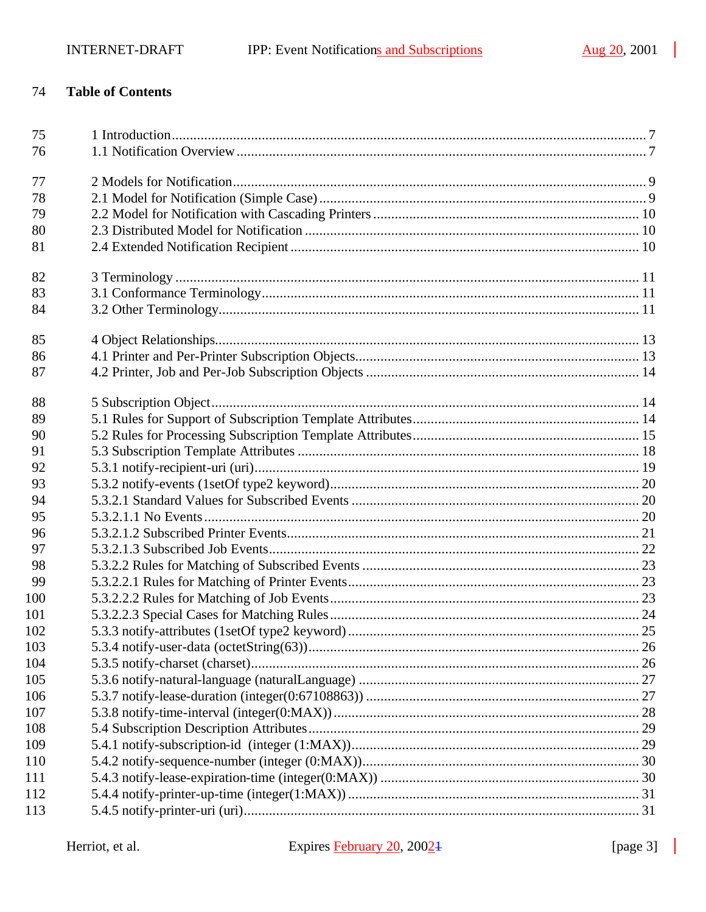**Table of Contents**

1 Introduction ........................................................................................................................ 7
1.1 Notification Overview ....................................................................................................... 7

2 Models for Notification ....................................................................................................... 9
2.1 Model for Notification (Simple Case) ................................................................................ 9
2.2 Model for Notification with Cascading Printers ................................................................ 10
2.3 Distributed Model for Notification ................................................................................... 10
2.4 Extended Notification Recipient ...................................................................................... 10

3 Terminology ..................................................................................................................... 11
3.1 Conformance Terminology ............................................................................................... 11
3.2 Other Terminology ........................................................................................................... 11

4 Object Relationships ......................................................................................................... 13
4.1 Printer and Per-Printer Subscription Objects .................................................................... 13
4.2 Printer, Job and Per-Job Subscription Objects .................................................................. 14

5 Subscription Object ........................................................................................................... 14
5.1 Rules for Support of Subscription Template Attributes ..................................................... 14
5.2 Rules for Processing Subscription Template Attributes ..................................................... 15
5.3 Subscription Template Attributes ..................................................................................... 18
5.3.1 notify-recipient-uri (uri) ................................................................................................ 19
5.3.2 notify-events (1setOf type2 keyword) ............................................................................ 20
5.3.2.1 Standard Values for Subscribed Events ...................................................................... 20
5.3.2.1.1 No Events ............................................................................................................... 20
5.3.2.1.2 Subscribed Printer Events ........................................................................................ 21
5.3.2.1.3 Subscribed Job Events ............................................................................................. 22
5.3.2.2 Rules for Matching of Subscribed Events ................................................................... 23
5.3.2.2.1 Rules for Matching of Printer Events ........................................................................ 23
5.3.2.2.2 Rules for Matching of Job Events ............................................................................. 23
5.3.2.2.3 Special Cases for Matching Rules ............................................................................. 24
5.3.3 notify-attributes (1setOf type2 keyword) ....................................................................... 25
5.3.4 notify-user-data (octetString(63)) .................................................................................. 26
5.3.5 notify-charset (charset) ................................................................................................. 26
5.3.6 notify-natural-language (naturalLanguage) ................................................................... 27
5.3.7 notify-lease-duration (integer(0:67108863)) .................................................................. 27
5.3.8 notify-time-interval (integer(0:MAX)) ........................................................................... 28
5.4 Subscription Description Attributes .................................................................................. 29
5.4.1 notify-subscription-id (integer (1:MAX)) ....................................................................... 29
5.4.2 notify-sequence-number (integer (0:MAX)) ................................................................... 30
5.4.3 notify-lease-expiration-time (integer(0:MAX)) .............................................................. 30
5.4.4 notify-printer-up-time (integer(1:MAX)) ....................................................................... 31
5.4.5 notify-printer-uri (uri) .................................................................................................... 31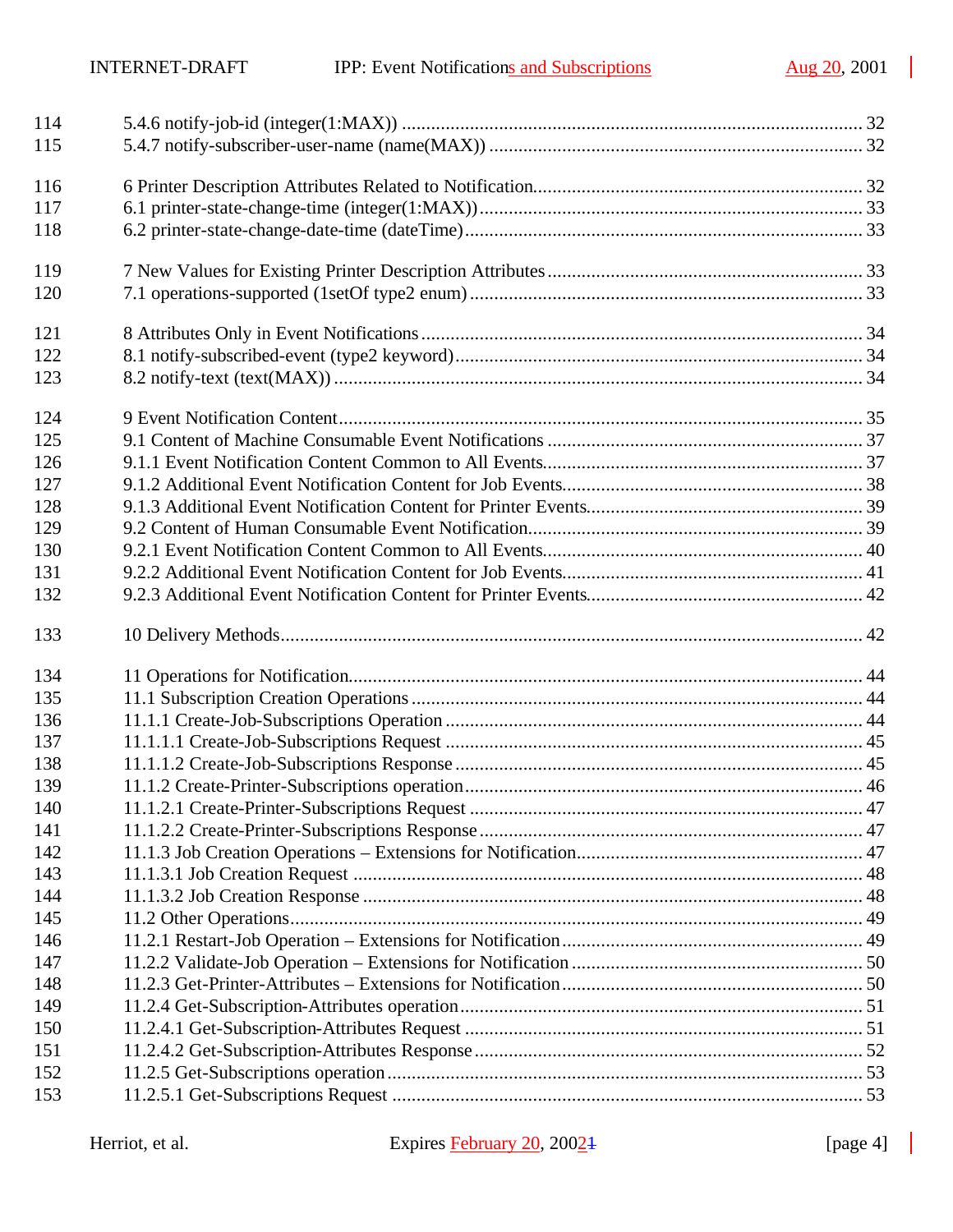114 5.4.6 notify-job-id (integer(1:MAX)) ............................................................................................. 32
115 5.4.7 notify-subscriber-user-name (name(MAX)) ............................................................................ 32

116 6 Printer Description Attributes Related to Notification................................................................... 32
117 6.1 printer-state-change-time (integer(1:MAX))............................................................................. 33
118 6.2 printer-state-change-date-time (dateTime)................................................................................ 33

119 7 New Values for Existing Printer Description Attributes ................................................................ 33
120 7.1 operations-supported (1setOf type2 enum) ............................................................................... 33

121 8 Attributes Only in Event Notifications ........................................................................................ 34
122 8.1 notify-subscribed-event (type2 keyword)................................................................................. 34
123 8.2 notify-text (text(MAX)) .......................................................................................................... 34

124 9 Event Notification Content.......................................................................................................... 35
125 9.1 Content of Machine Consumable Event Notifications ................................................................ 37
126 9.1.1 Event Notification Content Common to All Events................................................................ 37
127 9.1.2 Additional Event Notification Content for Job Events............................................................ 38
128 9.1.3 Additional Event Notification Content for Printer Events....................................................... 39
129 9.2 Content of Human Consumable Event Notification................................................................... 39
130 9.2.1 Event Notification Content Common to All Events................................................................ 40
131 9.2.2 Additional Event Notification Content for Job Events............................................................ 41
132 9.2.3 Additional Event Notification Content for Printer Events....................................................... 42

133 10 Delivery Methods...................................................................................................................... 42

134 11 Operations for Notification........................................................................................................ 44
135 11.1 Subscription Creation Operations ........................................................................................... 44
136 11.1.1 Create-Job-Subscriptions Operation .................................................................................... 44
137 11.1.1.1 Create-Job-Subscriptions Request ..................................................................................... 45
138 11.1.1.2 Create-Job-Subscriptions Response ................................................................................... 45
139 11.1.2 Create-Printer-Subscriptions operation................................................................................. 46
140 11.1.2.1 Create-Printer-Subscriptions Request ................................................................................ 47
141 11.1.2.2 Create-Printer-Subscriptions Response .............................................................................. 47
142 11.1.3 Job Creation Operations – Extensions for Notification.......................................................... 47
143 11.1.3.1 Job Creation Request ....................................................................................................... 48
144 11.1.3.2 Job Creation Response ..................................................................................................... 48
145 11.2 Other Operations................................................................................................................... 49
146 11.2.1 Restart-Job Operation – Extensions for Notification ............................................................. 49
147 11.2.2 Validate-Job Operation – Extensions for Notification ............................................................ 50
148 11.2.3 Get-Printer-Attributes – Extensions for Notification ............................................................. 50
149 11.2.4 Get-Subscription-Attributes operation.................................................................................. 51
150 11.2.4.1 Get-Subscription-Attributes Request ................................................................................. 51
151 11.2.4.2 Get-Subscription-Attributes Response ............................................................................... 52
152 11.2.5 Get-Subscriptions operation ................................................................................................ 53
153 11.2.5.1 Get-Subscriptions Request ................................................................................................ 53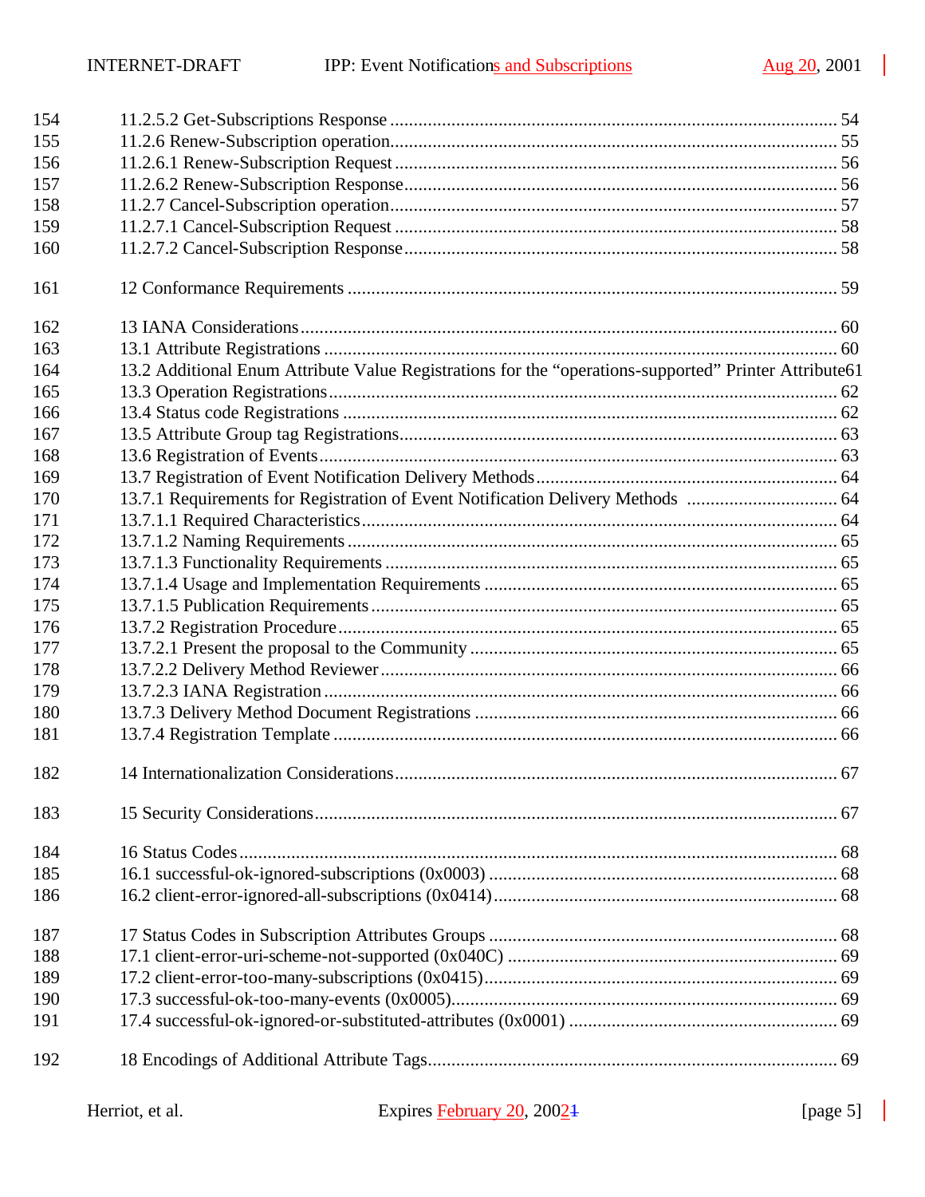154 11.2.5.2 Get-Subscriptions Response ........................................................................................ 54
155 11.2.6 Renew-Subscription operation......................................................................................... 55
156 11.2.6.1 Renew-Subscription Request ........................................................................................ 56
157 11.2.6.2 Renew-Subscription Response....................................................................................... 56
158 11.2.7 Cancel-Subscription operation......................................................................................... 57
159 11.2.7.1 Cancel-Subscription Request ........................................................................................ 58
160 11.2.7.2 Cancel-Subscription Response...................................................................................... 58

161 12 Conformance Requirements ................................................................................................. 59

162 13 IANA Considerations.......................................................................................................... 60
163 13.1 Attribute Registrations ..................................................................................................... 60
164 13.2 Additional Enum Attribute Value Registrations for the "operations-supported" Printer Attribute61
165 13.3 Operation Registrations.................................................................................................... 62
166 13.4 Status code Registrations ................................................................................................. 62
167 13.5 Attribute Group tag Registrations...................................................................................... 63
168 13.6 Registration of Events...................................................................................................... 63
169 13.7 Registration of Event Notification Delivery Methods.......................................................... 64
170 13.7.1 Requirements for Registration of Event Notification Delivery Methods ............................... 64
171 13.7.1.1 Required Characteristics............................................................................................... 64
172 13.7.1.2 Naming Requirements .................................................................................................. 65
173 13.7.1.3 Functionality Requirements .......................................................................................... 65
174 13.7.1.4 Usage and Implementation Requirements ...................................................................... 65
175 13.7.1.5 Publication Requirements............................................................................................. 65
176 13.7.2 Registration Procedure.................................................................................................... 65
177 13.7.2.1 Present the proposal to the Community ......................................................................... 65
178 13.7.2.2 Delivery Method Reviewer............................................................................................ 66
179 13.7.2.3 IANA Registration ....................................................................................................... 66
180 13.7.3 Delivery Method Document Registrations ........................................................................ 66
181 13.7.4 Registration Template ..................................................................................................... 66

182 14 Internationalization Considerations....................................................................................... 67

183 15 Security Considerations........................................................................................................ 67

184 16 Status Codes....................................................................................................................... 68
185 16.1 successful-ok-ignored-subscriptions (0x0003) ..................................................................... 68
186 16.2 client-error-ignored-all-subscriptions (0x0414).................................................................... 68

187 17 Status Codes in Subscription Attributes Groups ..................................................................... 68
188 17.1 client-error-uri-scheme-not-supported (0x040C) ................................................................. 69
189 17.2 client-error-too-many-subscriptions (0x0415)...................................................................... 69
190 17.3 successful-ok-too-many-events (0x0005)............................................................................. 69
191 17.4 successful-ok-ignored-or-substituted-attributes (0x0001) ..................................................... 69

192 18 Encodings of Additional Attribute Tags................................................................................. 69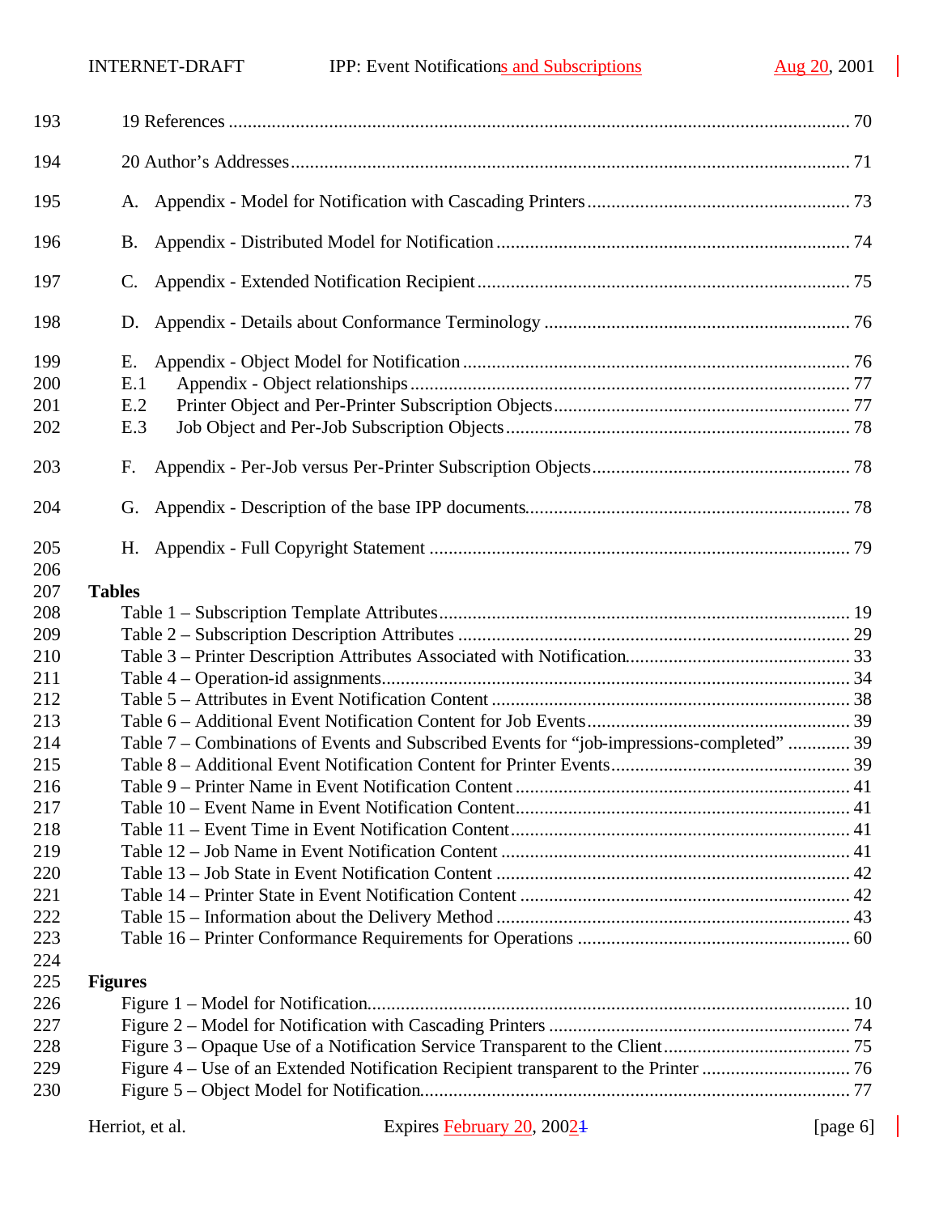19 References ........................................................................................................................ 70

20 Author's Addresses............................................................................................................ 71

A. Appendix - Model for Notification with Cascading Printers...................................................... 73

B. Appendix - Distributed Model for Notification ......................................................................... 74

C. Appendix - Extended Notification Recipient............................................................................ 75

D. Appendix - Details about Conformance Terminology ............................................................... 76

E. Appendix - Object Model for Notification ................................................................................ 76
E.1 Appendix - Object relationships........................................................................................... 77
E.2 Printer Object and Per-Printer Subscription Objects.............................................................. 77
E.3 Job Object and Per-Job Subscription Objects....................................................................... 78

F. Appendix - Per-Job versus Per-Printer Subscription Objects..................................................... 78

G. Appendix - Description of the base IPP documents.................................................................. 78

H. Appendix - Full Copyright Statement ....................................................................................... 79

**Tables**

Table 1 – Subscription Template Attributes..................................................................................... 19
Table 2 – Subscription Description Attributes ................................................................................. 29
Table 3 – Printer Description Attributes Associated with Notification............................................... 33
Table 4 – Operation-id assignments................................................................................................ 34
Table 5 – Attributes in Event Notification Content .......................................................................... 38
Table 6 – Additional Event Notification Content for Job Events....................................................... 39
Table 7 – Combinations of Events and Subscribed Events for "job-impressions-completed" ............. 39
Table 8 – Additional Event Notification Content for Printer Events.................................................. 39
Table 9 – Printer Name in Event Notification Content ..................................................................... 41
Table 10 – Event Name in Event Notification Content..................................................................... 41
Table 11 – Event Time in Event Notification Content...................................................................... 41
Table 12 – Job Name in Event Notification Content ........................................................................ 41
Table 13 – Job State in Event Notification Content ......................................................................... 42
Table 14 – Printer State in Event Notification Content ..................................................................... 42
Table 15 – Information about the Delivery Method ......................................................................... 43
Table 16 – Printer Conformance Requirements for Operations ......................................................... 60

**Figures**

Figure 1 – Model for Notification..................................................................................................... 10
Figure 2 – Model for Notification with Cascading Printers ............................................................... 74
Figure 3 – Opaque Use of a Notification Service Transparent to the Client....................................... 75
Figure 4 – Use of an Extended Notification Recipient transparent to the Printer ............................... 76
Figure 5 – Object Model for Notification.......................................................................................... 77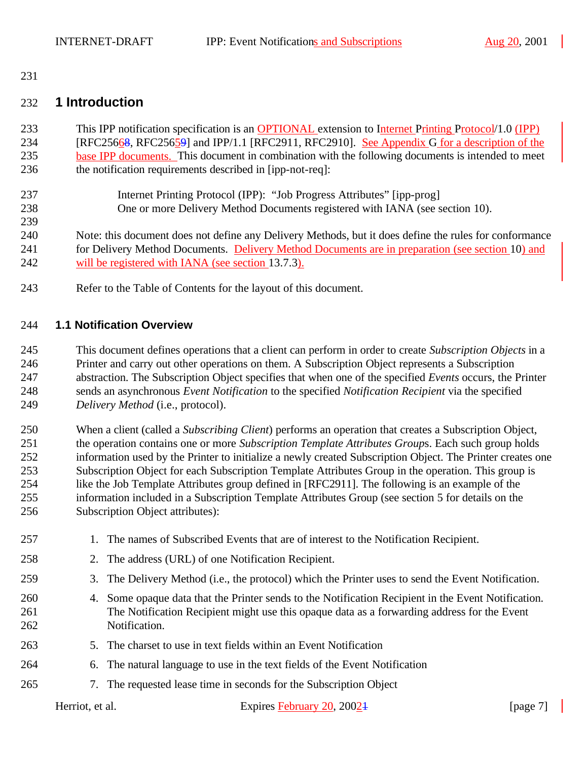# 1 Introduction

This IPP notification specification is an OPTIONAL extension to Internet Printing Protocol/1.0 (IPP) [RFC2566, RFC2565] and IPP/1.1 [RFC2911, RFC2910]. See Appendix G for a description of the base IPP documents. This document in combination with the following documents is intended to meet the notification requirements described in [ipp-not-req]:

> Internet Printing Protocol (IPP): "Job Progress Attributes" [ipp-prog]
> One or more Delivery Method Documents registered with IANA (see section 10).

Note: this document does not define any Delivery Methods, but it does define the rules for conformance for Delivery Method Documents. Delivery Method Documents are in preparation (see section 10) and will be registered with IANA (see section 13.7.3).

Refer to the Table of Contents for the layout of this document.

## 1.1 Notification Overview

This document defines operations that a client can perform in order to create *Subscription Objects* in a Printer and carry out other operations on them. A Subscription Object represents a Subscription abstraction. The Subscription Object specifies that when one of the specified *Events* occurs, the Printer sends an asynchronous *Event Notification* to the specified *Notification Recipient* via the specified *Delivery Method* (i.e., protocol).

When a client (called a *Subscribing Client*) performs an operation that creates a Subscription Object, the operation contains one or more *Subscription Template Attributes Groups*. Each such group holds information used by the Printer to initialize a newly created Subscription Object. The Printer creates one Subscription Object for each Subscription Template Attributes Group in the operation. This group is like the Job Template Attributes group defined in [RFC2911]. The following is an example of the information included in a Subscription Template Attributes Group (see section 5 for details on the Subscription Object attributes):

1. The names of Subscribed Events that are of interest to the Notification Recipient.
2. The address (URL) of one Notification Recipient.
3. The Delivery Method (i.e., the protocol) which the Printer uses to send the Event Notification.
4. Some opaque data that the Printer sends to the Notification Recipient in the Event Notification. The Notification Recipient might use this opaque data as a forwarding address for the Event Notification.
5. The charset to use in text fields within an Event Notification
6. The natural language to use in the text fields of the Event Notification
7. The requested lease time in seconds for the Subscription Object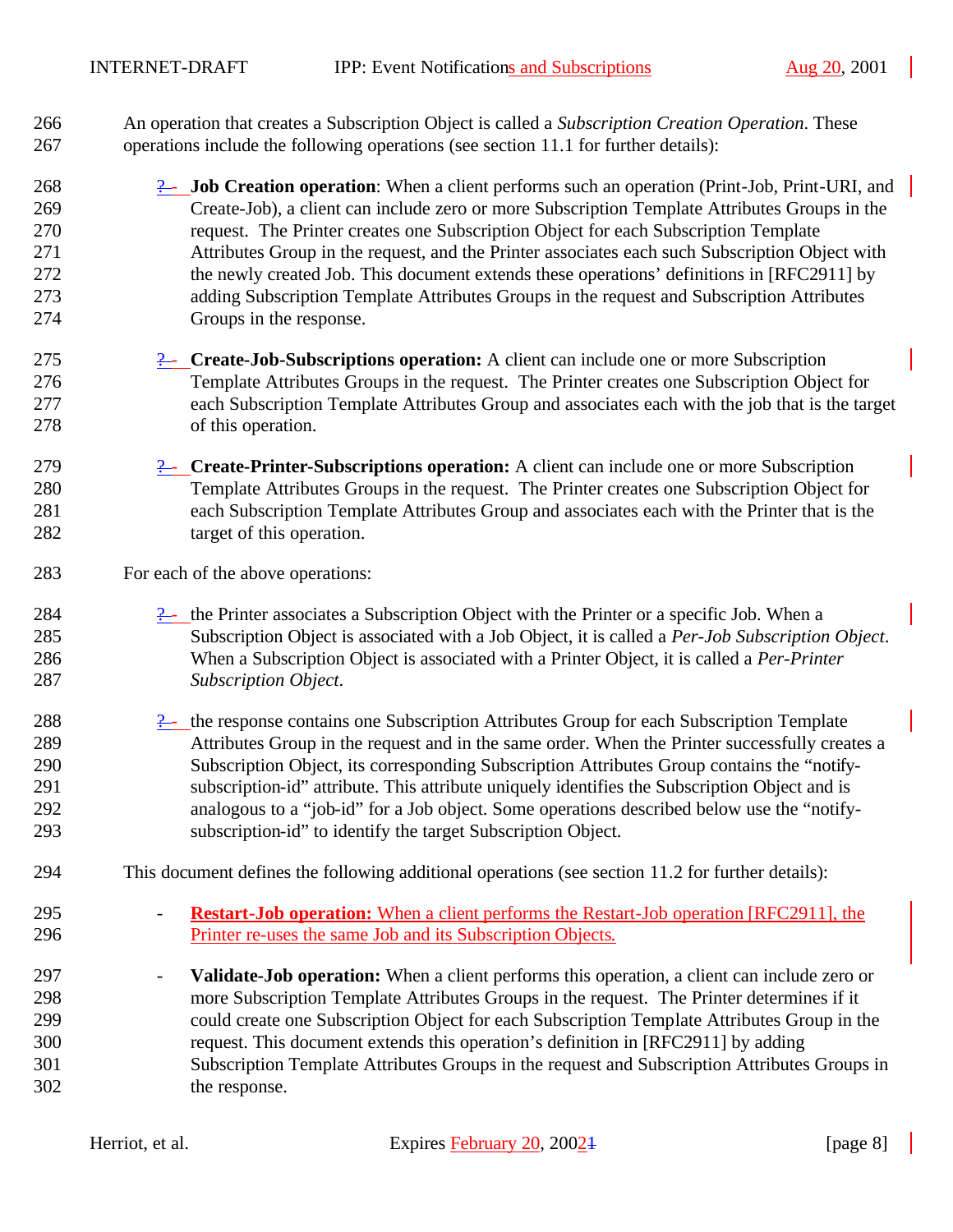An operation that creates a Subscription Object is called a *Subscription Creation Operation*. These operations include the following operations (see section 11.1 for further details):

- **Job Creation operation**: When a client performs such an operation (Print-Job, Print-URI, and Create-Job), a client can include zero or more Subscription Template Attributes Groups in the request. The Printer creates one Subscription Object for each Subscription Template Attributes Group in the request, and the Printer associates each such Subscription Object with the newly created Job. This document extends these operations' definitions in [RFC2911] by adding Subscription Template Attributes Groups in the request and Subscription Attributes Groups in the response.

- **Create-Job-Subscriptions operation:** A client can include one or more Subscription Template Attributes Groups in the request. The Printer creates one Subscription Object for each Subscription Template Attributes Group and associates each with the job that is the target of this operation.

- **Create-Printer-Subscriptions operation:** A client can include one or more Subscription Template Attributes Groups in the request. The Printer creates one Subscription Object for each Subscription Template Attributes Group and associates each with the Printer that is the target of this operation.

For each of the above operations:

- the Printer associates a Subscription Object with the Printer or a specific Job. When a Subscription Object is associated with a Job Object, it is called a *Per-Job Subscription Object*. When a Subscription Object is associated with a Printer Object, it is called a *Per-Printer Subscription Object*.

- the response contains one Subscription Attributes Group for each Subscription Template Attributes Group in the request and in the same order. When the Printer successfully creates a Subscription Object, its corresponding Subscription Attributes Group contains the "notify-subscription-id" attribute. This attribute uniquely identifies the Subscription Object and is analogous to a "job-id" for a Job object. Some operations described below use the "notify-subscription-id" to identify the target Subscription Object.

This document defines the following additional operations (see section 11.2 for further details):

- **Restart-Job operation:** When a client performs the Restart-Job operation [RFC2911], the Printer re-uses the same Job and its Subscription Objects.

- **Validate-Job operation:** When a client performs this operation, a client can include zero or more Subscription Template Attributes Groups in the request. The Printer determines if it could create one Subscription Object for each Subscription Template Attributes Group in the request. This document extends this operation's definition in [RFC2911] by adding Subscription Template Attributes Groups in the request and Subscription Attributes Groups in the response.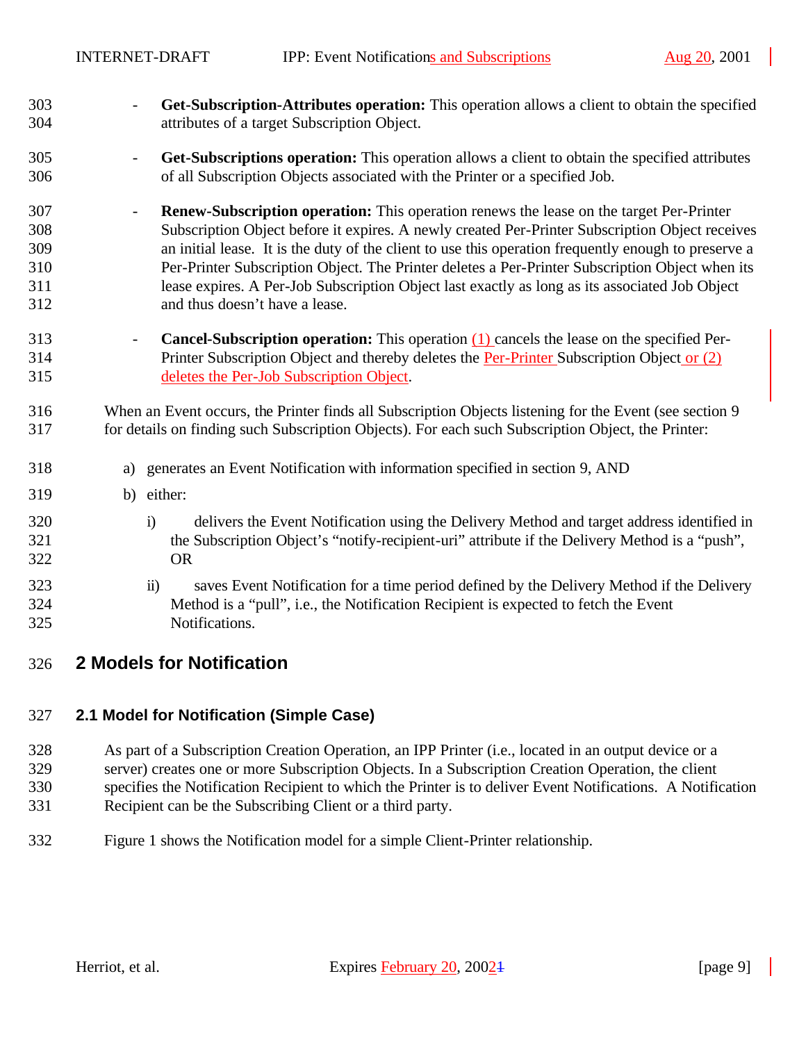- **Get-Subscription-Attributes operation:** This operation allows a client to obtain the specified attributes of a target Subscription Object.

- **Get-Subscriptions operation:** This operation allows a client to obtain the specified attributes of all Subscription Objects associated with the Printer or a specified Job.

- **Renew-Subscription operation:** This operation renews the lease on the target Per-Printer Subscription Object before it expires. A newly created Per-Printer Subscription Object receives an initial lease. It is the duty of the client to use this operation frequently enough to preserve a Per-Printer Subscription Object. The Printer deletes a Per-Printer Subscription Object when its lease expires. A Per-Job Subscription Object last exactly as long as its associated Job Object and thus doesn't have a lease.

- **Cancel-Subscription operation:** This operation (1) cancels the lease on the specified Per-Printer Subscription Object and thereby deletes the Per-Printer Subscription Object or (2) deletes the Per-Job Subscription Object.

When an Event occurs, the Printer finds all Subscription Objects listening for the Event (see section 9 for details on finding such Subscription Objects). For each such Subscription Object, the Printer:

a) generates an Event Notification with information specified in section 9, AND

b) either:

   i) delivers the Event Notification using the Delivery Method and target address identified in the Subscription Object's "notify-recipient-uri" attribute if the Delivery Method is a "push", OR

   ii) saves Event Notification for a time period defined by the Delivery Method if the Delivery Method is a "pull", i.e., the Notification Recipient is expected to fetch the Event Notifications.

# 2 Models for Notification

## 2.1 Model for Notification (Simple Case)

As part of a Subscription Creation Operation, an IPP Printer (i.e., located in an output device or a server) creates one or more Subscription Objects. In a Subscription Creation Operation, the client specifies the Notification Recipient to which the Printer is to deliver Event Notifications. A Notification Recipient can be the Subscribing Client or a third party.

Figure 1 shows the Notification model for a simple Client-Printer relationship.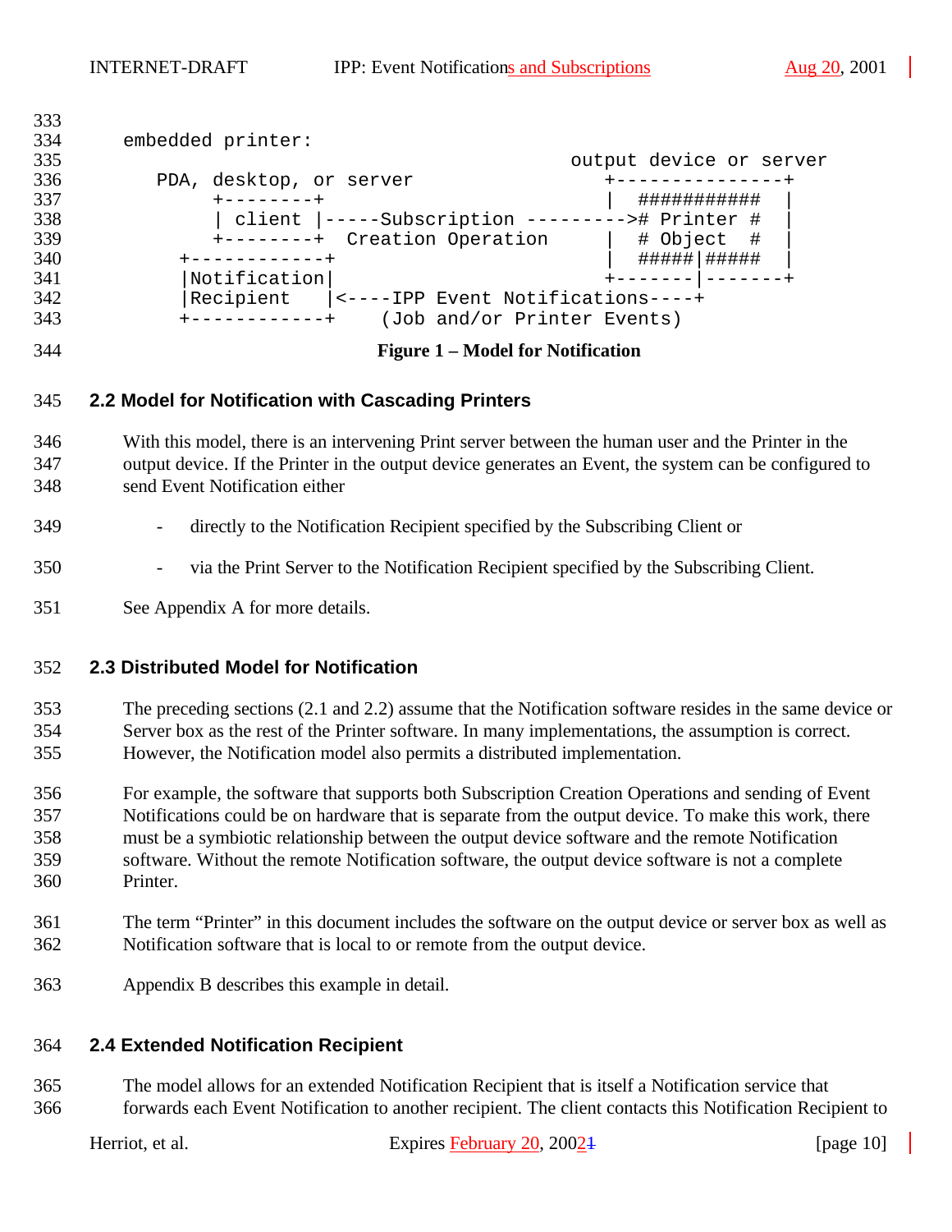```
embedded printer:
                                         output device or server
   PDA, desktop, or server                  +---------------+
        +--------+                          |  ###########  |
        | client |-----Subscription --------->#  Printer #  |
        +--------+  Creation Operation      |  # Object  #  |
      +------------+                        |  #####|#####  |
      |Notification|                        +-------|-------+
      |Recipient   |<----IPP Event Notifications----+
      +------------+    (Job and/or Printer Events)
```

**Figure 1 – Model for Notification**

## 2.2 Model for Notification with Cascading Printers

With this model, there is an intervening Print server between the human user and the Printer in the output device. If the Printer in the output device generates an Event, the system can be configured to send Event Notification either

- directly to the Notification Recipient specified by the Subscribing Client or

- via the Print Server to the Notification Recipient specified by the Subscribing Client.

See Appendix A for more details.

## 2.3 Distributed Model for Notification

The preceding sections (2.1 and 2.2) assume that the Notification software resides in the same device or Server box as the rest of the Printer software. In many implementations, the assumption is correct. However, the Notification model also permits a distributed implementation.

For example, the software that supports both Subscription Creation Operations and sending of Event Notifications could be on hardware that is separate from the output device. To make this work, there must be a symbiotic relationship between the output device software and the remote Notification software. Without the remote Notification software, the output device software is not a complete Printer.

The term "Printer" in this document includes the software on the output device or server box as well as Notification software that is local to or remote from the output device.

Appendix B describes this example in detail.

## 2.4 Extended Notification Recipient

The model allows for an extended Notification Recipient that is itself a Notification service that forwards each Event Notification to another recipient. The client contacts this Notification Recipient to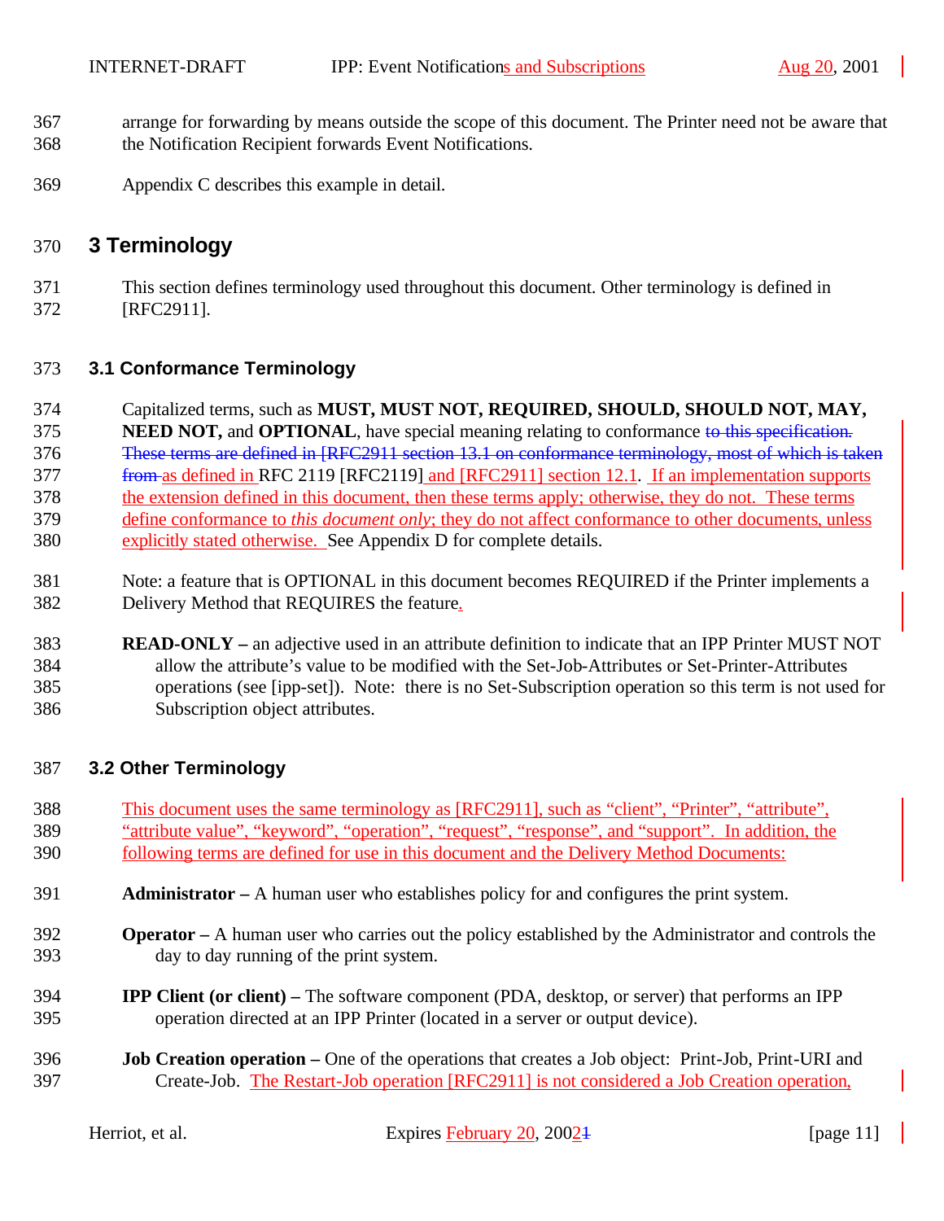arrange for forwarding by means outside the scope of this document. The Printer need not be aware that the Notification Recipient forwards Event Notifications.

Appendix C describes this example in detail.

# 3 Terminology

This section defines terminology used throughout this document. Other terminology is defined in [RFC2911].

## 3.1 Conformance Terminology

Capitalized terms, such as **MUST, MUST NOT, REQUIRED, SHOULD, SHOULD NOT, MAY, NEED NOT,** and **OPTIONAL**, have special meaning relating to conformance ~~to this specification. These terms are defined in [RFC2911 section 13.1 on conformance terminology, most of which is taken from~~ as defined in RFC 2119 [RFC2119] and [RFC2911] section 12.1. If an implementation supports the extension defined in this document, then these terms apply; otherwise, they do not. These terms define conformance to *this document only*; they do not affect conformance to other documents, unless explicitly stated otherwise. See Appendix D for complete details.

Note: a feature that is OPTIONAL in this document becomes REQUIRED if the Printer implements a Delivery Method that REQUIRES the feature.

**READ-ONLY –** an adjective used in an attribute definition to indicate that an IPP Printer MUST NOT allow the attribute's value to be modified with the Set-Job-Attributes or Set-Printer-Attributes operations (see [ipp-set]). Note: there is no Set-Subscription operation so this term is not used for Subscription object attributes.

## 3.2 Other Terminology

This document uses the same terminology as [RFC2911], such as "client", "Printer", "attribute", "attribute value", "keyword", "operation", "request", "response", and "support". In addition, the following terms are defined for use in this document and the Delivery Method Documents:

**Administrator –** A human user who establishes policy for and configures the print system.

**Operator –** A human user who carries out the policy established by the Administrator and controls the day to day running of the print system.

**IPP Client (or client) –** The software component (PDA, desktop, or server) that performs an IPP operation directed at an IPP Printer (located in a server or output device).

**Job Creation operation –** One of the operations that creates a Job object: Print-Job, Print-URI and Create-Job. The Restart-Job operation [RFC2911] is not considered a Job Creation operation,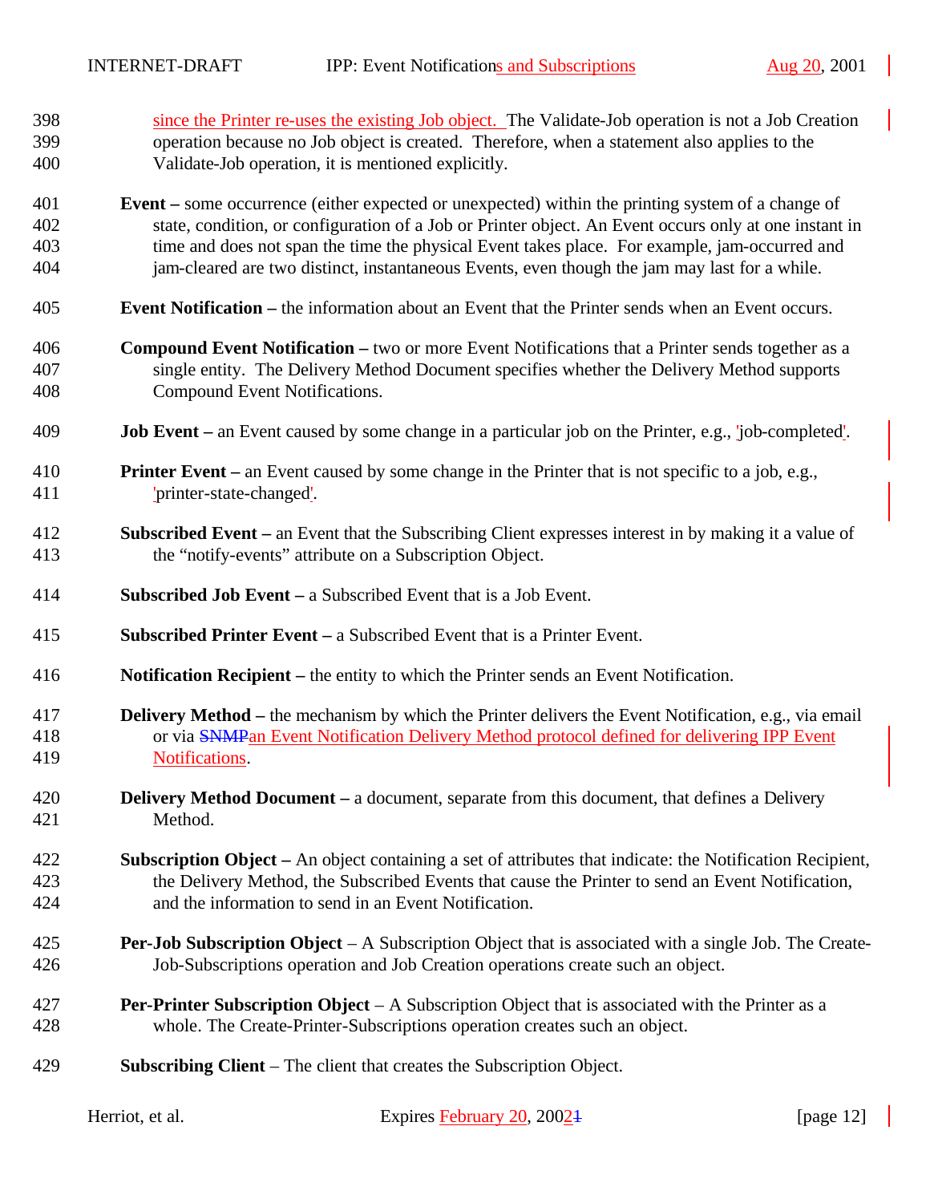since the Printer re-uses the existing Job object.  The Validate-Job operation is not a Job Creation operation because no Job object is created.  Therefore, when a statement also applies to the Validate-Job operation, it is mentioned explicitly.

**Event –** some occurrence (either expected or unexpected) within the printing system of a change of state, condition, or configuration of a Job or Printer object. An Event occurs only at one instant in time and does not span the time the physical Event takes place.  For example, jam-occurred and jam-cleared are two distinct, instantaneous Events, even though the jam may last for a while.

**Event Notification –** the information about an Event that the Printer sends when an Event occurs.

**Compound Event Notification –** two or more Event Notifications that a Printer sends together as a single entity.  The Delivery Method Document specifies whether the Delivery Method supports Compound Event Notifications.

**Job Event –** an Event caused by some change in a particular job on the Printer, e.g., 'job-completed'.

**Printer Event –** an Event caused by some change in the Printer that is not specific to a job, e.g., 'printer-state-changed'.

**Subscribed Event –** an Event that the Subscribing Client expresses interest in by making it a value of the "notify-events" attribute on a Subscription Object.

**Subscribed Job Event –** a Subscribed Event that is a Job Event.

**Subscribed Printer Event –** a Subscribed Event that is a Printer Event.

**Notification Recipient –** the entity to which the Printer sends an Event Notification.

**Delivery Method –** the mechanism by which the Printer delivers the Event Notification, e.g., via email or via ~~SNMP~~an Event Notification Delivery Method protocol defined for delivering IPP Event Notifications.

**Delivery Method Document –** a document, separate from this document, that defines a Delivery Method.

**Subscription Object –** An object containing a set of attributes that indicate: the Notification Recipient, the Delivery Method, the Subscribed Events that cause the Printer to send an Event Notification, and the information to send in an Event Notification.

**Per-Job Subscription Object** – A Subscription Object that is associated with a single Job. The Create-Job-Subscriptions operation and Job Creation operations create such an object.

**Per-Printer Subscription Object** – A Subscription Object that is associated with the Printer as a whole. The Create-Printer-Subscriptions operation creates such an object.

**Subscribing Client** – The client that creates the Subscription Object.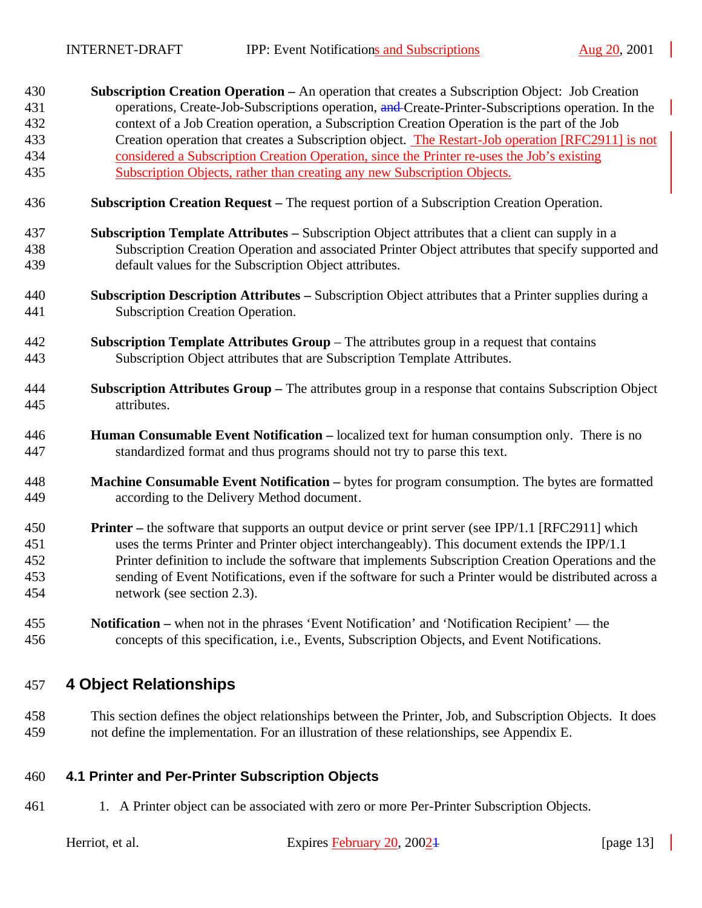**Subscription Creation Operation –** An operation that creates a Subscription Object: Job Creation operations, Create-Job-Subscriptions operation, ~~and~~ Create-Printer-Subscriptions operation. In the context of a Job Creation operation, a Subscription Creation Operation is the part of the Job Creation operation that creates a Subscription object. The Restart-Job operation [RFC2911] is not considered a Subscription Creation Operation, since the Printer re-uses the Job's existing Subscription Objects, rather than creating any new Subscription Objects.

**Subscription Creation Request –** The request portion of a Subscription Creation Operation.

**Subscription Template Attributes –** Subscription Object attributes that a client can supply in a Subscription Creation Operation and associated Printer Object attributes that specify supported and default values for the Subscription Object attributes.

**Subscription Description Attributes –** Subscription Object attributes that a Printer supplies during a Subscription Creation Operation.

**Subscription Template Attributes Group** – The attributes group in a request that contains Subscription Object attributes that are Subscription Template Attributes.

**Subscription Attributes Group –** The attributes group in a response that contains Subscription Object attributes.

**Human Consumable Event Notification –** localized text for human consumption only. There is no standardized format and thus programs should not try to parse this text.

**Machine Consumable Event Notification –** bytes for program consumption. The bytes are formatted according to the Delivery Method document.

**Printer –** the software that supports an output device or print server (see IPP/1.1 [RFC2911] which uses the terms Printer and Printer object interchangeably). This document extends the IPP/1.1 Printer definition to include the software that implements Subscription Creation Operations and the sending of Event Notifications, even if the software for such a Printer would be distributed across a network (see section 2.3).

**Notification –** when not in the phrases 'Event Notification' and 'Notification Recipient' — the concepts of this specification, i.e., Events, Subscription Objects, and Event Notifications.

# 4 Object Relationships

This section defines the object relationships between the Printer, Job, and Subscription Objects. It does not define the implementation. For an illustration of these relationships, see Appendix E.

## 4.1 Printer and Per-Printer Subscription Objects

1. A Printer object can be associated with zero or more Per-Printer Subscription Objects.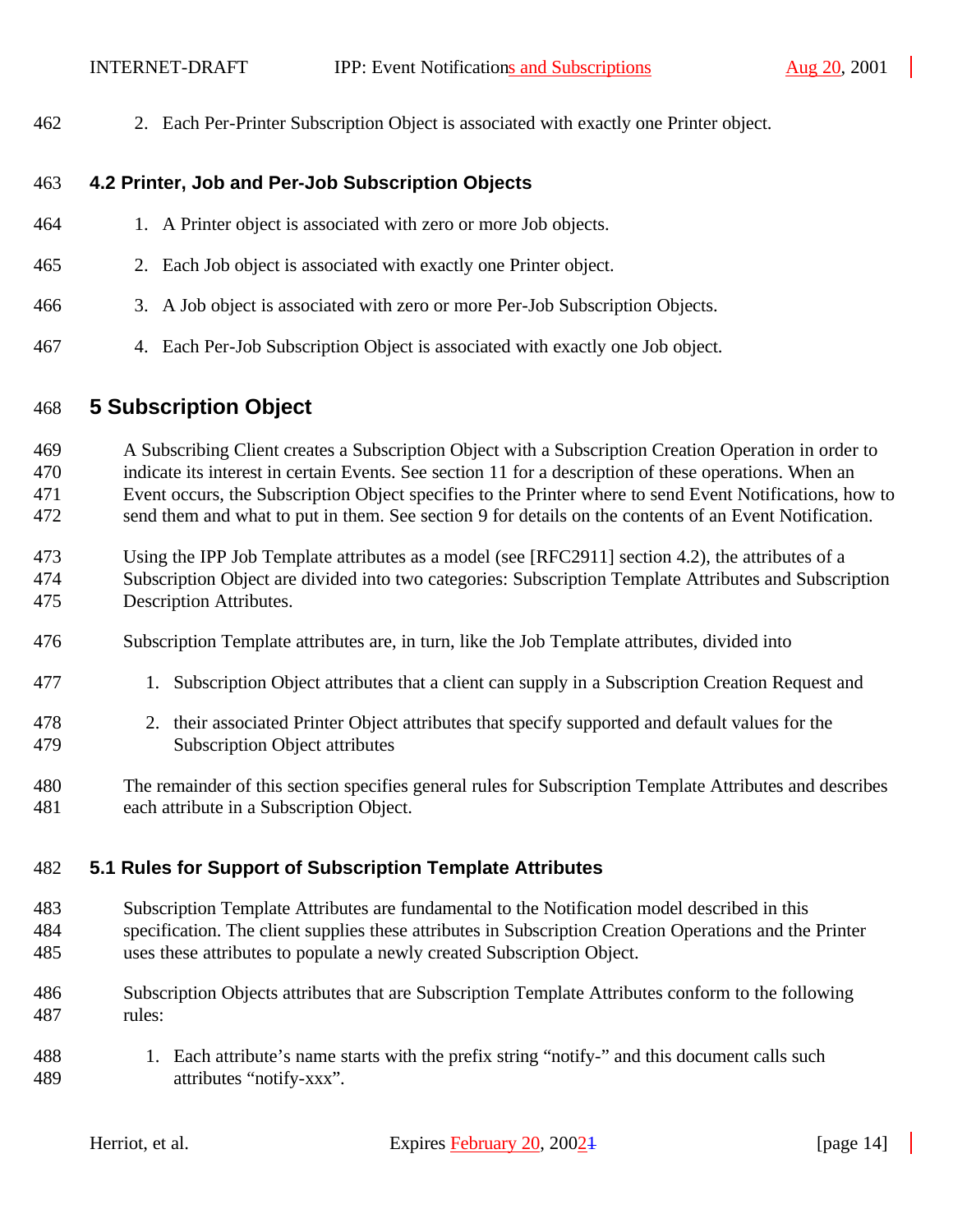2. Each Per-Printer Subscription Object is associated with exactly one Printer object.

### 4.2 Printer, Job and Per-Job Subscription Objects

1. A Printer object is associated with zero or more Job objects.
2. Each Job object is associated with exactly one Printer object.
3. A Job object is associated with zero or more Per-Job Subscription Objects.
4. Each Per-Job Subscription Object is associated with exactly one Job object.

## 5 Subscription Object

A Subscribing Client creates a Subscription Object with a Subscription Creation Operation in order to indicate its interest in certain Events. See section 11 for a description of these operations. When an Event occurs, the Subscription Object specifies to the Printer where to send Event Notifications, how to send them and what to put in them. See section 9 for details on the contents of an Event Notification.

Using the IPP Job Template attributes as a model (see [RFC2911] section 4.2), the attributes of a Subscription Object are divided into two categories: Subscription Template Attributes and Subscription Description Attributes.

Subscription Template attributes are, in turn, like the Job Template attributes, divided into

1. Subscription Object attributes that a client can supply in a Subscription Creation Request and
2. their associated Printer Object attributes that specify supported and default values for the Subscription Object attributes

The remainder of this section specifies general rules for Subscription Template Attributes and describes each attribute in a Subscription Object.

### 5.1 Rules for Support of Subscription Template Attributes

Subscription Template Attributes are fundamental to the Notification model described in this specification. The client supplies these attributes in Subscription Creation Operations and the Printer uses these attributes to populate a newly created Subscription Object.

Subscription Objects attributes that are Subscription Template Attributes conform to the following rules:

1. Each attribute's name starts with the prefix string "notify-" and this document calls such attributes "notify-xxx".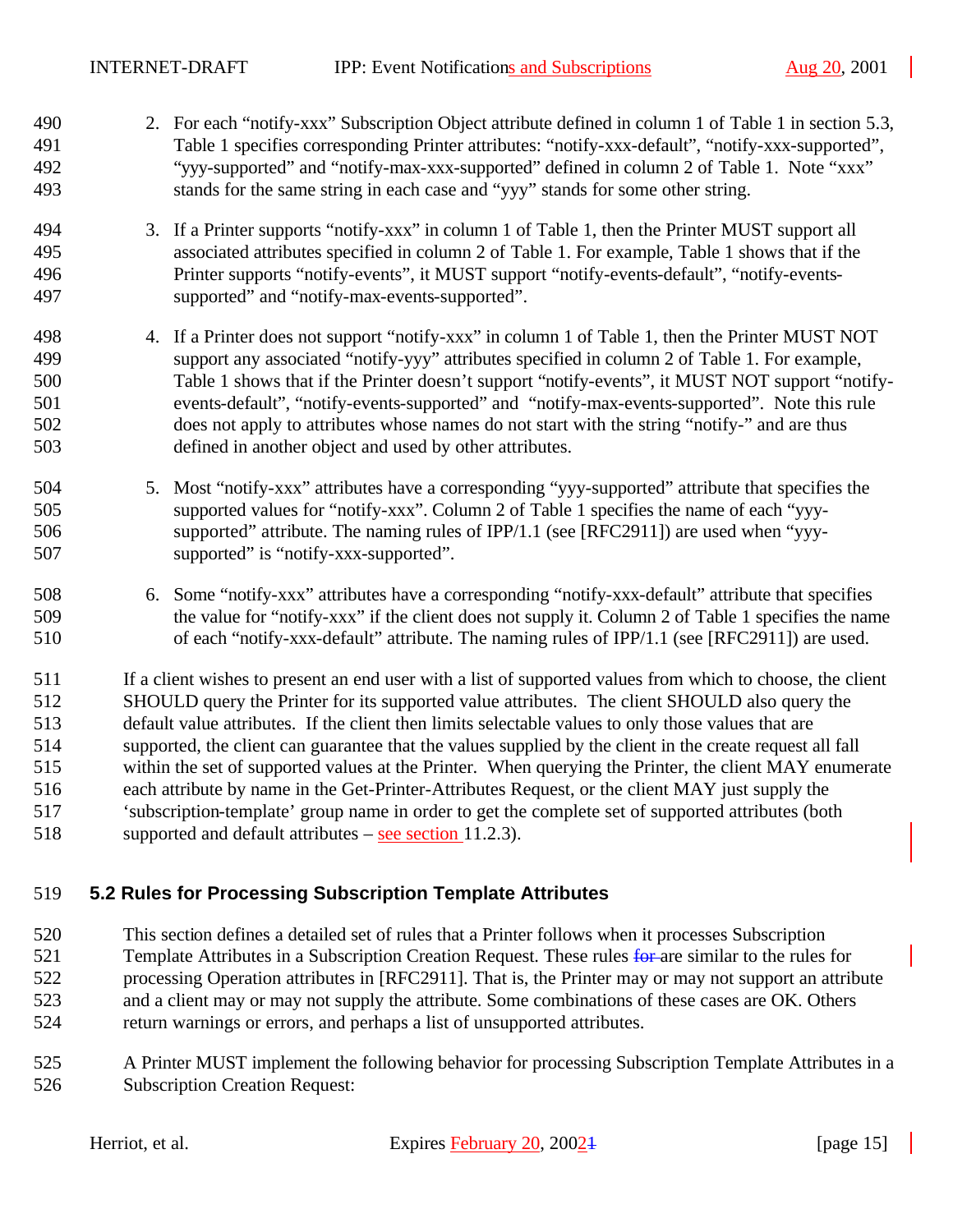2. For each "notify-xxx" Subscription Object attribute defined in column 1 of Table 1 in section 5.3, Table 1 specifies corresponding Printer attributes: "notify-xxx-default", "notify-xxx-supported", "yyy-supported" and "notify-max-xxx-supported" defined in column 2 of Table 1. Note "xxx" stands for the same string in each case and "yyy" stands for some other string.

3. If a Printer supports "notify-xxx" in column 1 of Table 1, then the Printer MUST support all associated attributes specified in column 2 of Table 1. For example, Table 1 shows that if the Printer supports "notify-events", it MUST support "notify-events-default", "notify-events-supported" and "notify-max-events-supported".

4. If a Printer does not support "notify-xxx" in column 1 of Table 1, then the Printer MUST NOT support any associated "notify-yyy" attributes specified in column 2 of Table 1. For example, Table 1 shows that if the Printer doesn't support "notify-events", it MUST NOT support "notify-events-default", "notify-events-supported" and "notify-max-events-supported". Note this rule does not apply to attributes whose names do not start with the string "notify-" and are thus defined in another object and used by other attributes.

5. Most "notify-xxx" attributes have a corresponding "yyy-supported" attribute that specifies the supported values for "notify-xxx". Column 2 of Table 1 specifies the name of each "yyy-supported" attribute. The naming rules of IPP/1.1 (see [RFC2911]) are used when "yyy-supported" is "notify-xxx-supported".

6. Some "notify-xxx" attributes have a corresponding "notify-xxx-default" attribute that specifies the value for "notify-xxx" if the client does not supply it. Column 2 of Table 1 specifies the name of each "notify-xxx-default" attribute. The naming rules of IPP/1.1 (see [RFC2911]) are used.

If a client wishes to present an end user with a list of supported values from which to choose, the client SHOULD query the Printer for its supported value attributes. The client SHOULD also query the default value attributes. If the client then limits selectable values to only those values that are supported, the client can guarantee that the values supplied by the client in the create request all fall within the set of supported values at the Printer. When querying the Printer, the client MAY enumerate each attribute by name in the Get-Printer-Attributes Request, or the client MAY just supply the 'subscription-template' group name in order to get the complete set of supported attributes (both supported and default attributes – see section 11.2.3).

## 5.2 Rules for Processing Subscription Template Attributes

This section defines a detailed set of rules that a Printer follows when it processes Subscription Template Attributes in a Subscription Creation Request. These rules ~~for~~ are similar to the rules for processing Operation attributes in [RFC2911]. That is, the Printer may or may not support an attribute and a client may or may not supply the attribute. Some combinations of these cases are OK. Others return warnings or errors, and perhaps a list of unsupported attributes.

A Printer MUST implement the following behavior for processing Subscription Template Attributes in a Subscription Creation Request: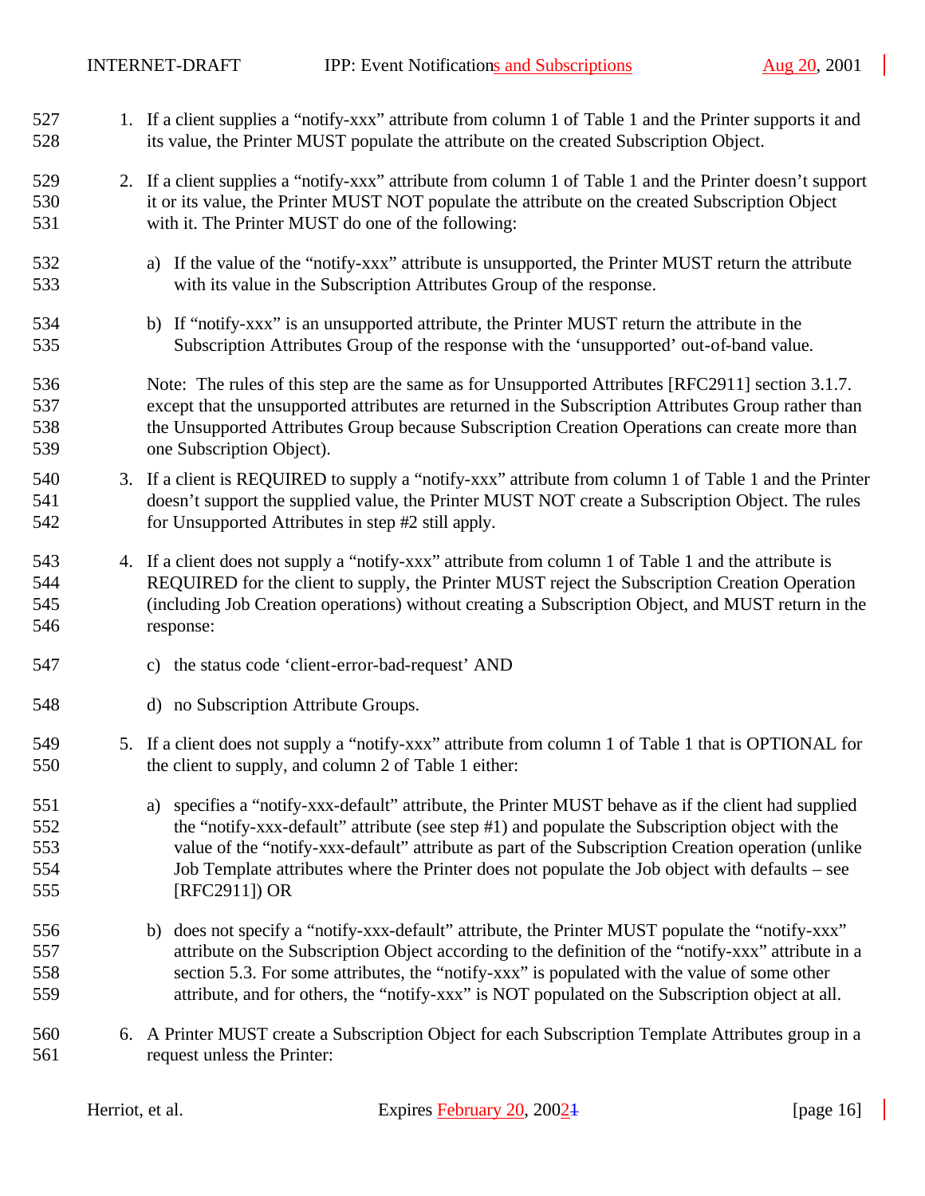1. If a client supplies a “notify-xxx” attribute from column 1 of Table 1 and the Printer supports it and its value, the Printer MUST populate the attribute on the created Subscription Object.

2. If a client supplies a “notify-xxx” attribute from column 1 of Table 1 and the Printer doesn’t support it or its value, the Printer MUST NOT populate the attribute on the created Subscription Object with it. The Printer MUST do one of the following:

   a) If the value of the “notify-xxx” attribute is unsupported, the Printer MUST return the attribute with its value in the Subscription Attributes Group of the response.

   b) If “notify-xxx” is an unsupported attribute, the Printer MUST return the attribute in the Subscription Attributes Group of the response with the ‘unsupported’ out-of-band value.

   Note: The rules of this step are the same as for Unsupported Attributes [RFC2911] section 3.1.7. except that the unsupported attributes are returned in the Subscription Attributes Group rather than the Unsupported Attributes Group because Subscription Creation Operations can create more than one Subscription Object).

3. If a client is REQUIRED to supply a “notify-xxx” attribute from column 1 of Table 1 and the Printer doesn’t support the supplied value, the Printer MUST NOT create a Subscription Object. The rules for Unsupported Attributes in step #2 still apply.

4. If a client does not supply a “notify-xxx” attribute from column 1 of Table 1 and the attribute is REQUIRED for the client to supply, the Printer MUST reject the Subscription Creation Operation (including Job Creation operations) without creating a Subscription Object, and MUST return in the response:

   c) the status code ‘client-error-bad-request’ AND

   d) no Subscription Attribute Groups.

5. If a client does not supply a “notify-xxx” attribute from column 1 of Table 1 that is OPTIONAL for the client to supply, and column 2 of Table 1 either:

   a) specifies a “notify-xxx-default” attribute, the Printer MUST behave as if the client had supplied the “notify-xxx-default” attribute (see step #1) and populate the Subscription object with the value of the “notify-xxx-default” attribute as part of the Subscription Creation operation (unlike Job Template attributes where the Printer does not populate the Job object with defaults – see [RFC2911]) OR

   b) does not specify a “notify-xxx-default” attribute, the Printer MUST populate the “notify-xxx” attribute on the Subscription Object according to the definition of the “notify-xxx” attribute in a section 5.3. For some attributes, the “notify-xxx” is populated with the value of some other attribute, and for others, the “notify-xxx” is NOT populated on the Subscription object at all.

6. A Printer MUST create a Subscription Object for each Subscription Template Attributes group in a request unless the Printer: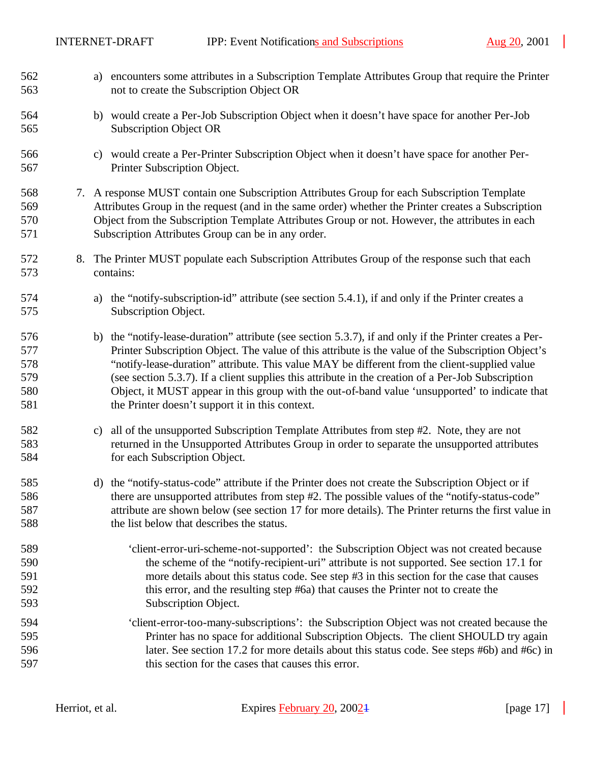a) encounters some attributes in a Subscription Template Attributes Group that require the Printer not to create the Subscription Object OR

b) would create a Per-Job Subscription Object when it doesn't have space for another Per-Job Subscription Object OR

c) would create a Per-Printer Subscription Object when it doesn't have space for another Per-Printer Subscription Object.

7. A response MUST contain one Subscription Attributes Group for each Subscription Template Attributes Group in the request (and in the same order) whether the Printer creates a Subscription Object from the Subscription Template Attributes Group or not. However, the attributes in each Subscription Attributes Group can be in any order.

8. The Printer MUST populate each Subscription Attributes Group of the response such that each contains:

   a) the "notify-subscription-id" attribute (see section 5.4.1), if and only if the Printer creates a Subscription Object.

   b) the "notify-lease-duration" attribute (see section 5.3.7), if and only if the Printer creates a Per-Printer Subscription Object. The value of this attribute is the value of the Subscription Object's "notify-lease-duration" attribute. This value MAY be different from the client-supplied value (see section 5.3.7). If a client supplies this attribute in the creation of a Per-Job Subscription Object, it MUST appear in this group with the out-of-band value 'unsupported' to indicate that the Printer doesn't support it in this context.

   c) all of the unsupported Subscription Template Attributes from step #2. Note, they are not returned in the Unsupported Attributes Group in order to separate the unsupported attributes for each Subscription Object.

   d) the "notify-status-code" attribute if the Printer does not create the Subscription Object or if there are unsupported attributes from step #2. The possible values of the "notify-status-code" attribute are shown below (see section 17 for more details). The Printer returns the first value in the list below that describes the status.

      'client-error-uri-scheme-not-supported': the Subscription Object was not created because the scheme of the "notify-recipient-uri" attribute is not supported. See section 17.1 for more details about this status code. See step #3 in this section for the case that causes this error, and the resulting step #6a) that causes the Printer not to create the Subscription Object.

      'client-error-too-many-subscriptions': the Subscription Object was not created because the Printer has no space for additional Subscription Objects. The client SHOULD try again later. See section 17.2 for more details about this status code. See steps #6b) and #6c) in this section for the cases that causes this error.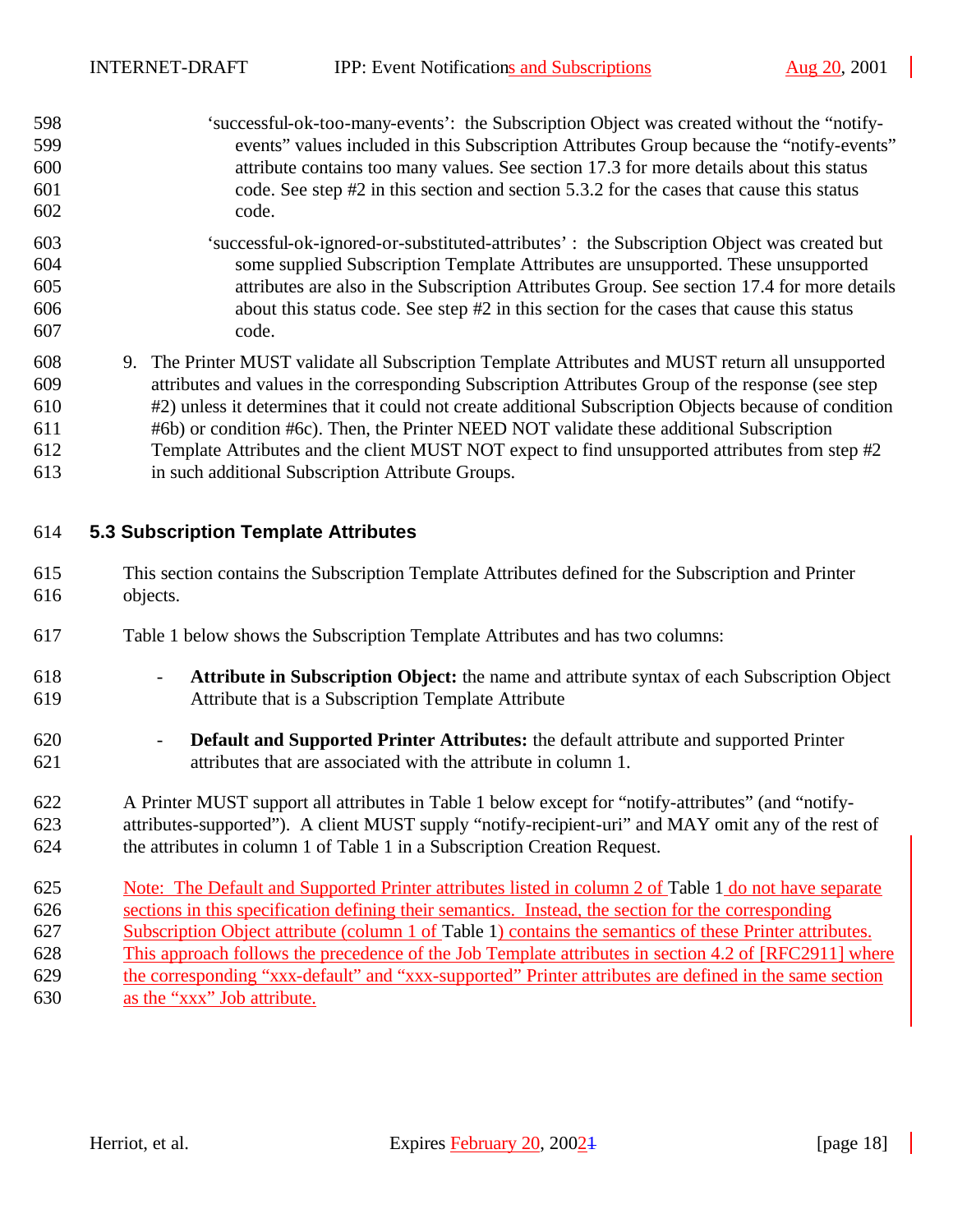'successful-ok-too-many-events': the Subscription Object was created without the "notify-events" values included in this Subscription Attributes Group because the "notify-events" attribute contains too many values. See section 17.3 for more details about this status code. See step #2 in this section and section 5.3.2 for the cases that cause this status code.

'successful-ok-ignored-or-substituted-attributes' : the Subscription Object was created but some supplied Subscription Template Attributes are unsupported. These unsupported attributes are also in the Subscription Attributes Group. See section 17.4 for more details about this status code. See step #2 in this section for the cases that cause this status code.

9. The Printer MUST validate all Subscription Template Attributes and MUST return all unsupported attributes and values in the corresponding Subscription Attributes Group of the response (see step #2) unless it determines that it could not create additional Subscription Objects because of condition #6b) or condition #6c). Then, the Printer NEED NOT validate these additional Subscription Template Attributes and the client MUST NOT expect to find unsupported attributes from step #2 in such additional Subscription Attribute Groups.

## 5.3 Subscription Template Attributes

This section contains the Subscription Template Attributes defined for the Subscription and Printer objects.

Table 1 below shows the Subscription Template Attributes and has two columns:

- **Attribute in Subscription Object:** the name and attribute syntax of each Subscription Object Attribute that is a Subscription Template Attribute

- **Default and Supported Printer Attributes:** the default attribute and supported Printer attributes that are associated with the attribute in column 1.

A Printer MUST support all attributes in Table 1 below except for "notify-attributes" (and "notify-attributes-supported"). A client MUST supply "notify-recipient-uri" and MAY omit any of the rest of the attributes in column 1 of Table 1 in a Subscription Creation Request.

Note: The Default and Supported Printer attributes listed in column 2 of Table 1 do not have separate sections in this specification defining their semantics. Instead, the section for the corresponding Subscription Object attribute (column 1 of Table 1) contains the semantics of these Printer attributes. This approach follows the precedence of the Job Template attributes in section 4.2 of [RFC2911] where the corresponding "xxx-default" and "xxx-supported" Printer attributes are defined in the same section as the "xxx" Job attribute.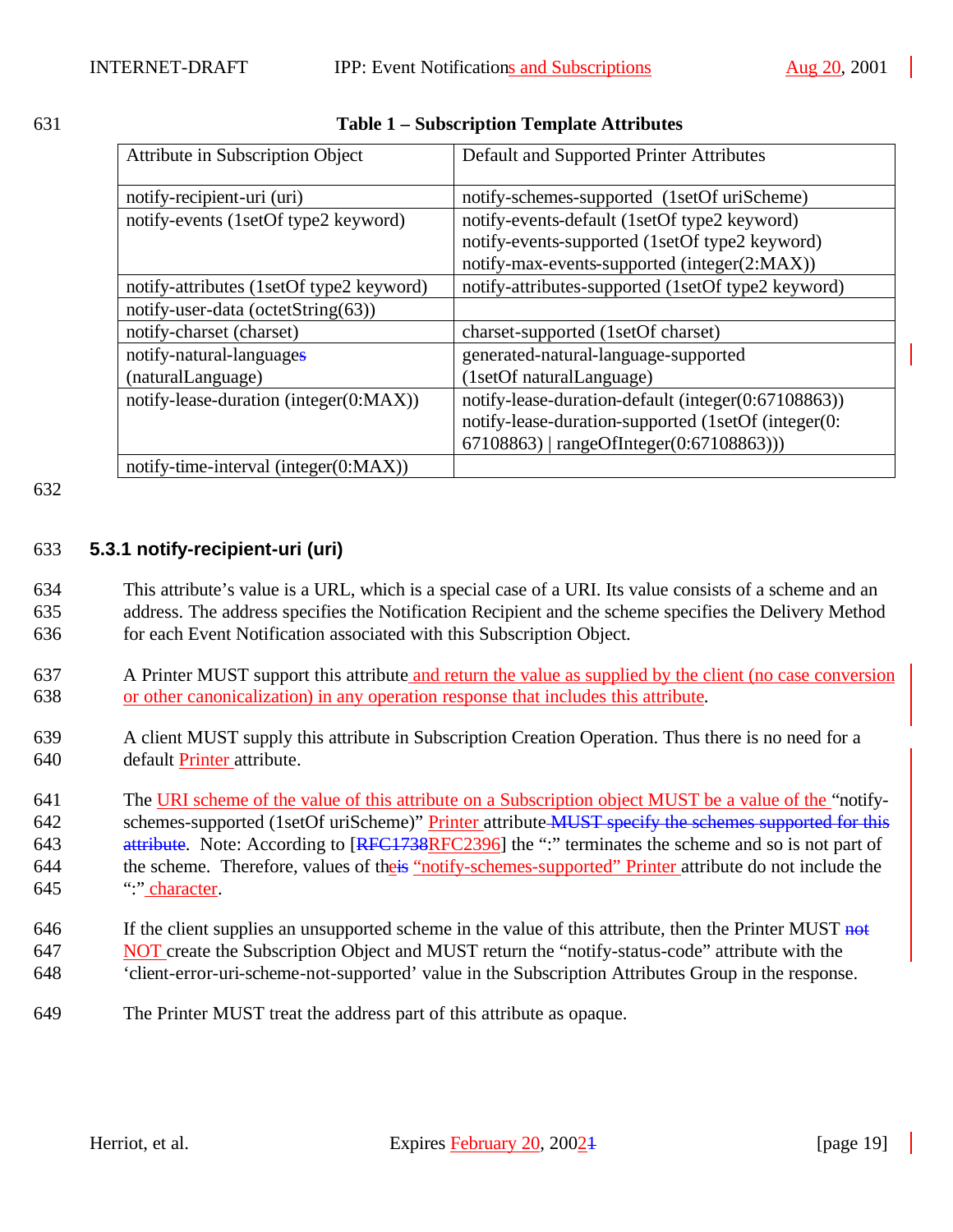**Table 1 – Subscription Template Attributes**

| Attribute in Subscription Object | Default and Supported Printer Attributes |
|---|---|
| notify-recipient-uri (uri) | notify-schemes-supported (1setOf uriScheme) |
| notify-events (1setOf type2 keyword) | notify-events-default (1setOf type2 keyword)<br>notify-events-supported (1setOf type2 keyword)<br>notify-max-events-supported (integer(2:MAX)) |
| notify-attributes (1setOf type2 keyword) | notify-attributes-supported (1setOf type2 keyword) |
| notify-user-data (octetString(63)) | |
| notify-charset (charset) | charset-supported (1setOf charset) |
| notify-natural-languages (naturalLanguage) | generated-natural-language-supported (1setOf naturalLanguage) |
| notify-lease-duration (integer(0:MAX)) | notify-lease-duration-default (integer(0:67108863))<br>notify-lease-duration-supported (1setOf (integer(0: 67108863) \| rangeOfInteger(0:67108863))) |
| notify-time-interval (integer(0:MAX)) | |

### 5.3.1 notify-recipient-uri (uri)

This attribute's value is a URL, which is a special case of a URI. Its value consists of a scheme and an address. The address specifies the Notification Recipient and the scheme specifies the Delivery Method for each Event Notification associated with this Subscription Object.

A Printer MUST support this attribute and return the value as supplied by the client (no case conversion or other canonicalization) in any operation response that includes this attribute.

A client MUST supply this attribute in Subscription Creation Operation. Thus there is no need for a default Printer attribute.

The URI scheme of the value of this attribute on a Subscription object MUST be a value of the "notify-schemes-supported (1setOf uriScheme)" Printer attribute MUST specify the schemes supported for this attribute. Note: According to [RFC1738RFC2396] the ":" terminates the scheme and so is not part of the scheme. Therefore, values of theis "notify-schemes-supported" Printer attribute do not include the ":" character.

If the client supplies an unsupported scheme in the value of this attribute, then the Printer MUST not NOT create the Subscription Object and MUST return the "notify-status-code" attribute with the 'client-error-uri-scheme-not-supported' value in the Subscription Attributes Group in the response.

The Printer MUST treat the address part of this attribute as opaque.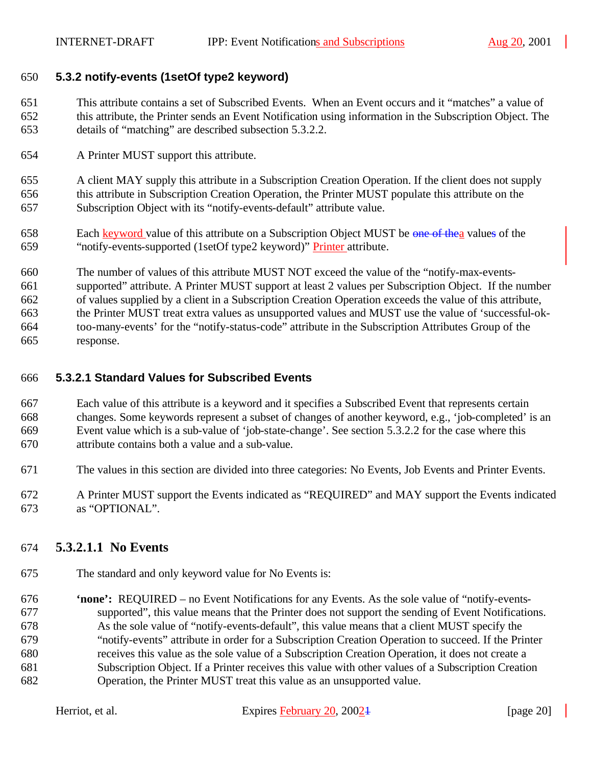### 5.3.2 notify-events (1setOf type2 keyword)

This attribute contains a set of Subscribed Events. When an Event occurs and it "matches" a value of this attribute, the Printer sends an Event Notification using information in the Subscription Object. The details of "matching" are described subsection 5.3.2.2.

A Printer MUST support this attribute.

A client MAY supply this attribute in a Subscription Creation Operation. If the client does not supply this attribute in Subscription Creation Operation, the Printer MUST populate this attribute on the Subscription Object with its "notify-events-default" attribute value.

Each keyword value of this attribute on a Subscription Object MUST be a value of the "notify-events-supported (1setOf type2 keyword)" Printer attribute.

The number of values of this attribute MUST NOT exceed the value of the "notify-max-events-supported" attribute. A Printer MUST support at least 2 values per Subscription Object. If the number of values supplied by a client in a Subscription Creation Operation exceeds the value of this attribute, the Printer MUST treat extra values as unsupported values and MUST use the value of 'successful-ok-too-many-events' for the "notify-status-code" attribute in the Subscription Attributes Group of the response.

#### 5.3.2.1 Standard Values for Subscribed Events

Each value of this attribute is a keyword and it specifies a Subscribed Event that represents certain changes. Some keywords represent a subset of changes of another keyword, e.g., 'job-completed' is an Event value which is a sub-value of 'job-state-change'. See section 5.3.2.2 for the case where this attribute contains both a value and a sub-value.

The values in this section are divided into three categories: No Events, Job Events and Printer Events.

A Printer MUST support the Events indicated as "REQUIRED" and MAY support the Events indicated as "OPTIONAL".

##### 5.3.2.1.1 No Events

The standard and only keyword value for No Events is:

**'none':** REQUIRED – no Event Notifications for any Events. As the sole value of "notify-events-supported", this value means that the Printer does not support the sending of Event Notifications. As the sole value of "notify-events-default", this value means that a client MUST specify the "notify-events" attribute in order for a Subscription Creation Operation to succeed. If the Printer receives this value as the sole value of a Subscription Creation Operation, it does not create a Subscription Object. If a Printer receives this value with other values of a Subscription Creation Operation, the Printer MUST treat this value as an unsupported value.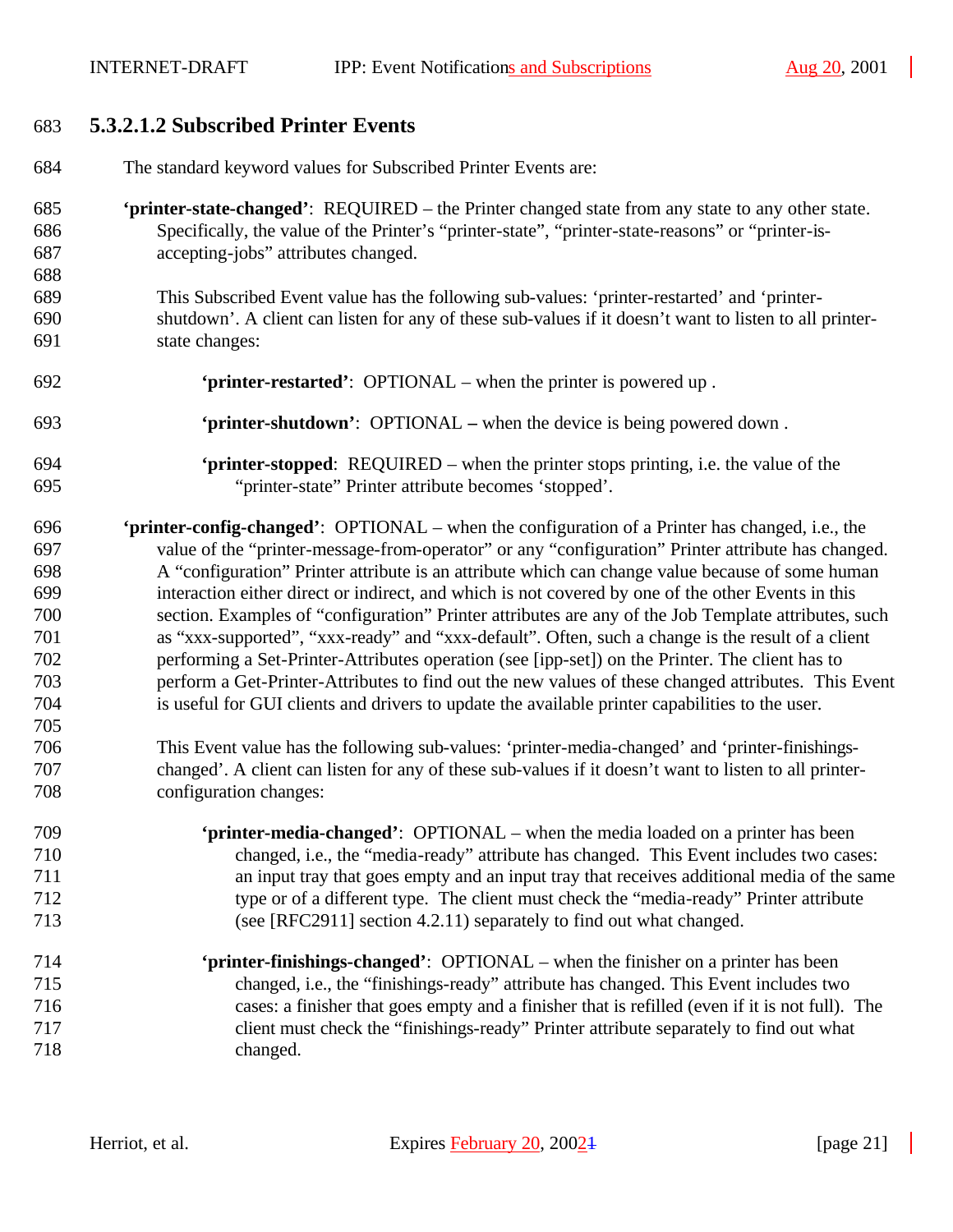#### 5.3.2.1.2 Subscribed Printer Events

The standard keyword values for Subscribed Printer Events are:

**'printer-state-changed'**: REQUIRED – the Printer changed state from any state to any other state. Specifically, the value of the Printer's "printer-state", "printer-state-reasons" or "printer-is-accepting-jobs" attributes changed.

This Subscribed Event value has the following sub-values: 'printer-restarted' and 'printer-shutdown'. A client can listen for any of these sub-values if it doesn't want to listen to all printer-state changes:

**'printer-restarted'**: OPTIONAL – when the printer is powered up .

**'printer-shutdown'**: OPTIONAL – when the device is being powered down .

**'printer-stopped**: REQUIRED – when the printer stops printing, i.e. the value of the "printer-state" Printer attribute becomes 'stopped'.

**'printer-config-changed'**: OPTIONAL – when the configuration of a Printer has changed, i.e., the value of the "printer-message-from-operator" or any "configuration" Printer attribute has changed. A "configuration" Printer attribute is an attribute which can change value because of some human interaction either direct or indirect, and which is not covered by one of the other Events in this section. Examples of "configuration" Printer attributes are any of the Job Template attributes, such as "xxx-supported", "xxx-ready" and "xxx-default". Often, such a change is the result of a client performing a Set-Printer-Attributes operation (see [ipp-set]) on the Printer. The client has to perform a Get-Printer-Attributes to find out the new values of these changed attributes. This Event is useful for GUI clients and drivers to update the available printer capabilities to the user.

This Event value has the following sub-values: 'printer-media-changed' and 'printer-finishings-changed'. A client can listen for any of these sub-values if it doesn't want to listen to all printer-configuration changes:

**'printer-media-changed'**: OPTIONAL – when the media loaded on a printer has been changed, i.e., the "media-ready" attribute has changed. This Event includes two cases: an input tray that goes empty and an input tray that receives additional media of the same type or of a different type. The client must check the "media-ready" Printer attribute (see [RFC2911] section 4.2.11) separately to find out what changed.

**'printer-finishings-changed'**: OPTIONAL – when the finisher on a printer has been changed, i.e., the "finishings-ready" attribute has changed. This Event includes two cases: a finisher that goes empty and a finisher that is refilled (even if it is not full). The client must check the "finishings-ready" Printer attribute separately to find out what changed.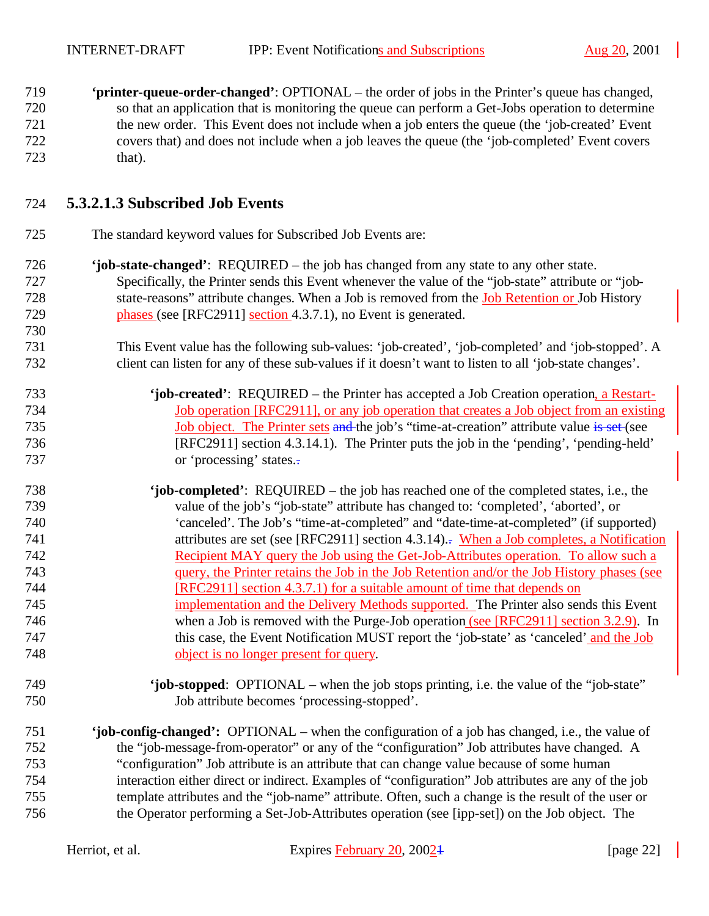**'printer-queue-order-changed'**: OPTIONAL – the order of jobs in the Printer's queue has changed, so that an application that is monitoring the queue can perform a Get-Jobs operation to determine the new order. This Event does not include when a job enters the queue (the 'job-created' Event covers that) and does not include when a job leaves the queue (the 'job-completed' Event covers that).

#### 5.3.2.1.3 Subscribed Job Events

The standard keyword values for Subscribed Job Events are:

**'job-state-changed'**: REQUIRED – the job has changed from any state to any other state. Specifically, the Printer sends this Event whenever the value of the "job-state" attribute or "job-state-reasons" attribute changes. When a Job is removed from the Job Retention or Job History phases (see [RFC2911] section 4.3.7.1), no Event is generated.

This Event value has the following sub-values: 'job-created', 'job-completed' and 'job-stopped'. A client can listen for any of these sub-values if it doesn't want to listen to all 'job-state changes'.

**'job-created'**: REQUIRED – the Printer has accepted a Job Creation operation, a Restart-Job operation [RFC2911], or any job operation that creates a Job object from an existing Job object. The Printer sets the job's "time-at-creation" attribute value (see [RFC2911] section 4.3.14.1). The Printer puts the job in the 'pending', 'pending-held' or 'processing' states.

**'job-completed'**: REQUIRED – the job has reached one of the completed states, i.e., the value of the job's "job-state" attribute has changed to: 'completed', 'aborted', or 'canceled'. The Job's "time-at-completed" and "date-time-at-completed" (if supported) attributes are set (see [RFC2911] section 4.3.14). When a Job completes, a Notification Recipient MAY query the Job using the Get-Job-Attributes operation. To allow such a query, the Printer retains the Job in the Job Retention and/or the Job History phases (see [RFC2911] section 4.3.7.1) for a suitable amount of time that depends on implementation and the Delivery Methods supported. The Printer also sends this Event when a Job is removed with the Purge-Job operation (see [RFC2911] section 3.2.9). In this case, the Event Notification MUST report the 'job-state' as 'canceled' and the Job object is no longer present for query.

**'job-stopped**: OPTIONAL – when the job stops printing, i.e. the value of the "job-state" Job attribute becomes 'processing-stopped'.

**'job-config-changed':** OPTIONAL – when the configuration of a job has changed, i.e., the value of the "job-message-from-operator" or any of the "configuration" Job attributes have changed. A "configuration" Job attribute is an attribute that can change value because of some human interaction either direct or indirect. Examples of "configuration" Job attributes are any of the job template attributes and the "job-name" attribute. Often, such a change is the result of the user or the Operator performing a Set-Job-Attributes operation (see [ipp-set]) on the Job object. The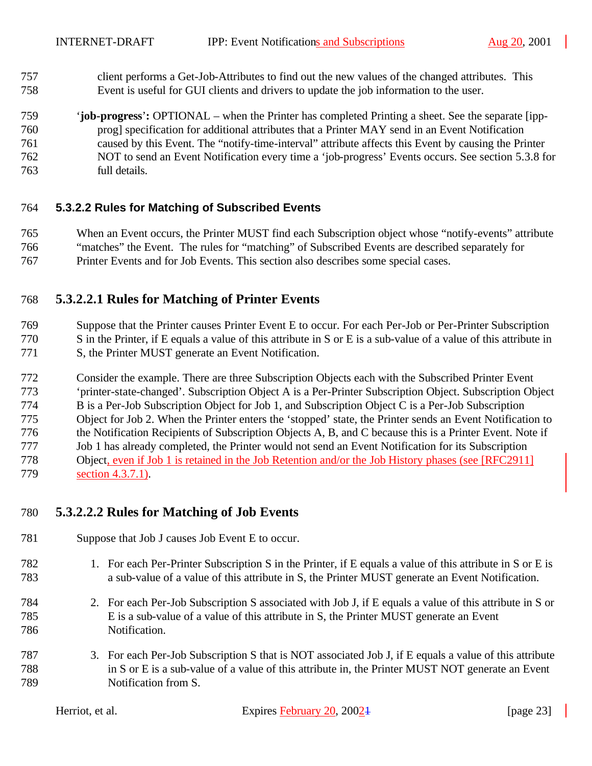client performs a Get-Job-Attributes to find out the new values of the changed attributes. This Event is useful for GUI clients and drivers to update the job information to the user.

'**job-progress**'**:** OPTIONAL – when the Printer has completed Printing a sheet. See the separate [ipp-prog] specification for additional attributes that a Printer MAY send in an Event Notification caused by this Event. The "notify-time-interval" attribute affects this Event by causing the Printer NOT to send an Event Notification every time a 'job-progress' Events occurs. See section 5.3.8 for full details.

#### 5.3.2.2 Rules for Matching of Subscribed Events

When an Event occurs, the Printer MUST find each Subscription object whose "notify-events" attribute "matches" the Event. The rules for "matching" of Subscribed Events are described separately for Printer Events and for Job Events. This section also describes some special cases.

##### 5.3.2.2.1 Rules for Matching of Printer Events

Suppose that the Printer causes Printer Event E to occur. For each Per-Job or Per-Printer Subscription S in the Printer, if E equals a value of this attribute in S or E is a sub-value of a value of this attribute in S, the Printer MUST generate an Event Notification.

Consider the example. There are three Subscription Objects each with the Subscribed Printer Event 'printer-state-changed'. Subscription Object A is a Per-Printer Subscription Object. Subscription Object B is a Per-Job Subscription Object for Job 1, and Subscription Object C is a Per-Job Subscription Object for Job 2. When the Printer enters the 'stopped' state, the Printer sends an Event Notification to the Notification Recipients of Subscription Objects A, B, and C because this is a Printer Event. Note if Job 1 has already completed, the Printer would not send an Event Notification for its Subscription Object, even if Job 1 is retained in the Job Retention and/or the Job History phases (see [RFC2911] section 4.3.7.1).

##### 5.3.2.2.2 Rules for Matching of Job Events

Suppose that Job J causes Job Event E to occur.

1. For each Per-Printer Subscription S in the Printer, if E equals a value of this attribute in S or E is a sub-value of a value of this attribute in S, the Printer MUST generate an Event Notification.

2. For each Per-Job Subscription S associated with Job J, if E equals a value of this attribute in S or E is a sub-value of a value of this attribute in S, the Printer MUST generate an Event Notification.

3. For each Per-Job Subscription S that is NOT associated Job J, if E equals a value of this attribute in S or E is a sub-value of a value of this attribute in, the Printer MUST NOT generate an Event Notification from S.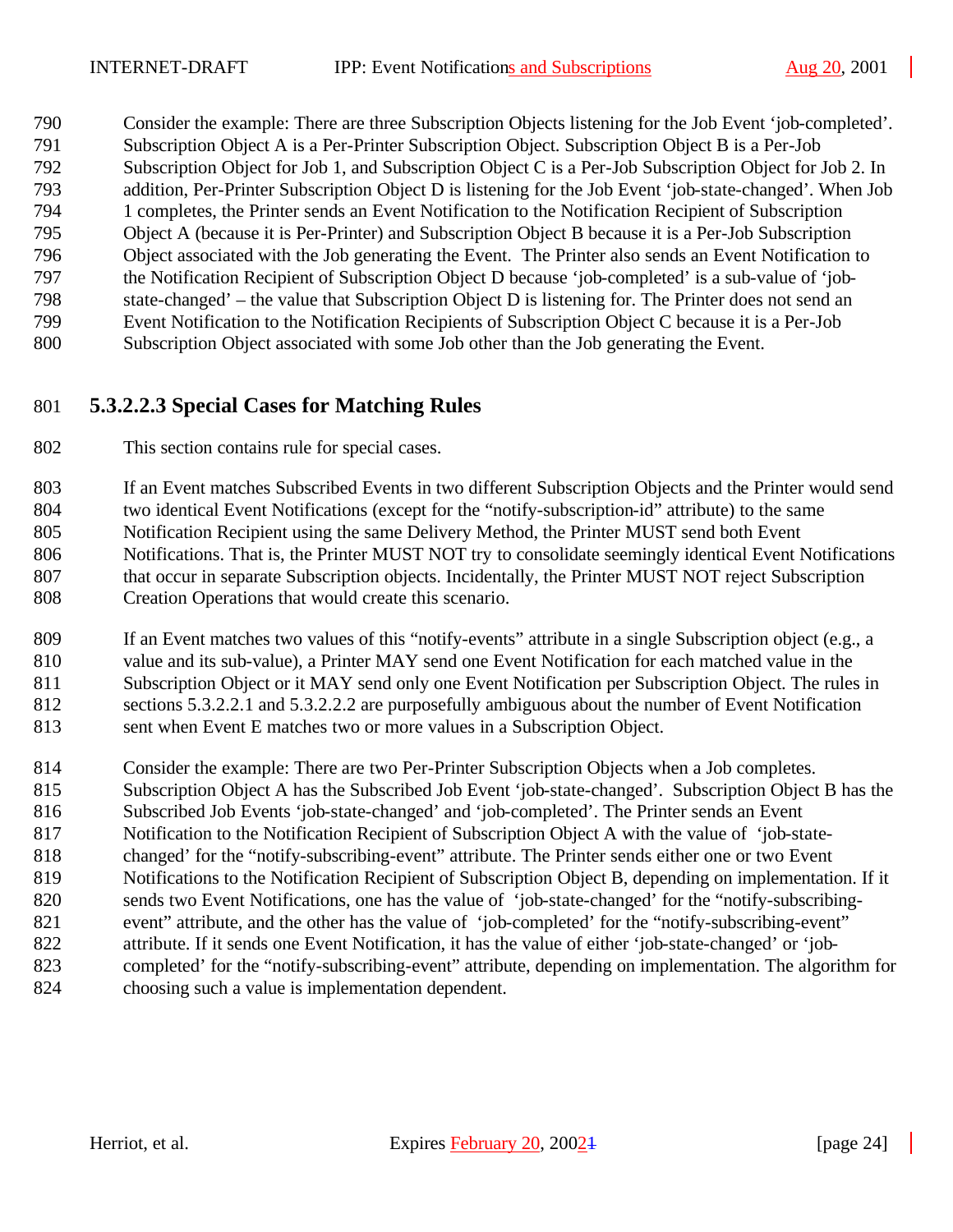Consider the example: There are three Subscription Objects listening for the Job Event 'job-completed'. Subscription Object A is a Per-Printer Subscription Object. Subscription Object B is a Per-Job Subscription Object for Job 1, and Subscription Object C is a Per-Job Subscription Object for Job 2. In addition, Per-Printer Subscription Object D is listening for the Job Event 'job-state-changed'. When Job 1 completes, the Printer sends an Event Notification to the Notification Recipient of Subscription Object A (because it is Per-Printer) and Subscription Object B because it is a Per-Job Subscription Object associated with the Job generating the Event. The Printer also sends an Event Notification to the Notification Recipient of Subscription Object D because 'job-completed' is a sub-value of 'job-state-changed' – the value that Subscription Object D is listening for. The Printer does not send an Event Notification to the Notification Recipients of Subscription Object C because it is a Per-Job Subscription Object associated with some Job other than the Job generating the Event.

#### 5.3.2.2.3 Special Cases for Matching Rules

This section contains rule for special cases.

If an Event matches Subscribed Events in two different Subscription Objects and the Printer would send two identical Event Notifications (except for the "notify-subscription-id" attribute) to the same Notification Recipient using the same Delivery Method, the Printer MUST send both Event Notifications. That is, the Printer MUST NOT try to consolidate seemingly identical Event Notifications that occur in separate Subscription objects. Incidentally, the Printer MUST NOT reject Subscription Creation Operations that would create this scenario.

If an Event matches two values of this "notify-events" attribute in a single Subscription object (e.g., a value and its sub-value), a Printer MAY send one Event Notification for each matched value in the Subscription Object or it MAY send only one Event Notification per Subscription Object. The rules in sections 5.3.2.2.1 and 5.3.2.2.2 are purposefully ambiguous about the number of Event Notification sent when Event E matches two or more values in a Subscription Object.

Consider the example: There are two Per-Printer Subscription Objects when a Job completes. Subscription Object A has the Subscribed Job Event 'job-state-changed'. Subscription Object B has the Subscribed Job Events 'job-state-changed' and 'job-completed'. The Printer sends an Event Notification to the Notification Recipient of Subscription Object A with the value of 'job-state-changed' for the "notify-subscribing-event" attribute. The Printer sends either one or two Event Notifications to the Notification Recipient of Subscription Object B, depending on implementation. If it sends two Event Notifications, one has the value of 'job-state-changed' for the "notify-subscribing-event" attribute, and the other has the value of 'job-completed' for the "notify-subscribing-event" attribute. If it sends one Event Notification, it has the value of either 'job-state-changed' or 'job-completed' for the "notify-subscribing-event" attribute, depending on implementation. The algorithm for choosing such a value is implementation dependent.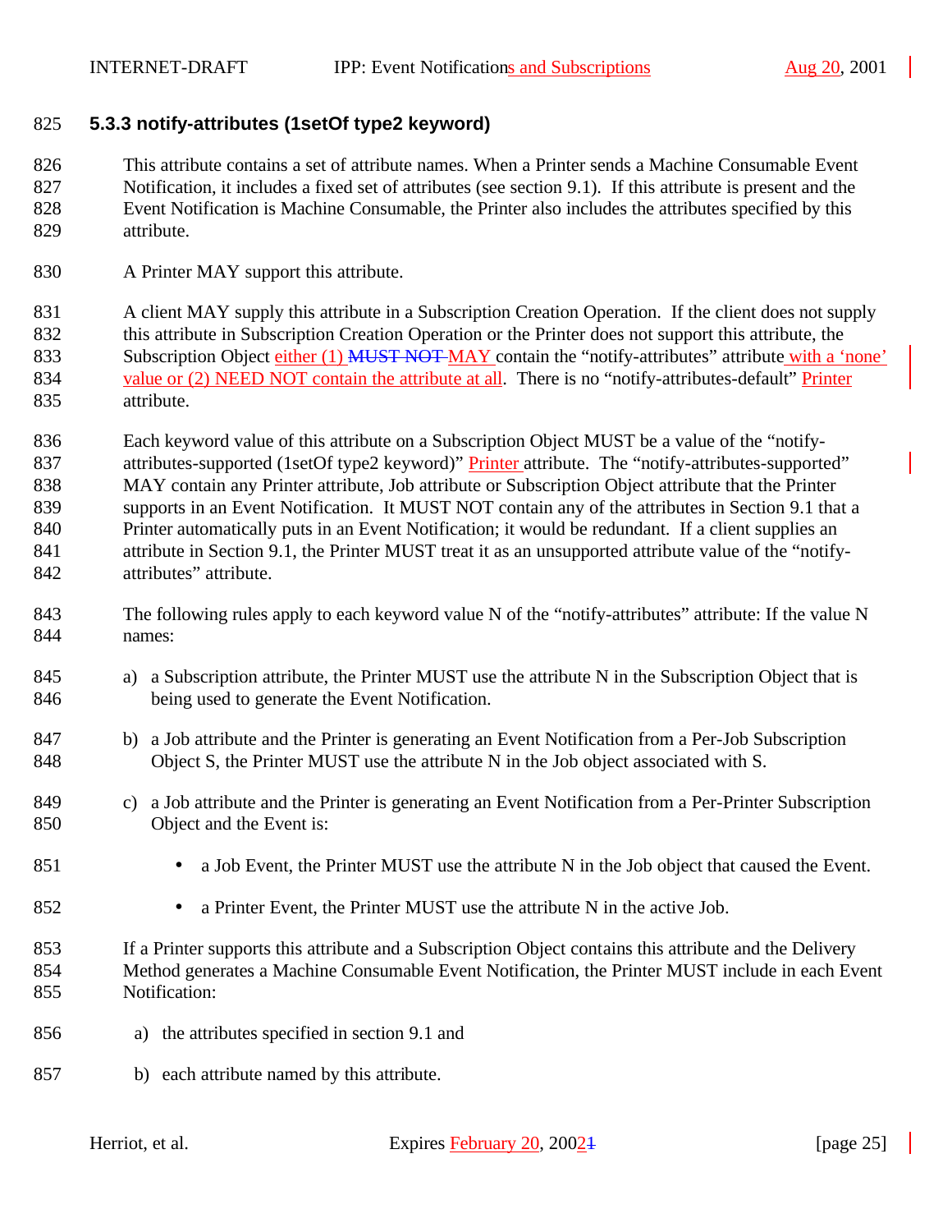### 5.3.3 notify-attributes (1setOf type2 keyword)

This attribute contains a set of attribute names. When a Printer sends a Machine Consumable Event Notification, it includes a fixed set of attributes (see section 9.1). If this attribute is present and the Event Notification is Machine Consumable, the Printer also includes the attributes specified by this attribute.

A Printer MAY support this attribute.

A client MAY supply this attribute in a Subscription Creation Operation. If the client does not supply this attribute in Subscription Creation Operation or the Printer does not support this attribute, the Subscription Object either (1) ~~MUST NOT~~ MAY contain the "notify-attributes" attribute with a 'none' value or (2) NEED NOT contain the attribute at all. There is no "notify-attributes-default" Printer attribute.

Each keyword value of this attribute on a Subscription Object MUST be a value of the "notify-attributes-supported (1setOf type2 keyword)" Printer attribute. The "notify-attributes-supported" MAY contain any Printer attribute, Job attribute or Subscription Object attribute that the Printer supports in an Event Notification. It MUST NOT contain any of the attributes in Section 9.1 that a Printer automatically puts in an Event Notification; it would be redundant. If a client supplies an attribute in Section 9.1, the Printer MUST treat it as an unsupported attribute value of the "notify-attributes" attribute.

The following rules apply to each keyword value N of the "notify-attributes" attribute: If the value N names:

a) a Subscription attribute, the Printer MUST use the attribute N in the Subscription Object that is being used to generate the Event Notification.

b) a Job attribute and the Printer is generating an Event Notification from a Per-Job Subscription Object S, the Printer MUST use the attribute N in the Job object associated with S.

c) a Job attribute and the Printer is generating an Event Notification from a Per-Printer Subscription Object and the Event is:

   - a Job Event, the Printer MUST use the attribute N in the Job object that caused the Event.
   - a Printer Event, the Printer MUST use the attribute N in the active Job.

If a Printer supports this attribute and a Subscription Object contains this attribute and the Delivery Method generates a Machine Consumable Event Notification, the Printer MUST include in each Event Notification:

a) the attributes specified in section 9.1 and

b) each attribute named by this attribute.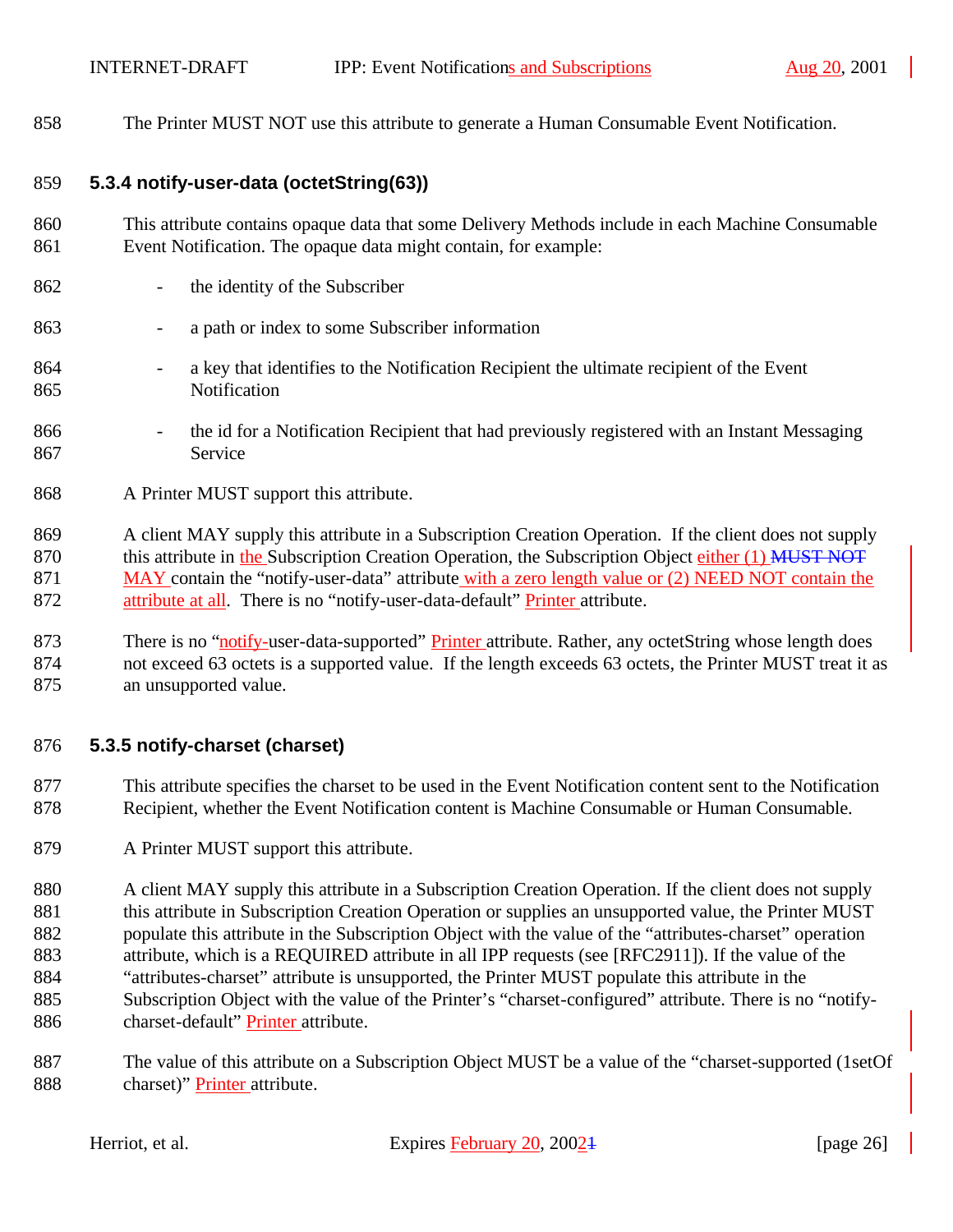The Printer MUST NOT use this attribute to generate a Human Consumable Event Notification.

### 5.3.4 notify-user-data (octetString(63))

This attribute contains opaque data that some Delivery Methods include in each Machine Consumable Event Notification. The opaque data might contain, for example:

- the identity of the Subscriber
- a path or index to some Subscriber information
- a key that identifies to the Notification Recipient the ultimate recipient of the Event Notification
- the id for a Notification Recipient that had previously registered with an Instant Messaging Service

A Printer MUST support this attribute.

A client MAY supply this attribute in a Subscription Creation Operation. If the client does not supply this attribute in the Subscription Creation Operation, the Subscription Object either (1) ~~MUST NOT~~ MAY contain the "notify-user-data" attribute with a zero length value or (2) NEED NOT contain the attribute at all. There is no "notify-user-data-default" Printer attribute.

There is no "notify-user-data-supported" Printer attribute. Rather, any octetString whose length does not exceed 63 octets is a supported value. If the length exceeds 63 octets, the Printer MUST treat it as an unsupported value.

### 5.3.5 notify-charset (charset)

This attribute specifies the charset to be used in the Event Notification content sent to the Notification Recipient, whether the Event Notification content is Machine Consumable or Human Consumable.

A Printer MUST support this attribute.

A client MAY supply this attribute in a Subscription Creation Operation. If the client does not supply this attribute in Subscription Creation Operation or supplies an unsupported value, the Printer MUST populate this attribute in the Subscription Object with the value of the "attributes-charset" operation attribute, which is a REQUIRED attribute in all IPP requests (see [RFC2911]). If the value of the "attributes-charset" attribute is unsupported, the Printer MUST populate this attribute in the Subscription Object with the value of the Printer's "charset-configured" attribute. There is no "notify-charset-default" Printer attribute.

The value of this attribute on a Subscription Object MUST be a value of the "charset-supported (1setOf charset)" Printer attribute.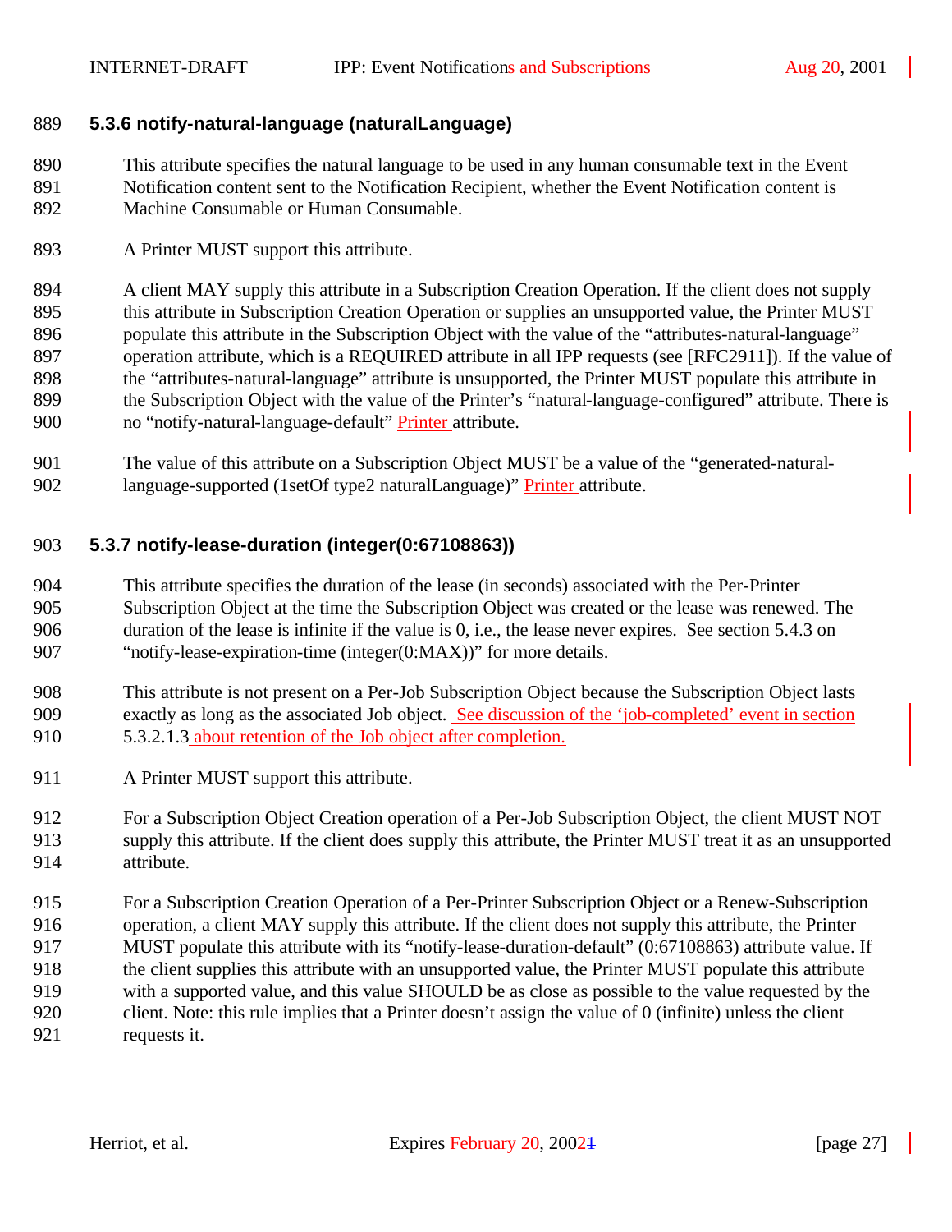### 5.3.6 notify-natural-language (naturalLanguage)

This attribute specifies the natural language to be used in any human consumable text in the Event Notification content sent to the Notification Recipient, whether the Event Notification content is Machine Consumable or Human Consumable.

A Printer MUST support this attribute.

A client MAY supply this attribute in a Subscription Creation Operation. If the client does not supply this attribute in Subscription Creation Operation or supplies an unsupported value, the Printer MUST populate this attribute in the Subscription Object with the value of the "attributes-natural-language" operation attribute, which is a REQUIRED attribute in all IPP requests (see [RFC2911]). If the value of the "attributes-natural-language" attribute is unsupported, the Printer MUST populate this attribute in the Subscription Object with the value of the Printer's "natural-language-configured" attribute. There is no "notify-natural-language-default" Printer attribute.

The value of this attribute on a Subscription Object MUST be a value of the "generated-natural-language-supported (1setOf type2 naturalLanguage)" Printer attribute.

### 5.3.7 notify-lease-duration (integer(0:67108863))

This attribute specifies the duration of the lease (in seconds) associated with the Per-Printer Subscription Object at the time the Subscription Object was created or the lease was renewed. The duration of the lease is infinite if the value is 0, i.e., the lease never expires. See section 5.4.3 on "notify-lease-expiration-time (integer(0:MAX))" for more details.

This attribute is not present on a Per-Job Subscription Object because the Subscription Object lasts exactly as long as the associated Job object. See discussion of the 'job-completed' event in section 5.3.2.1.3 about retention of the Job object after completion.

A Printer MUST support this attribute.

For a Subscription Object Creation operation of a Per-Job Subscription Object, the client MUST NOT supply this attribute. If the client does supply this attribute, the Printer MUST treat it as an unsupported attribute.

For a Subscription Creation Operation of a Per-Printer Subscription Object or a Renew-Subscription operation, a client MAY supply this attribute. If the client does not supply this attribute, the Printer MUST populate this attribute with its "notify-lease-duration-default" (0:67108863) attribute value. If the client supplies this attribute with an unsupported value, the Printer MUST populate this attribute with a supported value, and this value SHOULD be as close as possible to the value requested by the client. Note: this rule implies that a Printer doesn't assign the value of 0 (infinite) unless the client requests it.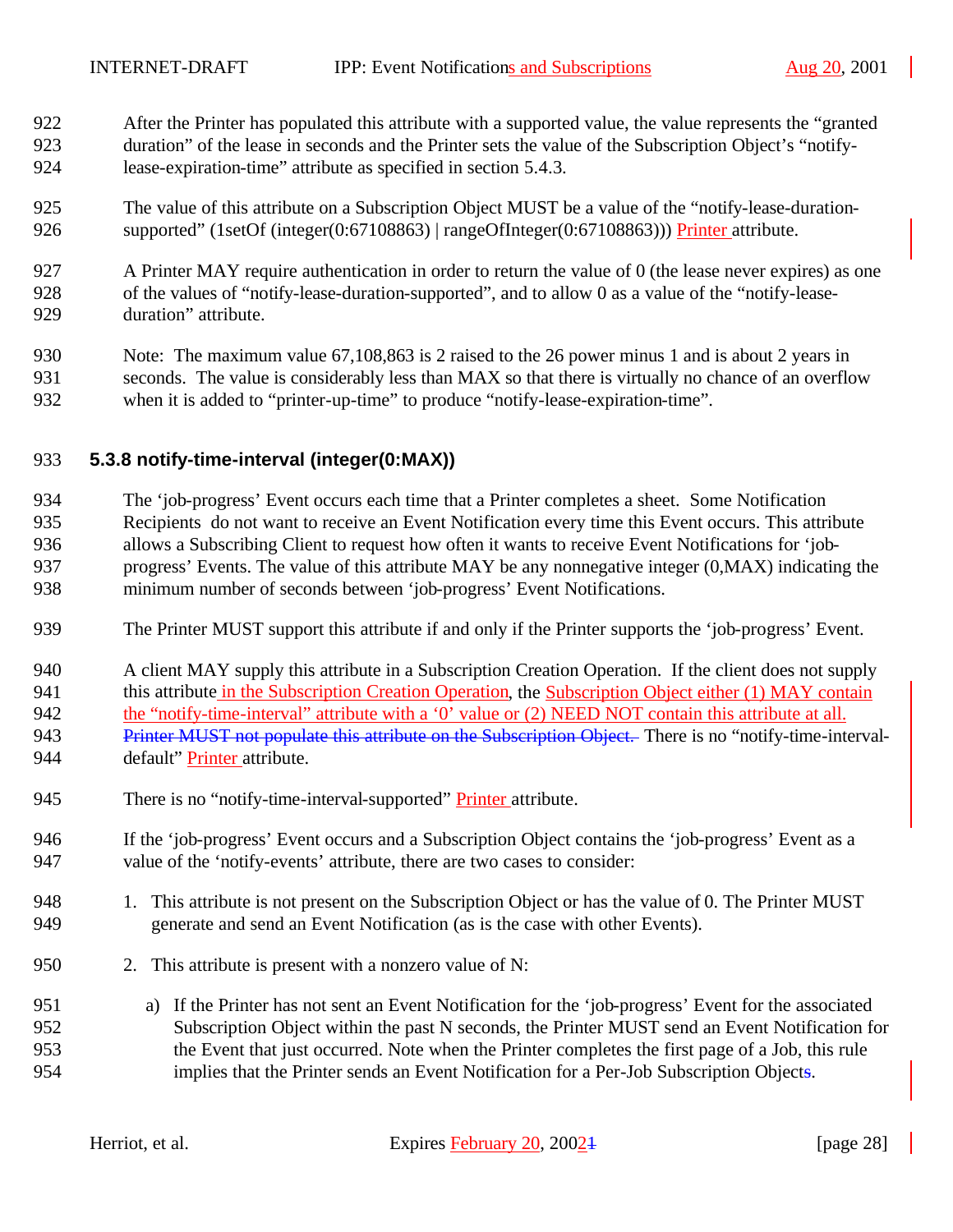After the Printer has populated this attribute with a supported value, the value represents the "granted duration" of the lease in seconds and the Printer sets the value of the Subscription Object's "notify-lease-expiration-time" attribute as specified in section 5.4.3.

The value of this attribute on a Subscription Object MUST be a value of the "notify-lease-duration-supported" (1setOf (integer(0:67108863) | rangeOfInteger(0:67108863))) Printer attribute.

A Printer MAY require authentication in order to return the value of 0 (the lease never expires) as one of the values of "notify-lease-duration-supported", and to allow 0 as a value of the "notify-lease-duration" attribute.

Note: The maximum value 67,108,863 is 2 raised to the 26 power minus 1 and is about 2 years in seconds. The value is considerably less than MAX so that there is virtually no chance of an overflow when it is added to "printer-up-time" to produce "notify-lease-expiration-time".

### 5.3.8 notify-time-interval (integer(0:MAX))

The 'job-progress' Event occurs each time that a Printer completes a sheet. Some Notification Recipients do not want to receive an Event Notification every time this Event occurs. This attribute allows a Subscribing Client to request how often it wants to receive Event Notifications for 'job-progress' Events. The value of this attribute MAY be any nonnegative integer (0,MAX) indicating the minimum number of seconds between 'job-progress' Event Notifications.

The Printer MUST support this attribute if and only if the Printer supports the 'job-progress' Event.

A client MAY supply this attribute in a Subscription Creation Operation. If the client does not supply this attribute in the Subscription Creation Operation, the Subscription Object either (1) MAY contain the "notify-time-interval" attribute with a '0' value or (2) NEED NOT contain this attribute at all. ~~Printer MUST not populate this attribute on the Subscription Object.~~ There is no "notify-time-interval-default" Printer attribute.

There is no "notify-time-interval-supported" Printer attribute.

If the 'job-progress' Event occurs and a Subscription Object contains the 'job-progress' Event as a value of the 'notify-events' attribute, there are two cases to consider:

1. This attribute is not present on the Subscription Object or has the value of 0. The Printer MUST generate and send an Event Notification (as is the case with other Events).

2. This attribute is present with a nonzero value of N:

   a) If the Printer has not sent an Event Notification for the 'job-progress' Event for the associated Subscription Object within the past N seconds, the Printer MUST send an Event Notification for the Event that just occurred. Note when the Printer completes the first page of a Job, this rule implies that the Printer sends an Event Notification for a Per-Job Subscription Objects.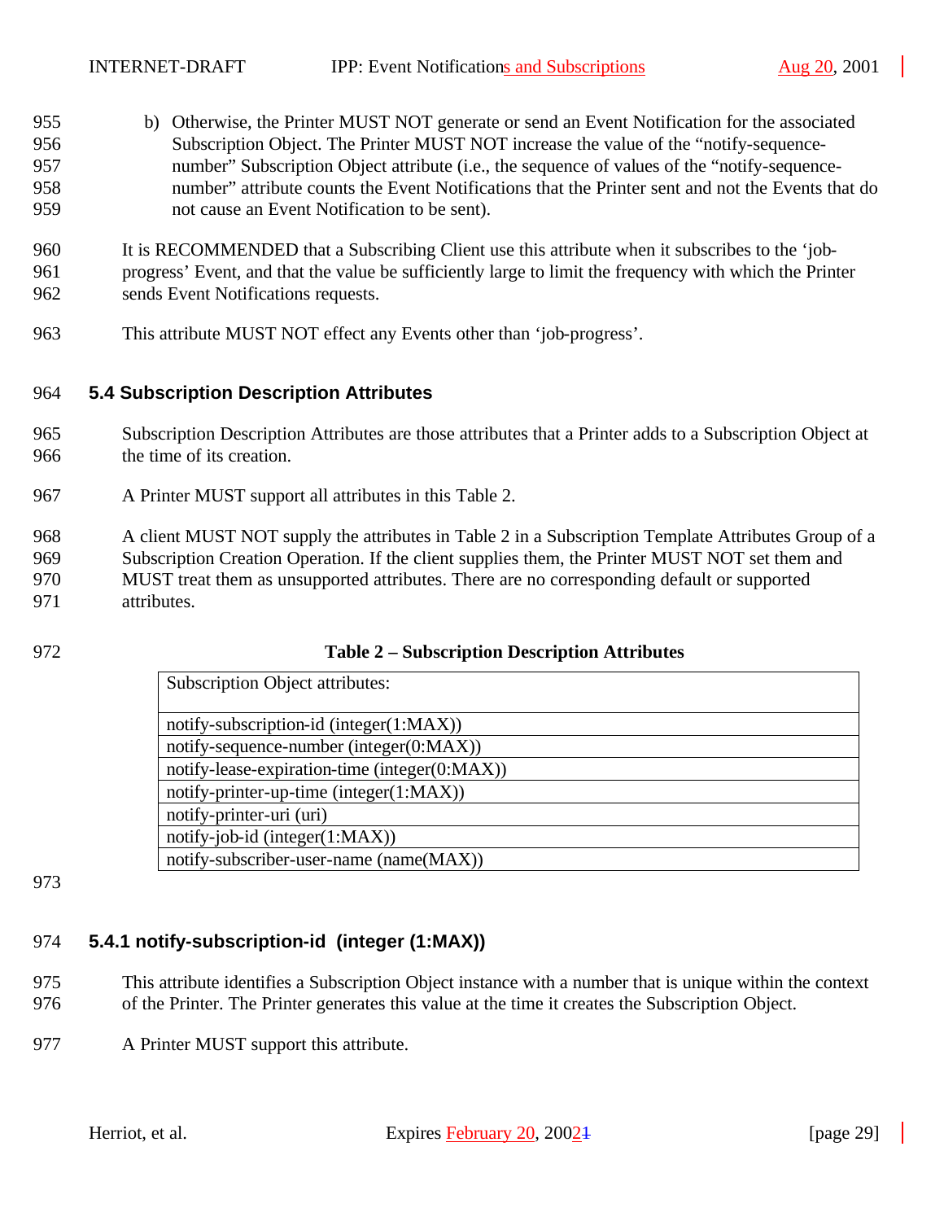b) Otherwise, the Printer MUST NOT generate or send an Event Notification for the associated Subscription Object. The Printer MUST NOT increase the value of the "notify-sequence-number" Subscription Object attribute (i.e., the sequence of values of the "notify-sequence-number" attribute counts the Event Notifications that the Printer sent and not the Events that do not cause an Event Notification to be sent).

It is RECOMMENDED that a Subscribing Client use this attribute when it subscribes to the 'job-progress' Event, and that the value be sufficiently large to limit the frequency with which the Printer sends Event Notifications requests.

This attribute MUST NOT effect any Events other than 'job-progress'.

### 5.4 Subscription Description Attributes

Subscription Description Attributes are those attributes that a Printer adds to a Subscription Object at the time of its creation.

A Printer MUST support all attributes in this Table 2.

A client MUST NOT supply the attributes in Table 2 in a Subscription Template Attributes Group of a Subscription Creation Operation. If the client supplies them, the Printer MUST NOT set them and MUST treat them as unsupported attributes. There are no corresponding default or supported attributes.

**Table 2 – Subscription Description Attributes**

| Subscription Object attributes: |
| --- |
| notify-subscription-id (integer(1:MAX)) |
| notify-sequence-number (integer(0:MAX)) |
| notify-lease-expiration-time (integer(0:MAX)) |
| notify-printer-up-time (integer(1:MAX)) |
| notify-printer-uri (uri) |
| notify-job-id (integer(1:MAX)) |
| notify-subscriber-user-name (name(MAX)) |

#### 5.4.1 notify-subscription-id (integer (1:MAX))

This attribute identifies a Subscription Object instance with a number that is unique within the context of the Printer. The Printer generates this value at the time it creates the Subscription Object.

A Printer MUST support this attribute.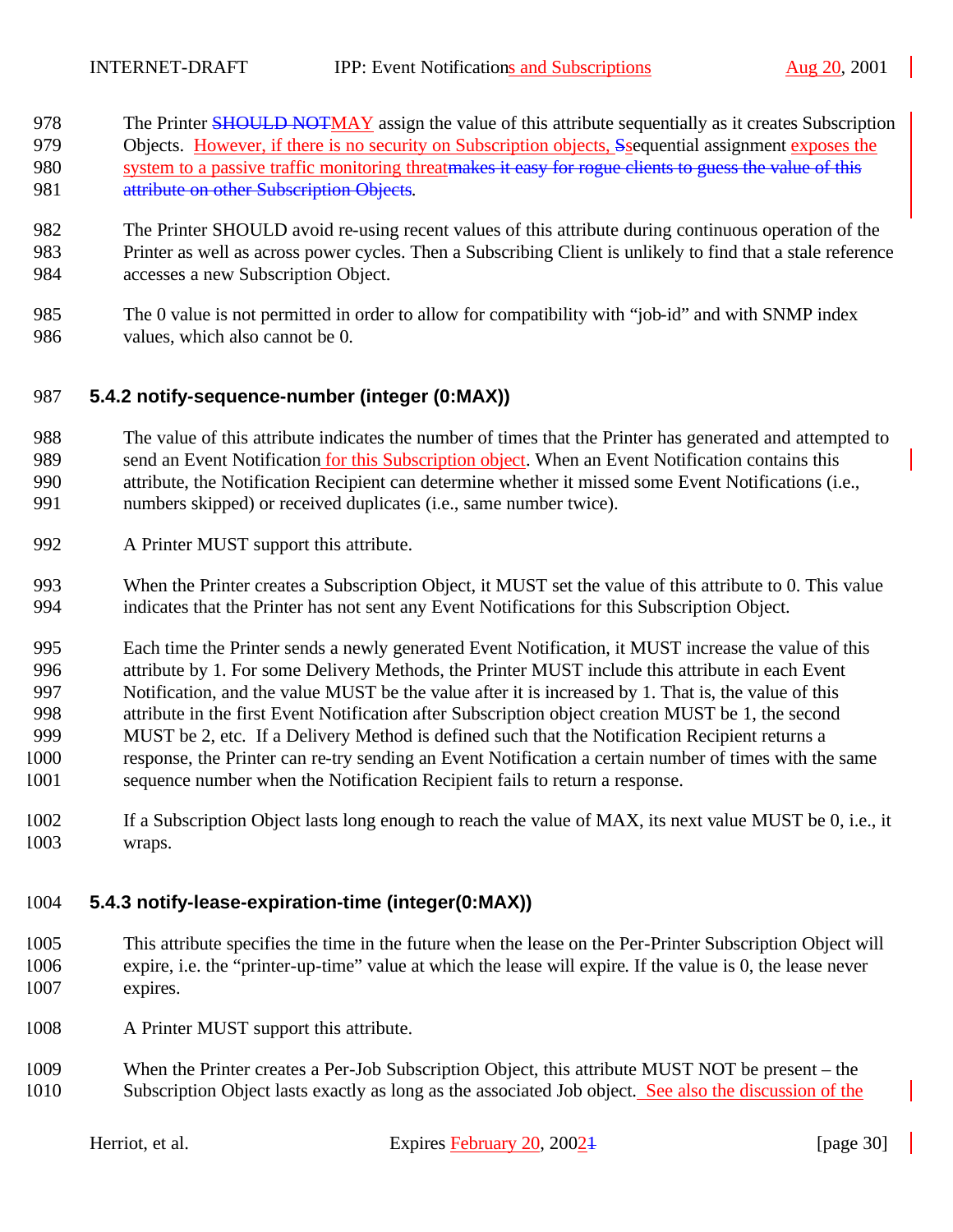The Printer ~~SHOULD NOT~~MAY assign the value of this attribute sequentially as it creates Subscription Objects. However, if there is no security on Subscription objects, ~~S~~sequential assignment exposes the system to a passive traffic monitoring threat~~makes it easy for rogue clients to guess the value of this attribute on other Subscription Objects~~.

The Printer SHOULD avoid re-using recent values of this attribute during continuous operation of the Printer as well as across power cycles. Then a Subscribing Client is unlikely to find that a stale reference accesses a new Subscription Object.

The 0 value is not permitted in order to allow for compatibility with "job-id" and with SNMP index values, which also cannot be 0.

### 5.4.2 notify-sequence-number (integer (0:MAX))

The value of this attribute indicates the number of times that the Printer has generated and attempted to send an Event Notification for this Subscription object. When an Event Notification contains this attribute, the Notification Recipient can determine whether it missed some Event Notifications (i.e., numbers skipped) or received duplicates (i.e., same number twice).

A Printer MUST support this attribute.

When the Printer creates a Subscription Object, it MUST set the value of this attribute to 0. This value indicates that the Printer has not sent any Event Notifications for this Subscription Object.

Each time the Printer sends a newly generated Event Notification, it MUST increase the value of this attribute by 1. For some Delivery Methods, the Printer MUST include this attribute in each Event Notification, and the value MUST be the value after it is increased by 1. That is, the value of this attribute in the first Event Notification after Subscription object creation MUST be 1, the second MUST be 2, etc. If a Delivery Method is defined such that the Notification Recipient returns a response, the Printer can re-try sending an Event Notification a certain number of times with the same sequence number when the Notification Recipient fails to return a response.

If a Subscription Object lasts long enough to reach the value of MAX, its next value MUST be 0, i.e., it wraps.

### 5.4.3 notify-lease-expiration-time (integer(0:MAX))

This attribute specifies the time in the future when the lease on the Per-Printer Subscription Object will expire, i.e. the "printer-up-time" value at which the lease will expire. If the value is 0, the lease never expires.

A Printer MUST support this attribute.

When the Printer creates a Per-Job Subscription Object, this attribute MUST NOT be present – the Subscription Object lasts exactly as long as the associated Job object. See also the discussion of the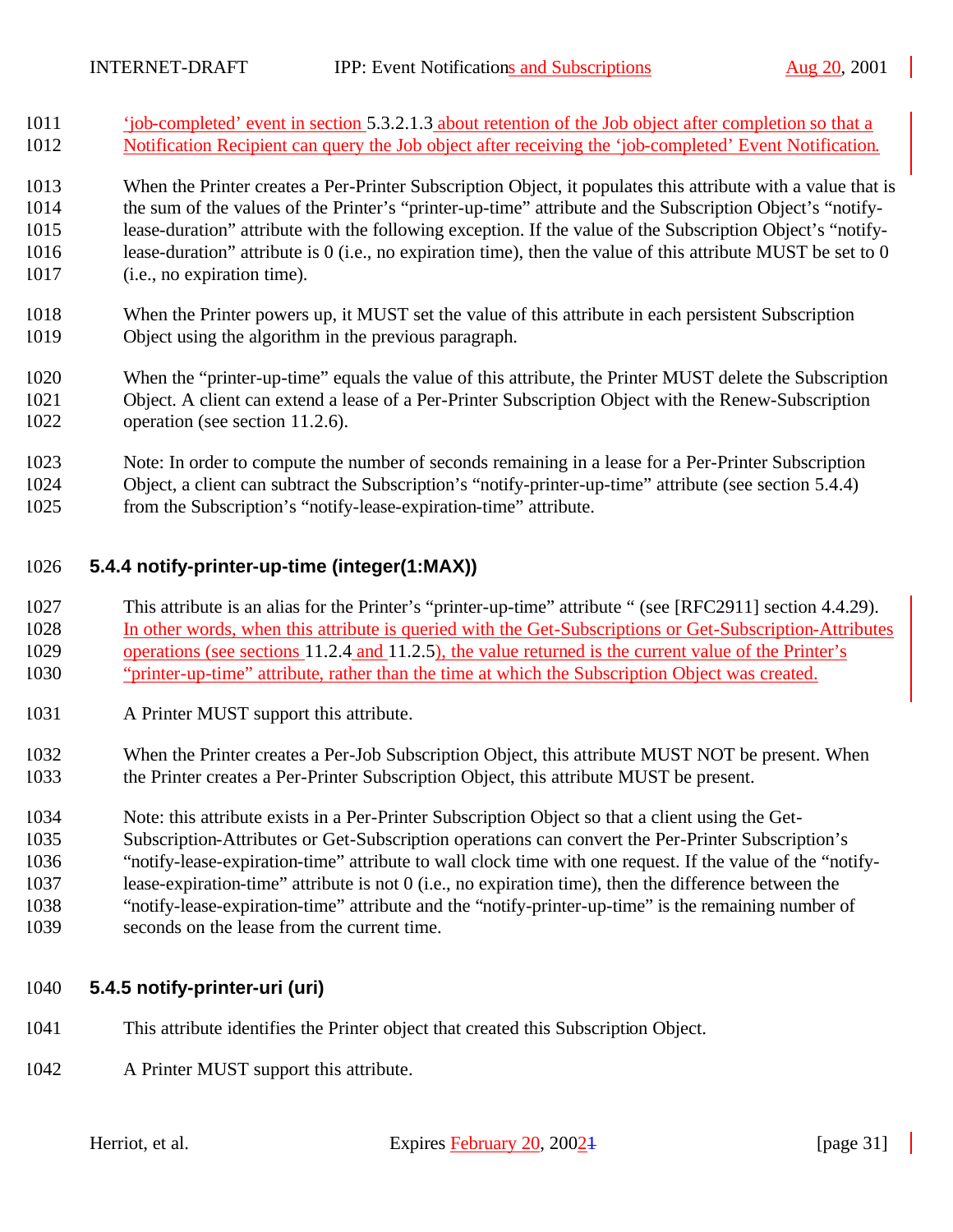'job-completed' event in section 5.3.2.1.3 about retention of the Job object after completion so that a Notification Recipient can query the Job object after receiving the 'job-completed' Event Notification.

When the Printer creates a Per-Printer Subscription Object, it populates this attribute with a value that is the sum of the values of the Printer's "printer-up-time" attribute and the Subscription Object's "notify-lease-duration" attribute with the following exception. If the value of the Subscription Object's "notify-lease-duration" attribute is 0 (i.e., no expiration time), then the value of this attribute MUST be set to 0 (i.e., no expiration time).

When the Printer powers up, it MUST set the value of this attribute in each persistent Subscription Object using the algorithm in the previous paragraph.

When the "printer-up-time" equals the value of this attribute, the Printer MUST delete the Subscription Object. A client can extend a lease of a Per-Printer Subscription Object with the Renew-Subscription operation (see section 11.2.6).

Note: In order to compute the number of seconds remaining in a lease for a Per-Printer Subscription Object, a client can subtract the Subscription's "notify-printer-up-time" attribute (see section 5.4.4) from the Subscription's "notify-lease-expiration-time" attribute.

### 5.4.4 notify-printer-up-time (integer(1:MAX))

This attribute is an alias for the Printer's "printer-up-time" attribute " (see [RFC2911] section 4.4.29). In other words, when this attribute is queried with the Get-Subscriptions or Get-Subscription-Attributes operations (see sections 11.2.4 and 11.2.5), the value returned is the current value of the Printer's "printer-up-time" attribute, rather than the time at which the Subscription Object was created.

A Printer MUST support this attribute.

When the Printer creates a Per-Job Subscription Object, this attribute MUST NOT be present. When the Printer creates a Per-Printer Subscription Object, this attribute MUST be present.

Note: this attribute exists in a Per-Printer Subscription Object so that a client using the Get-Subscription-Attributes or Get-Subscription operations can convert the Per-Printer Subscription's "notify-lease-expiration-time" attribute to wall clock time with one request. If the value of the "notify-lease-expiration-time" attribute is not 0 (i.e., no expiration time), then the difference between the "notify-lease-expiration-time" attribute and the "notify-printer-up-time" is the remaining number of seconds on the lease from the current time.

### 5.4.5 notify-printer-uri (uri)

This attribute identifies the Printer object that created this Subscription Object.

A Printer MUST support this attribute.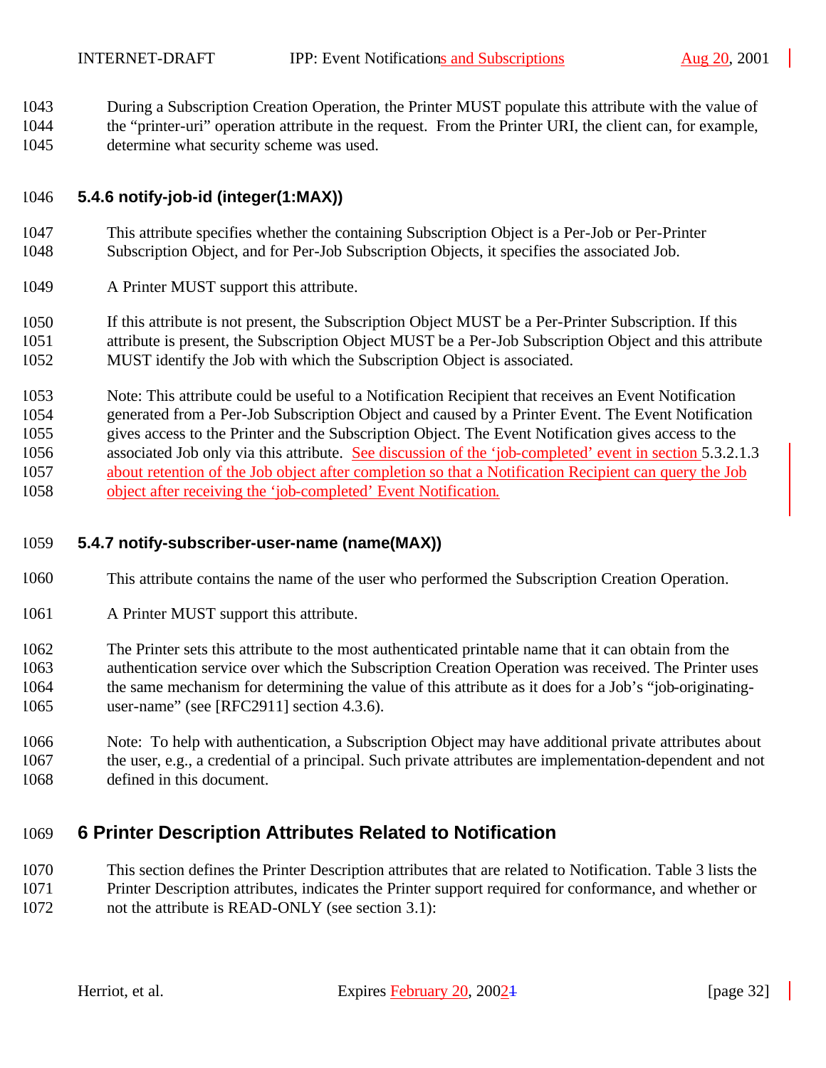During a Subscription Creation Operation, the Printer MUST populate this attribute with the value of the “printer-uri” operation attribute in the request. From the Printer URI, the client can, for example, determine what security scheme was used.

### 5.4.6 notify-job-id (integer(1:MAX))

This attribute specifies whether the containing Subscription Object is a Per-Job or Per-Printer Subscription Object, and for Per-Job Subscription Objects, it specifies the associated Job.

A Printer MUST support this attribute.

If this attribute is not present, the Subscription Object MUST be a Per-Printer Subscription. If this attribute is present, the Subscription Object MUST be a Per-Job Subscription Object and this attribute MUST identify the Job with which the Subscription Object is associated.

Note: This attribute could be useful to a Notification Recipient that receives an Event Notification generated from a Per-Job Subscription Object and caused by a Printer Event. The Event Notification gives access to the Printer and the Subscription Object. The Event Notification gives access to the associated Job only via this attribute. See discussion of the ‘job-completed’ event in section 5.3.2.1.3 about retention of the Job object after completion so that a Notification Recipient can query the Job object after receiving the ‘job-completed’ Event Notification.

### 5.4.7 notify-subscriber-user-name (name(MAX))

This attribute contains the name of the user who performed the Subscription Creation Operation.

A Printer MUST support this attribute.

The Printer sets this attribute to the most authenticated printable name that it can obtain from the authentication service over which the Subscription Creation Operation was received. The Printer uses the same mechanism for determining the value of this attribute as it does for a Job’s “job-originating-user-name” (see [RFC2911] section 4.3.6).

Note: To help with authentication, a Subscription Object may have additional private attributes about the user, e.g., a credential of a principal. Such private attributes are implementation-dependent and not defined in this document.

## 6 Printer Description Attributes Related to Notification

This section defines the Printer Description attributes that are related to Notification. Table 3 lists the Printer Description attributes, indicates the Printer support required for conformance, and whether or not the attribute is READ-ONLY (see section 3.1):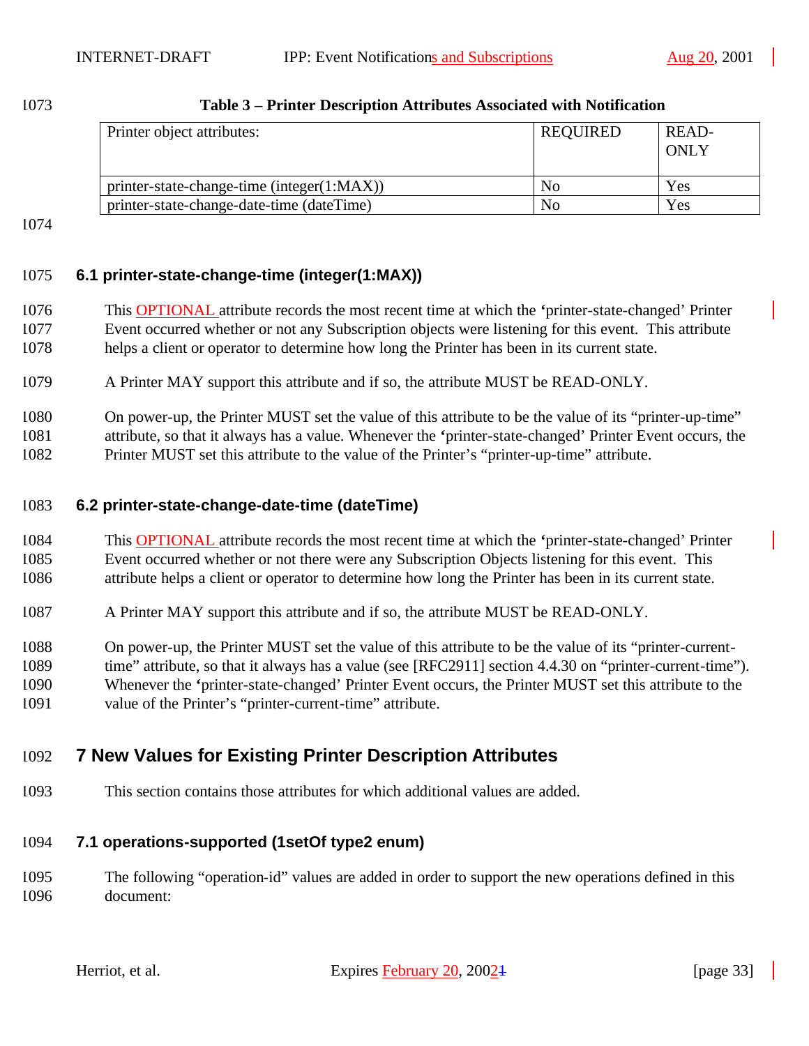**Table 3 – Printer Description Attributes Associated with Notification**

| Printer object attributes: | REQUIRED | READ-ONLY |
|---|---|---|
| printer-state-change-time (integer(1:MAX)) | No | Yes |
| printer-state-change-date-time (dateTime) | No | Yes |

### 6.1 printer-state-change-time (integer(1:MAX))

This OPTIONAL attribute records the most recent time at which the 'printer-state-changed' Printer Event occurred whether or not any Subscription objects were listening for this event. This attribute helps a client or operator to determine how long the Printer has been in its current state.

A Printer MAY support this attribute and if so, the attribute MUST be READ-ONLY.

On power-up, the Printer MUST set the value of this attribute to be the value of its "printer-up-time" attribute, so that it always has a value. Whenever the 'printer-state-changed' Printer Event occurs, the Printer MUST set this attribute to the value of the Printer's "printer-up-time" attribute.

### 6.2 printer-state-change-date-time (dateTime)

This OPTIONAL attribute records the most recent time at which the 'printer-state-changed' Printer Event occurred whether or not there were any Subscription Objects listening for this event. This attribute helps a client or operator to determine how long the Printer has been in its current state.

A Printer MAY support this attribute and if so, the attribute MUST be READ-ONLY.

On power-up, the Printer MUST set the value of this attribute to be the value of its "printer-current-time" attribute, so that it always has a value (see [RFC2911] section 4.4.30 on "printer-current-time"). Whenever the 'printer-state-changed' Printer Event occurs, the Printer MUST set this attribute to the value of the Printer's "printer-current-time" attribute.

## 7 New Values for Existing Printer Description Attributes

This section contains those attributes for which additional values are added.

### 7.1 operations-supported (1setOf type2 enum)

The following "operation-id" values are added in order to support the new operations defined in this document: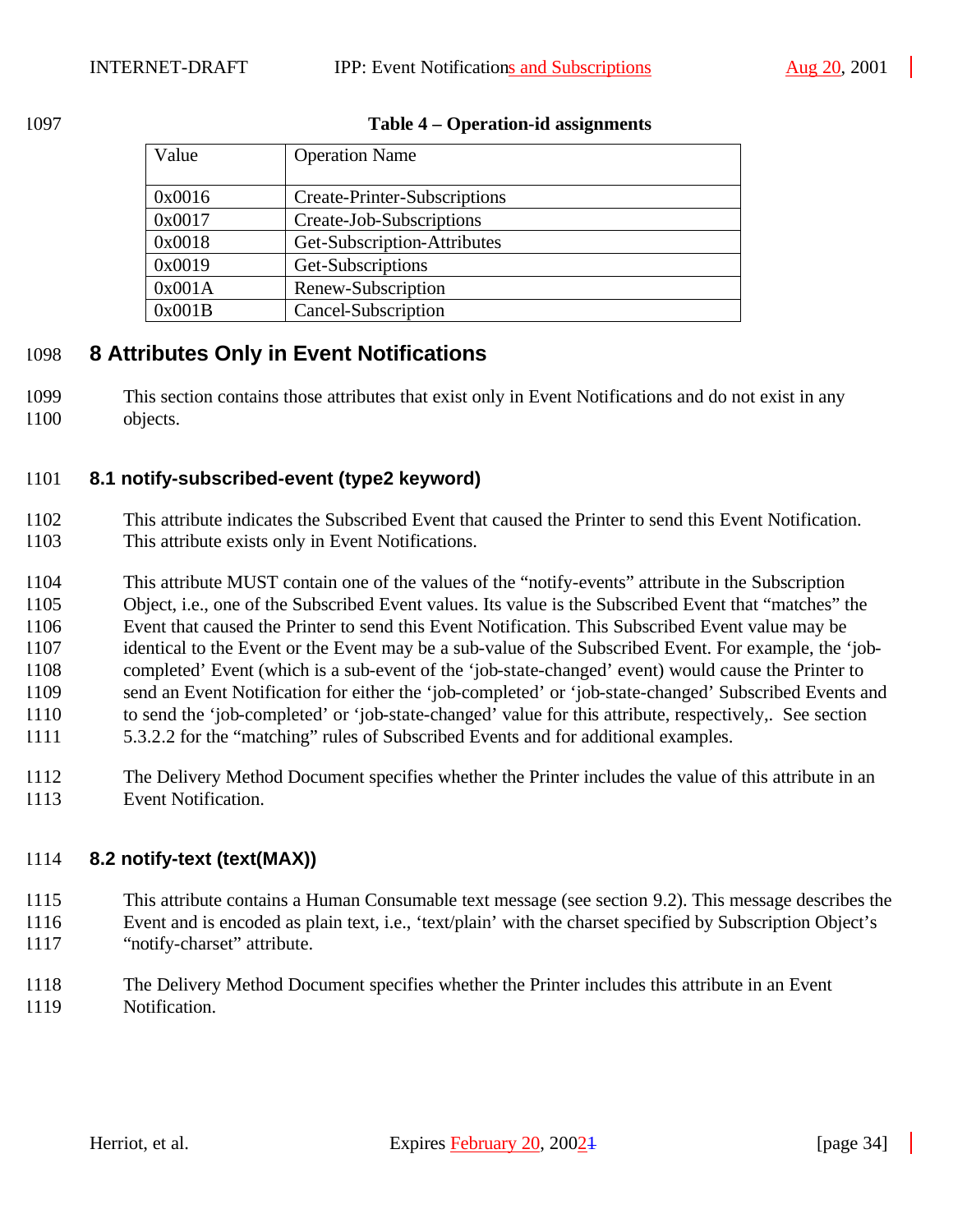**Table 4 – Operation-id assignments**

| Value | Operation Name |
|---|---|
| 0x0016 | Create-Printer-Subscriptions |
| 0x0017 | Create-Job-Subscriptions |
| 0x0018 | Get-Subscription-Attributes |
| 0x0019 | Get-Subscriptions |
| 0x001A | Renew-Subscription |
| 0x001B | Cancel-Subscription |

# 8 Attributes Only in Event Notifications

This section contains those attributes that exist only in Event Notifications and do not exist in any objects.

## 8.1 notify-subscribed-event (type2 keyword)

This attribute indicates the Subscribed Event that caused the Printer to send this Event Notification. This attribute exists only in Event Notifications.

This attribute MUST contain one of the values of the "notify-events" attribute in the Subscription Object, i.e., one of the Subscribed Event values. Its value is the Subscribed Event that "matches" the Event that caused the Printer to send this Event Notification. This Subscribed Event value may be identical to the Event or the Event may be a sub-value of the Subscribed Event. For example, the 'job-completed' Event (which is a sub-event of the 'job-state-changed' event) would cause the Printer to send an Event Notification for either the 'job-completed' or 'job-state-changed' Subscribed Events and to send the 'job-completed' or 'job-state-changed' value for this attribute, respectively,. See section 5.3.2.2 for the "matching" rules of Subscribed Events and for additional examples.

The Delivery Method Document specifies whether the Printer includes the value of this attribute in an Event Notification.

## 8.2 notify-text (text(MAX))

This attribute contains a Human Consumable text message (see section 9.2). This message describes the Event and is encoded as plain text, i.e., 'text/plain' with the charset specified by Subscription Object's "notify-charset" attribute.

The Delivery Method Document specifies whether the Printer includes this attribute in an Event Notification.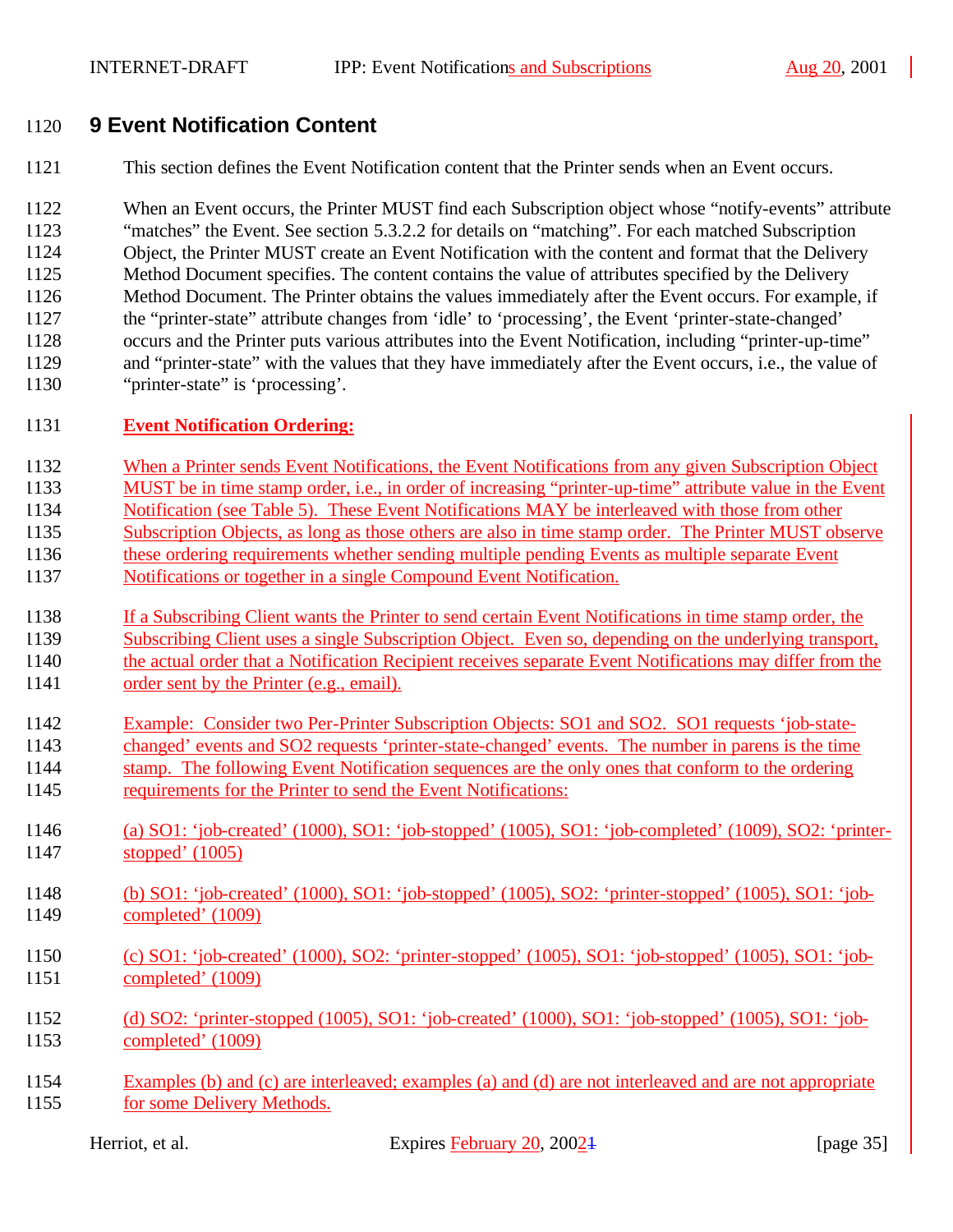# 9 Event Notification Content

This section defines the Event Notification content that the Printer sends when an Event occurs.

When an Event occurs, the Printer MUST find each Subscription object whose "notify-events" attribute "matches" the Event. See section 5.3.2.2 for details on "matching". For each matched Subscription Object, the Printer MUST create an Event Notification with the content and format that the Delivery Method Document specifies. The content contains the value of attributes specified by the Delivery Method Document. The Printer obtains the values immediately after the Event occurs. For example, if the "printer-state" attribute changes from 'idle' to 'processing', the Event 'printer-state-changed' occurs and the Printer puts various attributes into the Event Notification, including "printer-up-time" and "printer-state" with the values that they have immediately after the Event occurs, i.e., the value of "printer-state" is 'processing'.

**Event Notification Ordering:**

When a Printer sends Event Notifications, the Event Notifications from any given Subscription Object MUST be in time stamp order, i.e., in order of increasing "printer-up-time" attribute value in the Event Notification (see Table 5). These Event Notifications MAY be interleaved with those from other Subscription Objects, as long as those others are also in time stamp order. The Printer MUST observe these ordering requirements whether sending multiple pending Events as multiple separate Event Notifications or together in a single Compound Event Notification.

If a Subscribing Client wants the Printer to send certain Event Notifications in time stamp order, the Subscribing Client uses a single Subscription Object. Even so, depending on the underlying transport, the actual order that a Notification Recipient receives separate Event Notifications may differ from the order sent by the Printer (e.g., email).

Example: Consider two Per-Printer Subscription Objects: SO1 and SO2. SO1 requests 'job-state-changed' events and SO2 requests 'printer-state-changed' events. The number in parens is the time stamp. The following Event Notification sequences are the only ones that conform to the ordering requirements for the Printer to send the Event Notifications:

(a) SO1: 'job-created' (1000), SO1: 'job-stopped' (1005), SO1: 'job-completed' (1009), SO2: 'printer-stopped' (1005)

(b) SO1: 'job-created' (1000), SO1: 'job-stopped' (1005), SO2: 'printer-stopped' (1005), SO1: 'job-completed' (1009)

(c) SO1: 'job-created' (1000), SO2: 'printer-stopped' (1005), SO1: 'job-stopped' (1005), SO1: 'job-completed' (1009)

(d) SO2: 'printer-stopped (1005), SO1: 'job-created' (1000), SO1: 'job-stopped' (1005), SO1: 'job-completed' (1009)

Examples (b) and (c) are interleaved; examples (a) and (d) are not interleaved and are not appropriate for some Delivery Methods.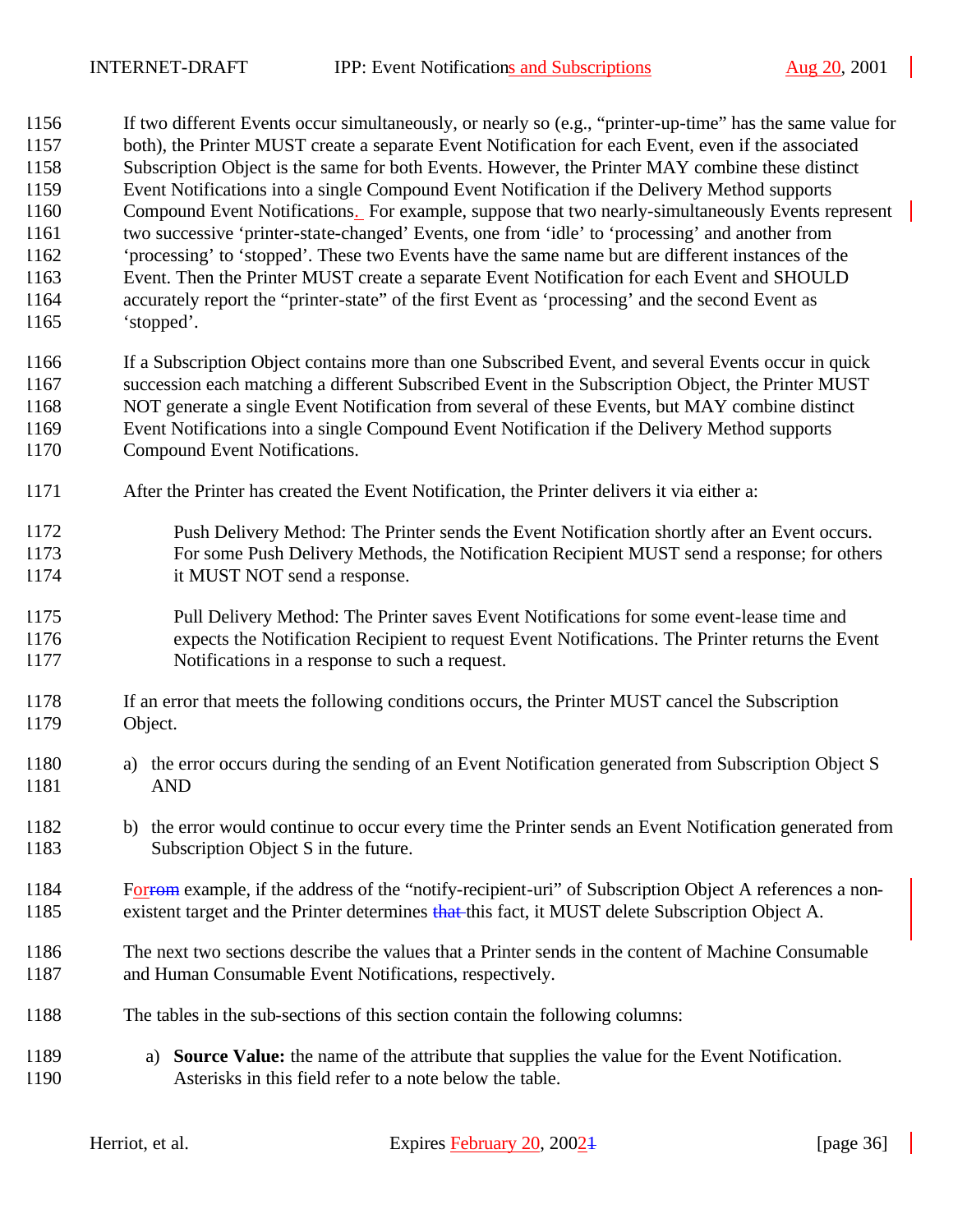If two different Events occur simultaneously, or nearly so (e.g., "printer-up-time" has the same value for both), the Printer MUST create a separate Event Notification for each Event, even if the associated Subscription Object is the same for both Events. However, the Printer MAY combine these distinct Event Notifications into a single Compound Event Notification if the Delivery Method supports Compound Event Notifications. For example, suppose that two nearly-simultaneously Events represent two successive 'printer-state-changed' Events, one from 'idle' to 'processing' and another from 'processing' to 'stopped'. These two Events have the same name but are different instances of the Event. Then the Printer MUST create a separate Event Notification for each Event and SHOULD accurately report the "printer-state" of the first Event as 'processing' and the second Event as 'stopped'.

If a Subscription Object contains more than one Subscribed Event, and several Events occur in quick succession each matching a different Subscribed Event in the Subscription Object, the Printer MUST NOT generate a single Event Notification from several of these Events, but MAY combine distinct Event Notifications into a single Compound Event Notification if the Delivery Method supports Compound Event Notifications.

After the Printer has created the Event Notification, the Printer delivers it via either a:

> Push Delivery Method: The Printer sends the Event Notification shortly after an Event occurs. For some Push Delivery Methods, the Notification Recipient MUST send a response; for others it MUST NOT send a response.
>
> Pull Delivery Method: The Printer saves Event Notifications for some event-lease time and expects the Notification Recipient to request Event Notifications. The Printer returns the Event Notifications in a response to such a request.

If an error that meets the following conditions occurs, the Printer MUST cancel the Subscription Object.

a) the error occurs during the sending of an Event Notification generated from Subscription Object S AND

b) the error would continue to occur every time the Printer sends an Event Notification generated from Subscription Object S in the future.

For example, if the address of the "notify-recipient-uri" of Subscription Object A references a non-existent target and the Printer determines this fact, it MUST delete Subscription Object A.

The next two sections describe the values that a Printer sends in the content of Machine Consumable and Human Consumable Event Notifications, respectively.

The tables in the sub-sections of this section contain the following columns:

a) **Source Value:** the name of the attribute that supplies the value for the Event Notification. Asterisks in this field refer to a note below the table.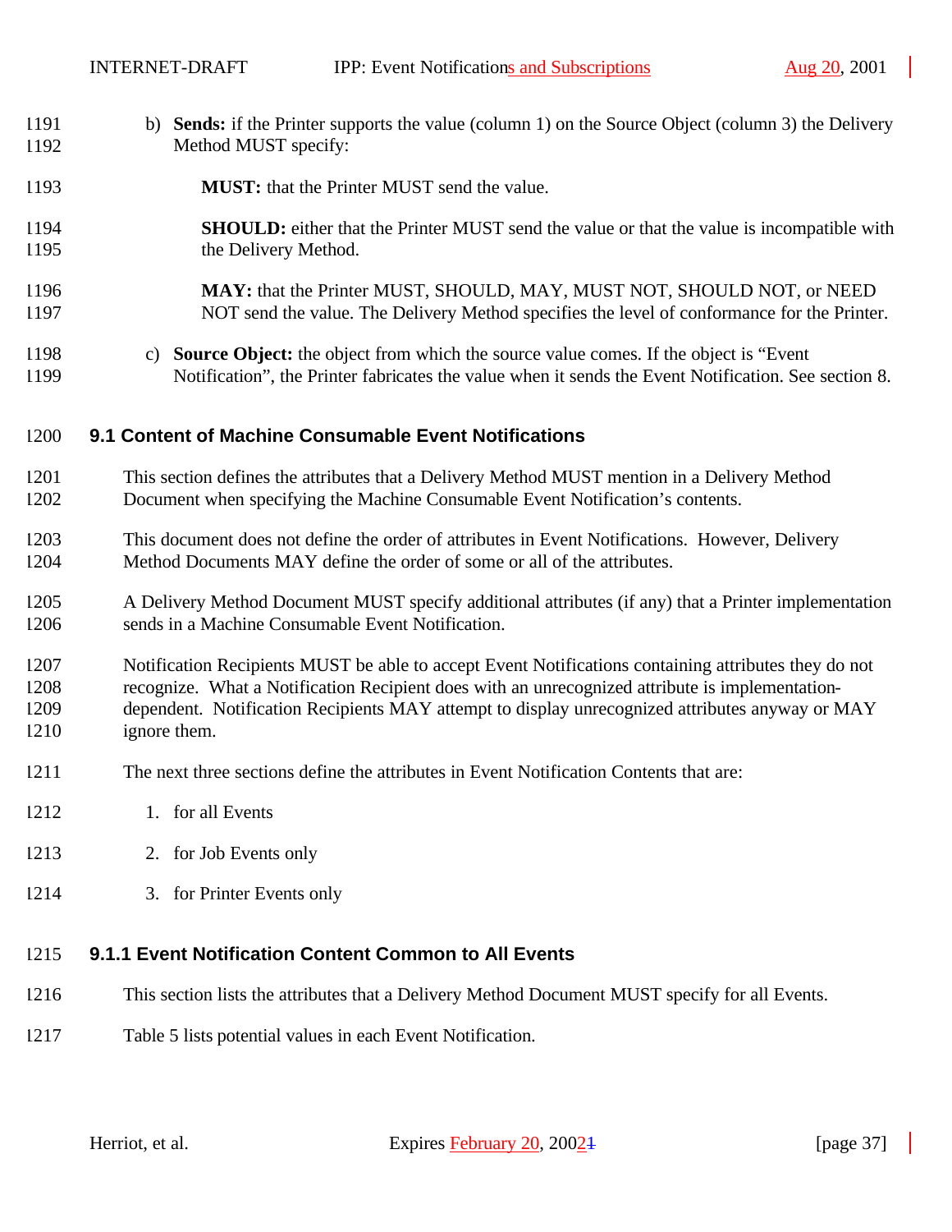b) **Sends:** if the Printer supports the value (column 1) on the Source Object (column 3) the Delivery Method MUST specify:

**MUST:** that the Printer MUST send the value.

**SHOULD:** either that the Printer MUST send the value or that the value is incompatible with the Delivery Method.

**MAY:** that the Printer MUST, SHOULD, MAY, MUST NOT, SHOULD NOT, or NEED NOT send the value. The Delivery Method specifies the level of conformance for the Printer.

c) **Source Object:** the object from which the source value comes. If the object is "Event Notification", the Printer fabricates the value when it sends the Event Notification. See section 8.

## 9.1 Content of Machine Consumable Event Notifications

This section defines the attributes that a Delivery Method MUST mention in a Delivery Method Document when specifying the Machine Consumable Event Notification's contents.

This document does not define the order of attributes in Event Notifications. However, Delivery Method Documents MAY define the order of some or all of the attributes.

A Delivery Method Document MUST specify additional attributes (if any) that a Printer implementation sends in a Machine Consumable Event Notification.

Notification Recipients MUST be able to accept Event Notifications containing attributes they do not recognize. What a Notification Recipient does with an unrecognized attribute is implementation-dependent. Notification Recipients MAY attempt to display unrecognized attributes anyway or MAY ignore them.

The next three sections define the attributes in Event Notification Contents that are:

1. for all Events
2. for Job Events only
3. for Printer Events only

### 9.1.1 Event Notification Content Common to All Events

This section lists the attributes that a Delivery Method Document MUST specify for all Events.

Table 5 lists potential values in each Event Notification.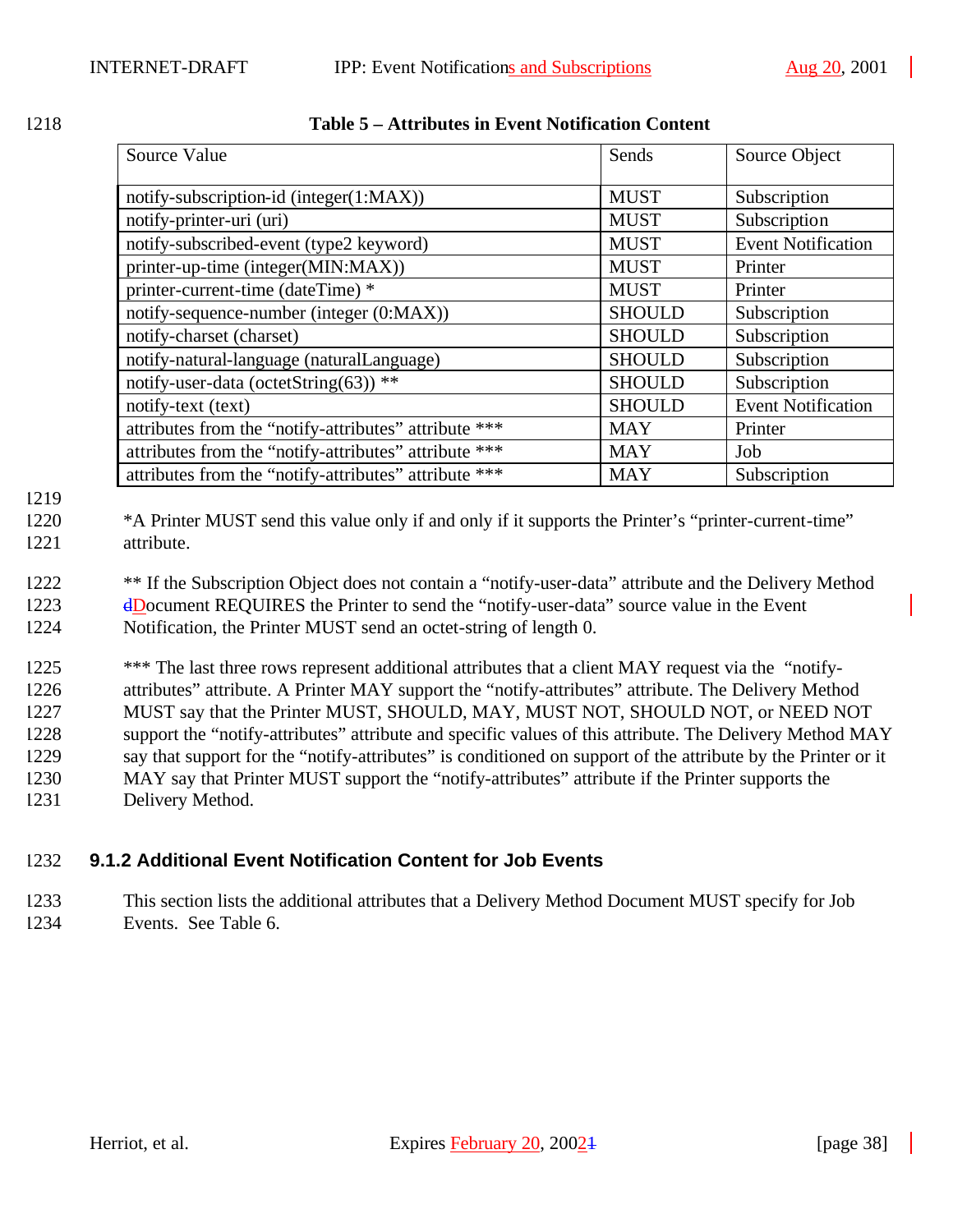**Table 5 – Attributes in Event Notification Content**

| Source Value | Sends | Source Object |
|---|---|---|
| notify-subscription-id (integer(1:MAX)) | MUST | Subscription |
| notify-printer-uri (uri) | MUST | Subscription |
| notify-subscribed-event (type2 keyword) | MUST | Event Notification |
| printer-up-time (integer(MIN:MAX)) | MUST | Printer |
| printer-current-time (dateTime) * | MUST | Printer |
| notify-sequence-number (integer (0:MAX)) | SHOULD | Subscription |
| notify-charset (charset) | SHOULD | Subscription |
| notify-natural-language (naturalLanguage) | SHOULD | Subscription |
| notify-user-data (octetString(63)) ** | SHOULD | Subscription |
| notify-text (text) | SHOULD | Event Notification |
| attributes from the "notify-attributes" attribute *** | MAY | Printer |
| attributes from the "notify-attributes" attribute *** | MAY | Job |
| attributes from the "notify-attributes" attribute *** | MAY | Subscription |

*A Printer MUST send this value only if and only if it supports the Printer's "printer-current-time" attribute.

** If the Subscription Object does not contain a "notify-user-data" attribute and the Delivery Method dDocument REQUIRES the Printer to send the "notify-user-data" source value in the Event Notification, the Printer MUST send an octet-string of length 0.

*** The last three rows represent additional attributes that a client MAY request via the "notify-attributes" attribute. A Printer MAY support the "notify-attributes" attribute. The Delivery Method MUST say that the Printer MUST, SHOULD, MAY, MUST NOT, SHOULD NOT, or NEED NOT support the "notify-attributes" attribute and specific values of this attribute. The Delivery Method MAY say that support for the "notify-attributes" is conditioned on support of the attribute by the Printer or it MAY say that Printer MUST support the "notify-attributes" attribute if the Printer supports the Delivery Method.

### 9.1.2 Additional Event Notification Content for Job Events

This section lists the additional attributes that a Delivery Method Document MUST specify for Job Events. See Table 6.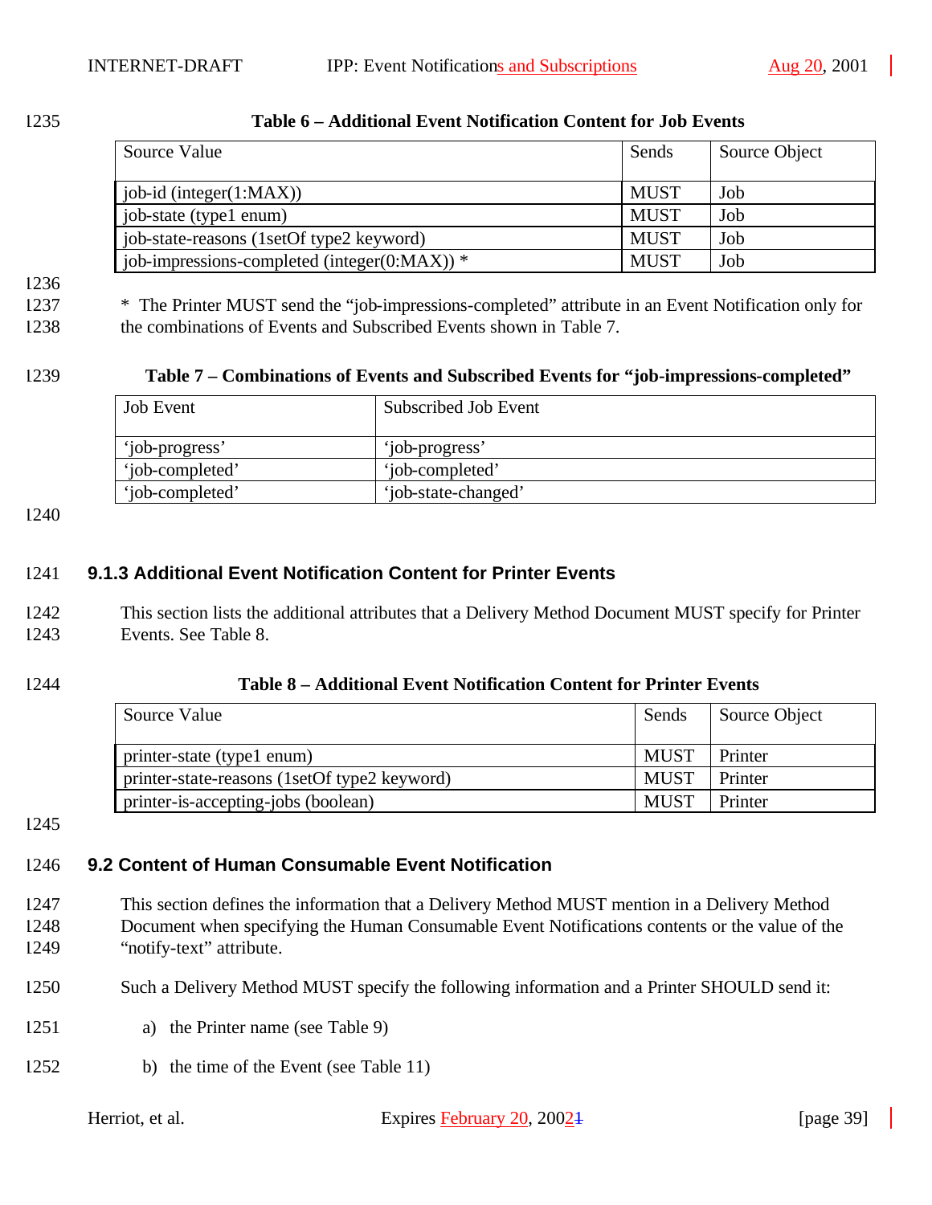**Table 6 – Additional Event Notification Content for Job Events**

| Source Value | Sends | Source Object |
|---|---|---|
| job-id (integer(1:MAX)) | MUST | Job |
| job-state (type1 enum) | MUST | Job |
| job-state-reasons (1setOf type2 keyword) | MUST | Job |
| job-impressions-completed (integer(0:MAX)) * | MUST | Job |

* The Printer MUST send the "job-impressions-completed" attribute in an Event Notification only for the combinations of Events and Subscribed Events shown in Table 7.

**Table 7 – Combinations of Events and Subscribed Events for "job-impressions-completed"**

| Job Event | Subscribed Job Event |
|---|---|
| 'job-progress' | 'job-progress' |
| 'job-completed' | 'job-completed' |
| 'job-completed' | 'job-state-changed' |

### 9.1.3 Additional Event Notification Content for Printer Events

This section lists the additional attributes that a Delivery Method Document MUST specify for Printer Events. See Table 8.

**Table 8 – Additional Event Notification Content for Printer Events**

| Source Value | Sends | Source Object |
|---|---|---|
| printer-state (type1 enum) | MUST | Printer |
| printer-state-reasons (1setOf type2 keyword) | MUST | Printer |
| printer-is-accepting-jobs (boolean) | MUST | Printer |

## 9.2 Content of Human Consumable Event Notification

This section defines the information that a Delivery Method MUST mention in a Delivery Method Document when specifying the Human Consumable Event Notifications contents or the value of the "notify-text" attribute.

Such a Delivery Method MUST specify the following information and a Printer SHOULD send it:

a) the Printer name (see Table 9)

b) the time of the Event (see Table 11)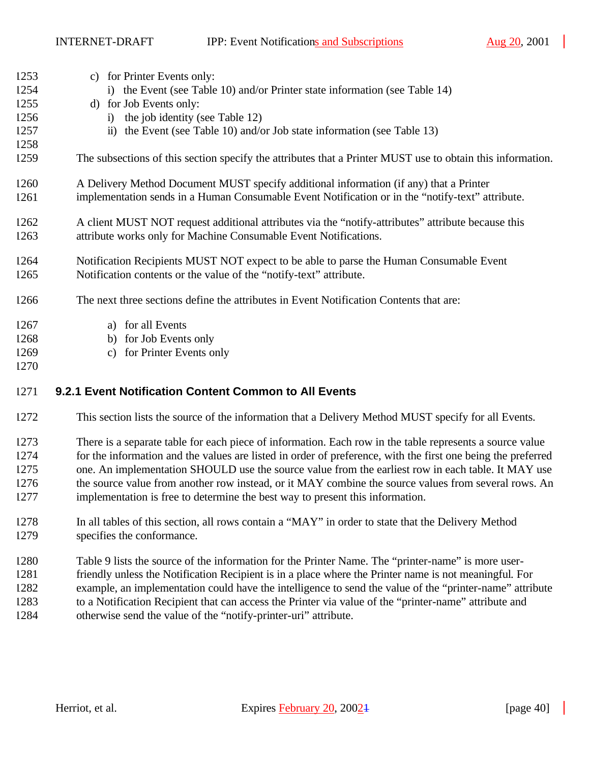c) for Printer Events only:
   i) the Event (see Table 10) and/or Printer state information (see Table 14)
d) for Job Events only:
   i) the job identity (see Table 12)
   ii) the Event (see Table 10) and/or Job state information (see Table 13)

The subsections of this section specify the attributes that a Printer MUST use to obtain this information.

A Delivery Method Document MUST specify additional information (if any) that a Printer implementation sends in a Human Consumable Event Notification or in the "notify-text" attribute.

A client MUST NOT request additional attributes via the "notify-attributes" attribute because this attribute works only for Machine Consumable Event Notifications.

Notification Recipients MUST NOT expect to be able to parse the Human Consumable Event Notification contents or the value of the "notify-text" attribute.

The next three sections define the attributes in Event Notification Contents that are:

a) for all Events
b) for Job Events only
c) for Printer Events only

### 9.2.1 Event Notification Content Common to All Events

This section lists the source of the information that a Delivery Method MUST specify for all Events.

There is a separate table for each piece of information. Each row in the table represents a source value for the information and the values are listed in order of preference, with the first one being the preferred one. An implementation SHOULD use the source value from the earliest row in each table. It MAY use the source value from another row instead, or it MAY combine the source values from several rows. An implementation is free to determine the best way to present this information.

In all tables of this section, all rows contain a "MAY" in order to state that the Delivery Method specifies the conformance.

Table 9 lists the source of the information for the Printer Name. The "printer-name" is more user-friendly unless the Notification Recipient is in a place where the Printer name is not meaningful. For example, an implementation could have the intelligence to send the value of the "printer-name" attribute to a Notification Recipient that can access the Printer via value of the "printer-name" attribute and otherwise send the value of the "notify-printer-uri" attribute.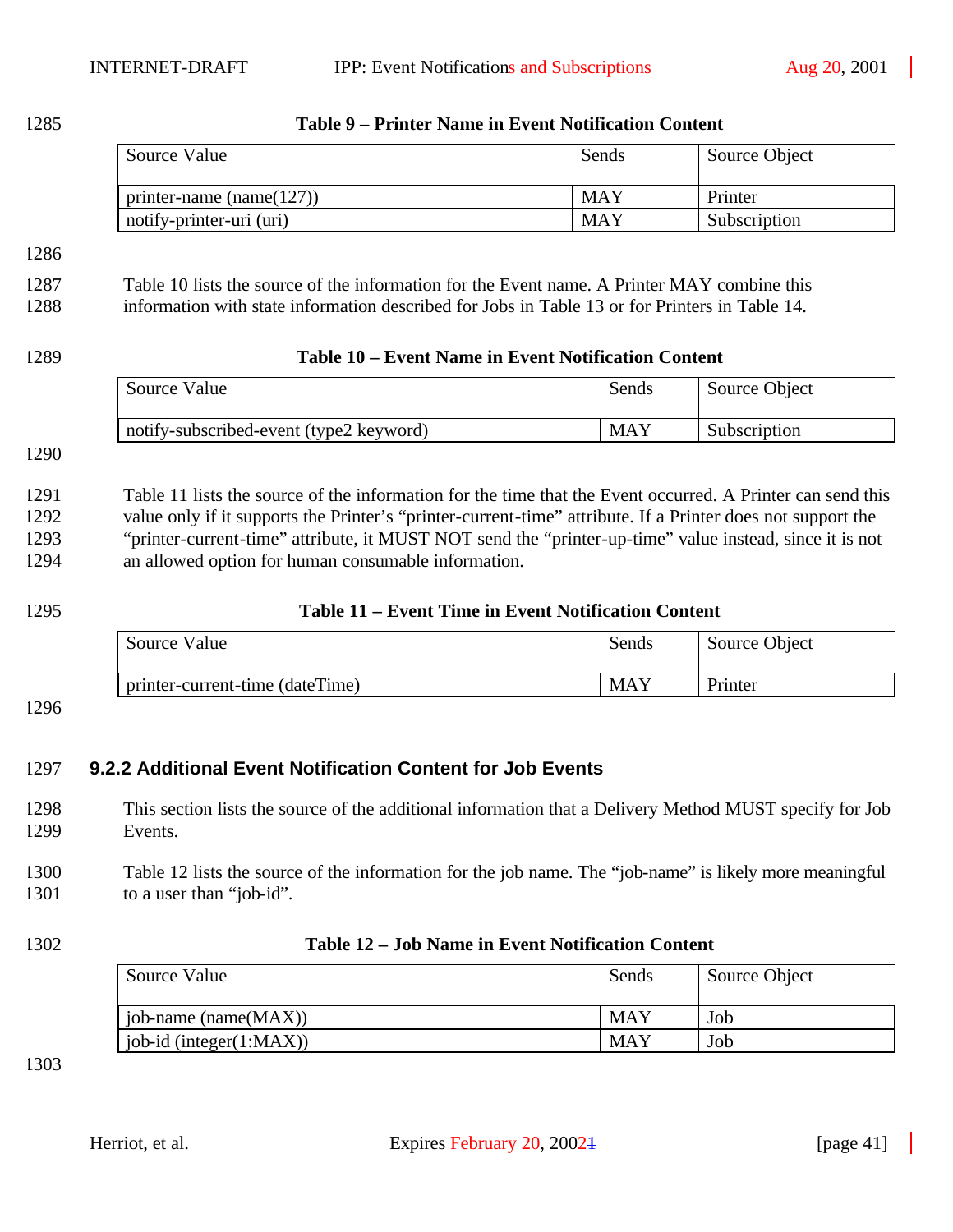**Table 9 – Printer Name in Event Notification Content**

| Source Value | Sends | Source Object |
|---|---|---|
| printer-name (name(127)) | MAY | Printer |
| notify-printer-uri (uri) | MAY | Subscription |

Table 10 lists the source of the information for the Event name. A Printer MAY combine this information with state information described for Jobs in Table 13 or for Printers in Table 14.

**Table 10 – Event Name in Event Notification Content**

| Source Value | Sends | Source Object |
|---|---|---|
| notify-subscribed-event (type2 keyword) | MAY | Subscription |

Table 11 lists the source of the information for the time that the Event occurred. A Printer can send this value only if it supports the Printer's "printer-current-time" attribute. If a Printer does not support the "printer-current-time" attribute, it MUST NOT send the "printer-up-time" value instead, since it is not an allowed option for human consumable information.

**Table 11 – Event Time in Event Notification Content**

| Source Value | Sends | Source Object |
|---|---|---|
| printer-current-time (dateTime) | MAY | Printer |

### 9.2.2 Additional Event Notification Content for Job Events

This section lists the source of the additional information that a Delivery Method MUST specify for Job Events.

Table 12 lists the source of the information for the job name. The "job-name" is likely more meaningful to a user than "job-id".

**Table 12 – Job Name in Event Notification Content**

| Source Value | Sends | Source Object |
|---|---|---|
| job-name (name(MAX)) | MAY | Job |
| job-id (integer(1:MAX)) | MAY | Job |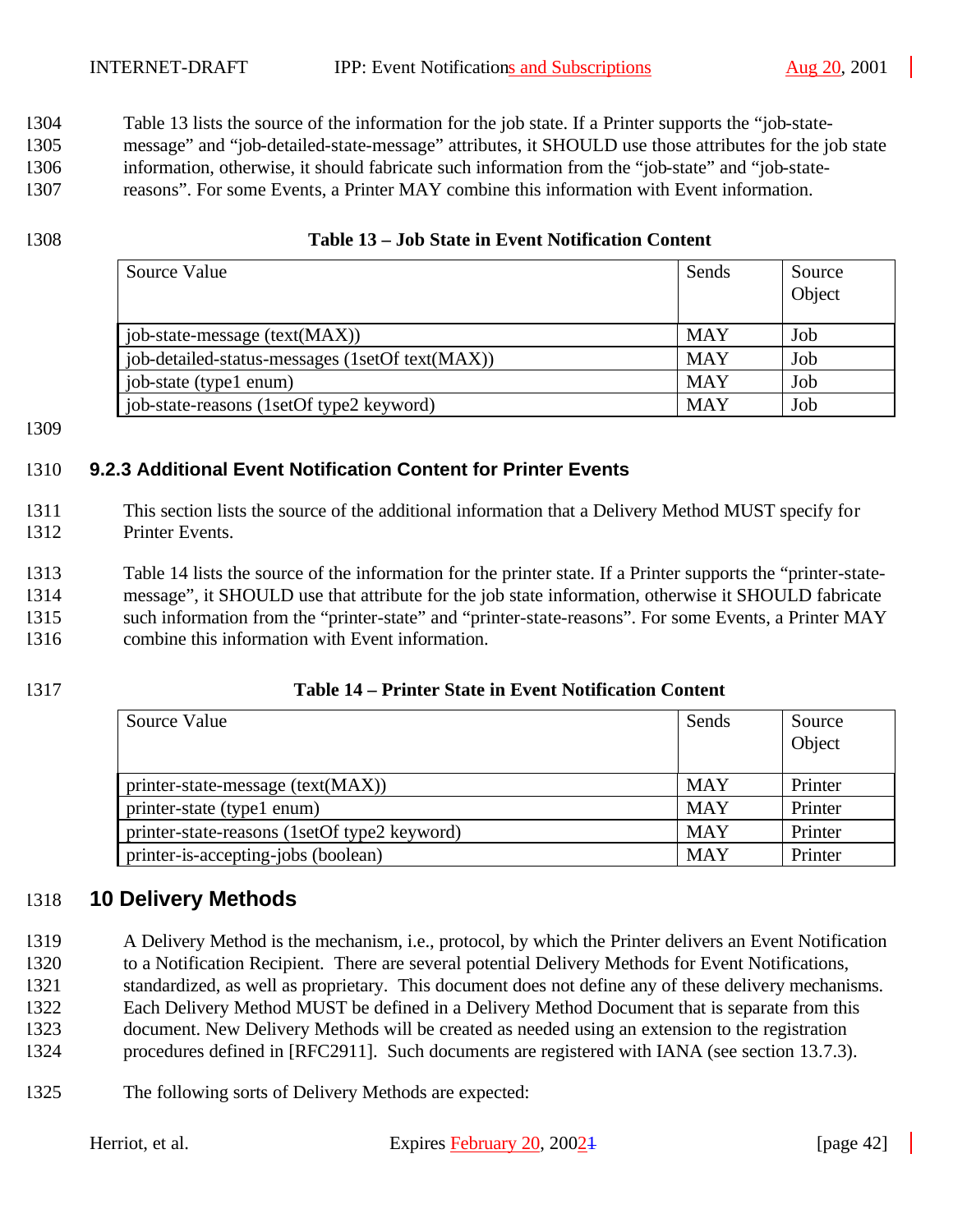Table 13 lists the source of the information for the job state. If a Printer supports the "job-state-message" and "job-detailed-state-message" attributes, it SHOULD use those attributes for the job state information, otherwise, it should fabricate such information from the "job-state" and "job-state-reasons". For some Events, a Printer MAY combine this information with Event information.

**Table 13 – Job State in Event Notification Content**

| Source Value | Sends | Source Object |
|---|---|---|
| job-state-message (text(MAX)) | MAY | Job |
| job-detailed-status-messages (1setOf text(MAX)) | MAY | Job |
| job-state (type1 enum) | MAY | Job |
| job-state-reasons (1setOf type2 keyword) | MAY | Job |

### 9.2.3 Additional Event Notification Content for Printer Events

This section lists the source of the additional information that a Delivery Method MUST specify for Printer Events.

Table 14 lists the source of the information for the printer state. If a Printer supports the "printer-state-message", it SHOULD use that attribute for the job state information, otherwise it SHOULD fabricate such information from the "printer-state" and "printer-state-reasons". For some Events, a Printer MAY combine this information with Event information.

**Table 14 – Printer State in Event Notification Content**

| Source Value | Sends | Source Object |
|---|---|---|
| printer-state-message (text(MAX)) | MAY | Printer |
| printer-state (type1 enum) | MAY | Printer |
| printer-state-reasons (1setOf type2 keyword) | MAY | Printer |
| printer-is-accepting-jobs (boolean) | MAY | Printer |

## 10 Delivery Methods

A Delivery Method is the mechanism, i.e., protocol, by which the Printer delivers an Event Notification to a Notification Recipient. There are several potential Delivery Methods for Event Notifications, standardized, as well as proprietary. This document does not define any of these delivery mechanisms. Each Delivery Method MUST be defined in a Delivery Method Document that is separate from this document. New Delivery Methods will be created as needed using an extension to the registration procedures defined in [RFC2911]. Such documents are registered with IANA (see section 13.7.3).

The following sorts of Delivery Methods are expected: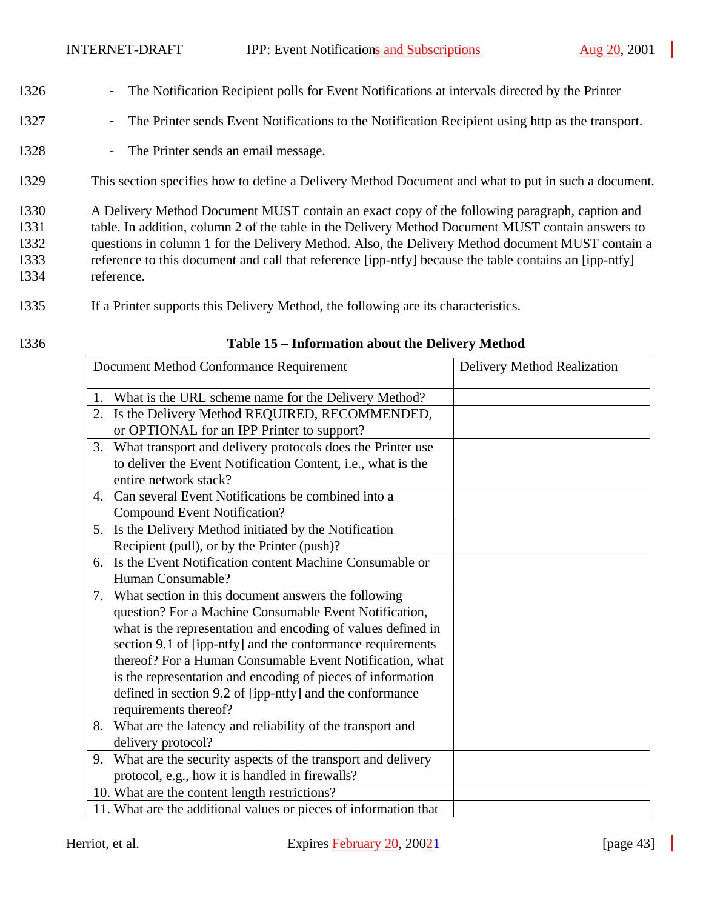- The Notification Recipient polls for Event Notifications at intervals directed by the Printer
- The Printer sends Event Notifications to the Notification Recipient using http as the transport.
- The Printer sends an email message.

This section specifies how to define a Delivery Method Document and what to put in such a document.

A Delivery Method Document MUST contain an exact copy of the following paragraph, caption and table. In addition, column 2 of the table in the Delivery Method Document MUST contain answers to questions in column 1 for the Delivery Method. Also, the Delivery Method document MUST contain a reference to this document and call that reference [ipp-ntfy] because the table contains an [ipp-ntfy] reference.

If a Printer supports this Delivery Method, the following are its characteristics.

**Table 15 – Information about the Delivery Method**

| Document Method Conformance Requirement | Delivery Method Realization |
|---|---|
| 1. What is the URL scheme name for the Delivery Method? | |
| 2. Is the Delivery Method REQUIRED, RECOMMENDED, or OPTIONAL for an IPP Printer to support? | |
| 3. What transport and delivery protocols does the Printer use to deliver the Event Notification Content, i.e., what is the entire network stack? | |
| 4. Can several Event Notifications be combined into a Compound Event Notification? | |
| 5. Is the Delivery Method initiated by the Notification Recipient (pull), or by the Printer (push)? | |
| 6. Is the Event Notification content Machine Consumable or Human Consumable? | |
| 7. What section in this document answers the following question? For a Machine Consumable Event Notification, what is the representation and encoding of values defined in section 9.1 of [ipp-ntfy] and the conformance requirements thereof? For a Human Consumable Event Notification, what is the representation and encoding of pieces of information defined in section 9.2 of [ipp-ntfy] and the conformance requirements thereof? | |
| 8. What are the latency and reliability of the transport and delivery protocol? | |
| 9. What are the security aspects of the transport and delivery protocol, e.g., how it is handled in firewalls? | |
| 10. What are the content length restrictions? | |
| 11. What are the additional values or pieces of information that | |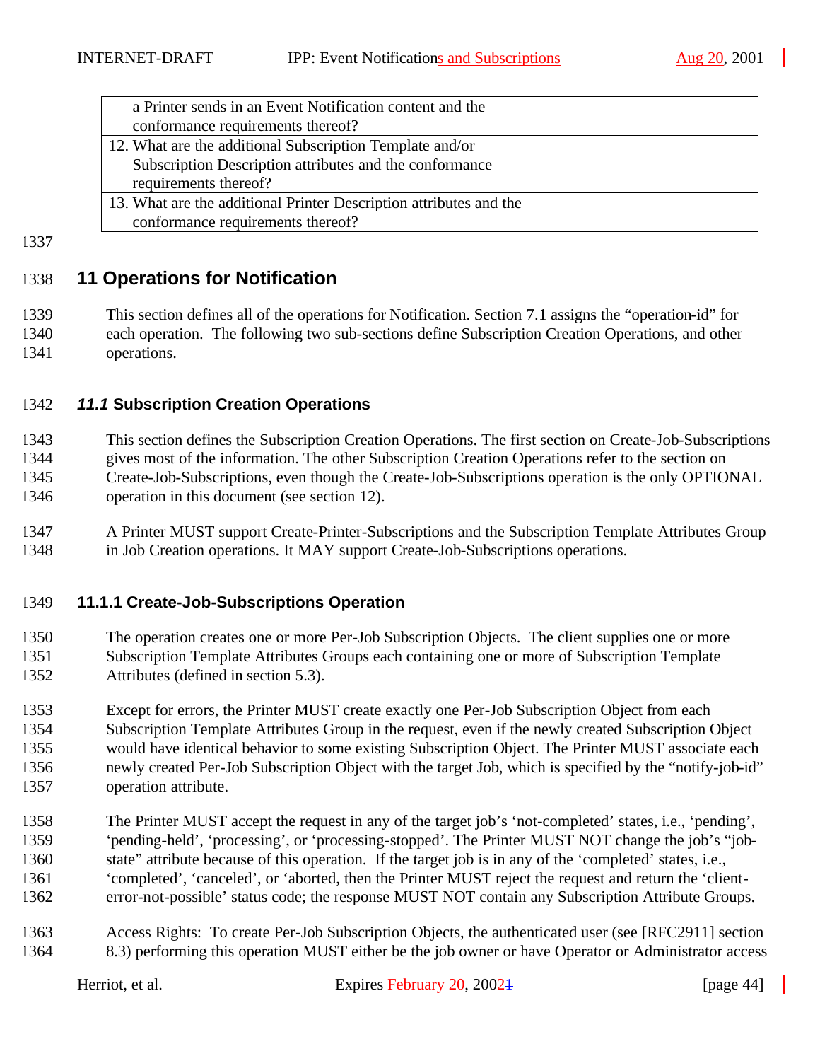| a Printer sends in an Event Notification content and the conformance requirements thereof? | |
|---|---|
| 12. What are the additional Subscription Template and/or Subscription Description attributes and the conformance requirements thereof? | |
| 13. What are the additional Printer Description attributes and the conformance requirements thereof? | |

# 11 Operations for Notification

This section defines all of the operations for Notification. Section 7.1 assigns the "operation-id" for each operation. The following two sub-sections define Subscription Creation Operations, and other operations.

## *11.1* Subscription Creation Operations

This section defines the Subscription Creation Operations. The first section on Create-Job-Subscriptions gives most of the information. The other Subscription Creation Operations refer to the section on Create-Job-Subscriptions, even though the Create-Job-Subscriptions operation is the only OPTIONAL operation in this document (see section 12).

A Printer MUST support Create-Printer-Subscriptions and the Subscription Template Attributes Group in Job Creation operations. It MAY support Create-Job-Subscriptions operations.

### 11.1.1 Create-Job-Subscriptions Operation

The operation creates one or more Per-Job Subscription Objects. The client supplies one or more Subscription Template Attributes Groups each containing one or more of Subscription Template Attributes (defined in section 5.3).

Except for errors, the Printer MUST create exactly one Per-Job Subscription Object from each Subscription Template Attributes Group in the request, even if the newly created Subscription Object would have identical behavior to some existing Subscription Object. The Printer MUST associate each newly created Per-Job Subscription Object with the target Job, which is specified by the "notify-job-id" operation attribute.

The Printer MUST accept the request in any of the target job's 'not-completed' states, i.e., 'pending', 'pending-held', 'processing', or 'processing-stopped'. The Printer MUST NOT change the job's "job-state" attribute because of this operation. If the target job is in any of the 'completed' states, i.e., 'completed', 'canceled', or 'aborted, then the Printer MUST reject the request and return the 'client-error-not-possible' status code; the response MUST NOT contain any Subscription Attribute Groups.

Access Rights: To create Per-Job Subscription Objects, the authenticated user (see [RFC2911] section 8.3) performing this operation MUST either be the job owner or have Operator or Administrator access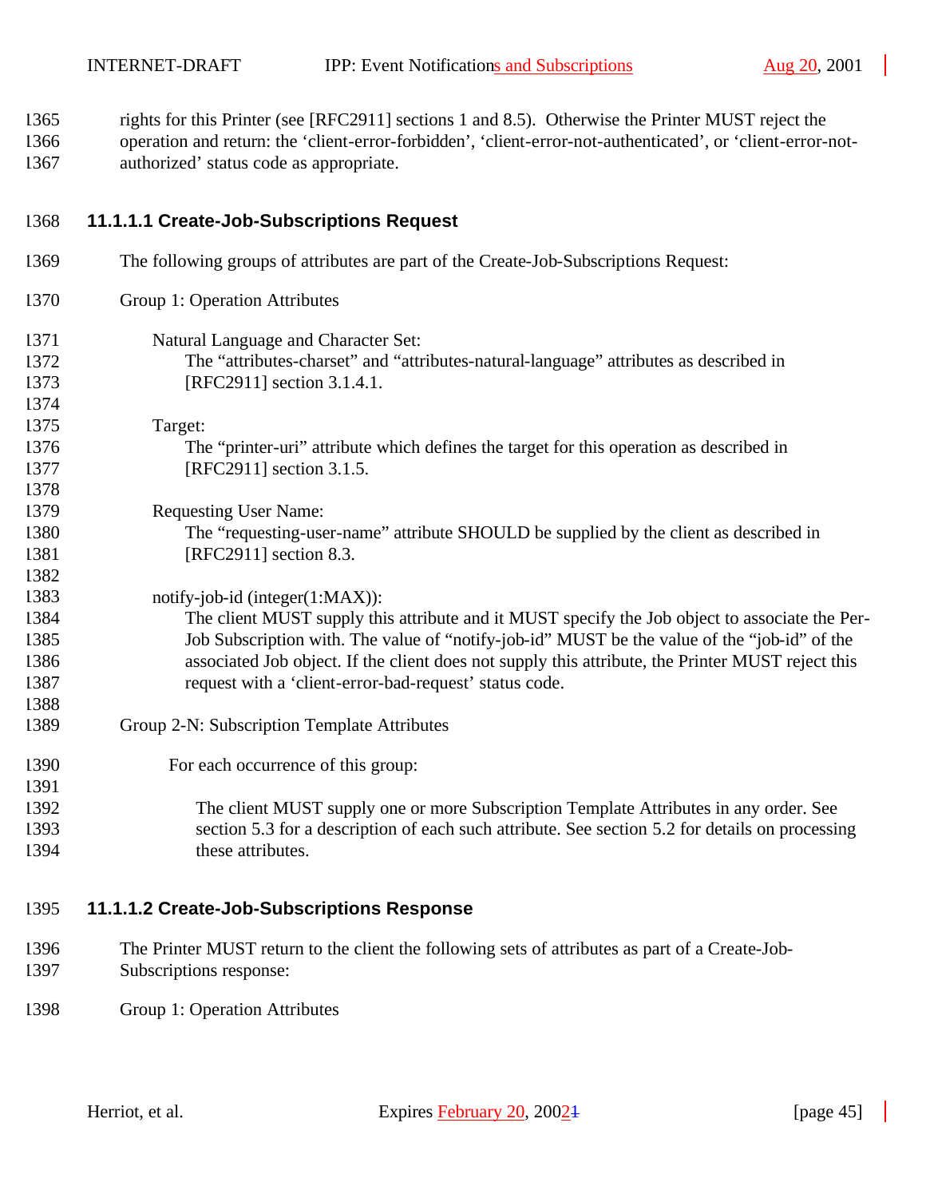rights for this Printer (see [RFC2911] sections 1 and 8.5). Otherwise the Printer MUST reject the operation and return: the 'client-error-forbidden', 'client-error-not-authenticated', or 'client-error-not-authorized' status code as appropriate.

#### 11.1.1.1 Create-Job-Subscriptions Request

The following groups of attributes are part of the Create-Job-Subscriptions Request:

Group 1: Operation Attributes

Natural Language and Character Set:
The "attributes-charset" and "attributes-natural-language" attributes as described in [RFC2911] section 3.1.4.1.

Target:
The "printer-uri" attribute which defines the target for this operation as described in [RFC2911] section 3.1.5.

Requesting User Name:
The "requesting-user-name" attribute SHOULD be supplied by the client as described in [RFC2911] section 8.3.

notify-job-id (integer(1:MAX)):
The client MUST supply this attribute and it MUST specify the Job object to associate the Per-Job Subscription with. The value of "notify-job-id" MUST be the value of the "job-id" of the associated Job object. If the client does not supply this attribute, the Printer MUST reject this request with a 'client-error-bad-request' status code.

Group 2-N: Subscription Template Attributes

For each occurrence of this group:

The client MUST supply one or more Subscription Template Attributes in any order. See section 5.3 for a description of each such attribute. See section 5.2 for details on processing these attributes.

#### 11.1.1.2 Create-Job-Subscriptions Response

The Printer MUST return to the client the following sets of attributes as part of a Create-Job-Subscriptions response:

Group 1: Operation Attributes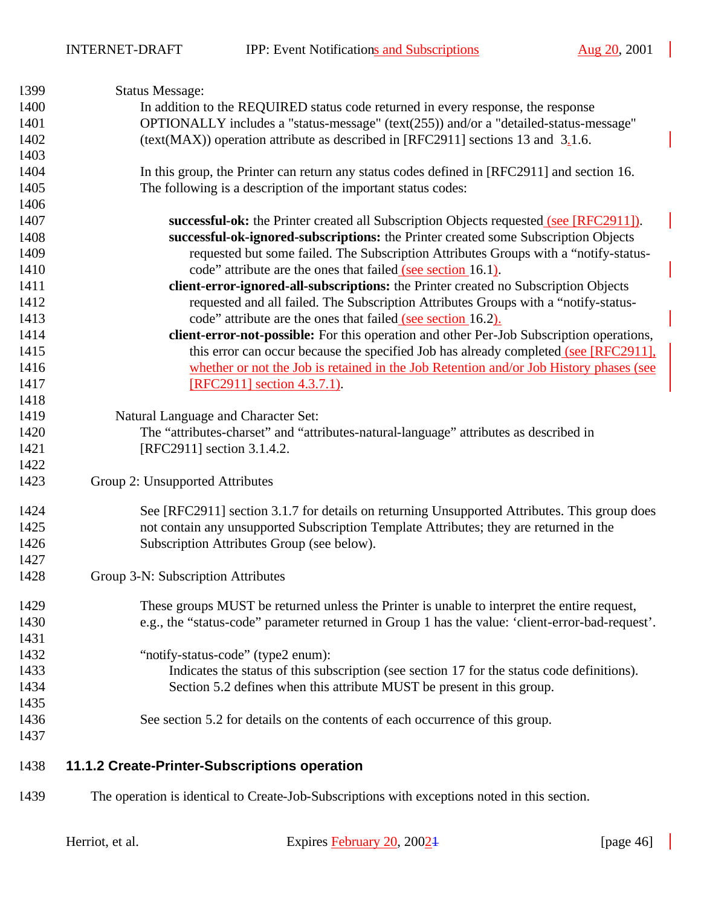Status Message:

In addition to the REQUIRED status code returned in every response, the response OPTIONALLY includes a "status-message" (text(255)) and/or a "detailed-status-message" (text(MAX)) operation attribute as described in [RFC2911] sections 13 and 3.1.6.

In this group, the Printer can return any status codes defined in [RFC2911] and section 16. The following is a description of the important status codes:

**successful-ok:** the Printer created all Subscription Objects requested (see [RFC2911]).

**successful-ok-ignored-subscriptions:** the Printer created some Subscription Objects requested but some failed. The Subscription Attributes Groups with a "notify-status-code" attribute are the ones that failed (see section 16.1).

**client-error-ignored-all-subscriptions:** the Printer created no Subscription Objects requested and all failed. The Subscription Attributes Groups with a "notify-status-code" attribute are the ones that failed (see section 16.2).

**client-error-not-possible:** For this operation and other Per-Job Subscription operations, this error can occur because the specified Job has already completed (see [RFC2911], whether or not the Job is retained in the Job Retention and/or Job History phases (see [RFC2911] section 4.3.7.1).

Natural Language and Character Set:

The "attributes-charset" and "attributes-natural-language" attributes as described in [RFC2911] section 3.1.4.2.

Group 2: Unsupported Attributes

See [RFC2911] section 3.1.7 for details on returning Unsupported Attributes. This group does not contain any unsupported Subscription Template Attributes; they are returned in the Subscription Attributes Group (see below).

Group 3-N: Subscription Attributes

These groups MUST be returned unless the Printer is unable to interpret the entire request, e.g., the "status-code" parameter returned in Group 1 has the value: 'client-error-bad-request'.

"notify-status-code" (type2 enum):

Indicates the status of this subscription (see section 17 for the status code definitions). Section 5.2 defines when this attribute MUST be present in this group.

See section 5.2 for details on the contents of each occurrence of this group.

### 11.1.2 Create-Printer-Subscriptions operation

The operation is identical to Create-Job-Subscriptions with exceptions noted in this section.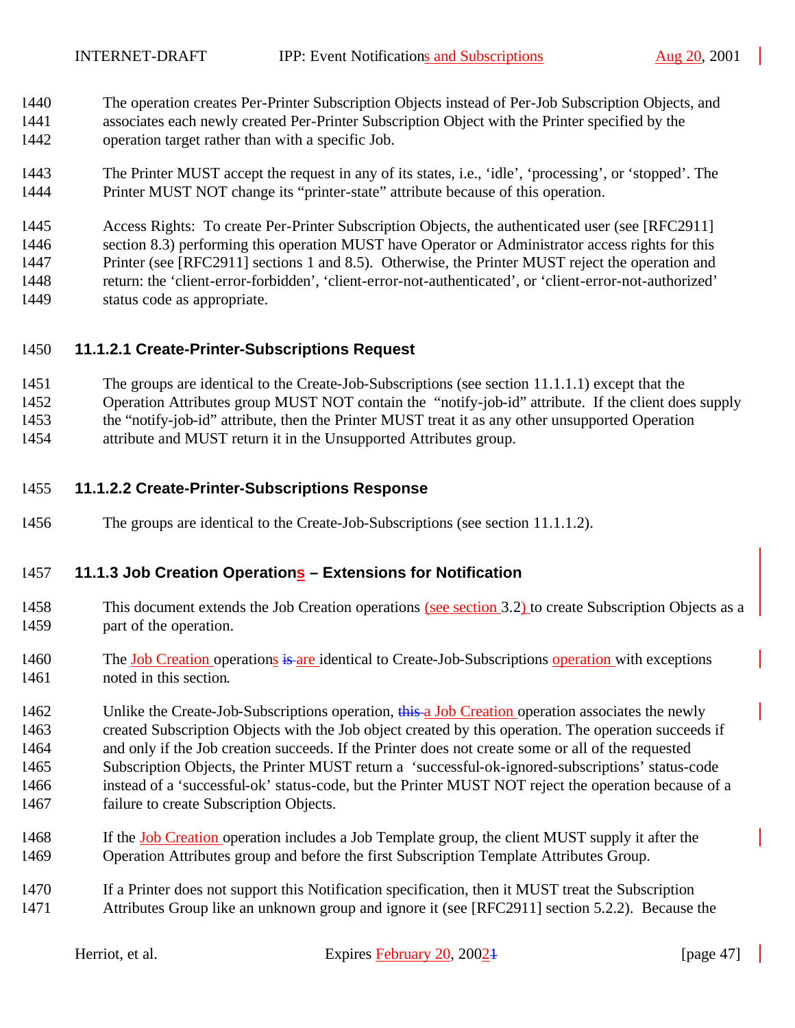The operation creates Per-Printer Subscription Objects instead of Per-Job Subscription Objects, and associates each newly created Per-Printer Subscription Object with the Printer specified by the operation target rather than with a specific Job.

The Printer MUST accept the request in any of its states, i.e., 'idle', 'processing', or 'stopped'. The Printer MUST NOT change its "printer-state" attribute because of this operation.

Access Rights: To create Per-Printer Subscription Objects, the authenticated user (see [RFC2911] section 8.3) performing this operation MUST have Operator or Administrator access rights for this Printer (see [RFC2911] sections 1 and 8.5). Otherwise, the Printer MUST reject the operation and return: the 'client-error-forbidden', 'client-error-not-authenticated', or 'client-error-not-authorized' status code as appropriate.

#### 11.1.2.1 Create-Printer-Subscriptions Request

The groups are identical to the Create-Job-Subscriptions (see section 11.1.1.1) except that the Operation Attributes group MUST NOT contain the "notify-job-id" attribute. If the client does supply the "notify-job-id" attribute, then the Printer MUST treat it as any other unsupported Operation attribute and MUST return it in the Unsupported Attributes group.

#### 11.1.2.2 Create-Printer-Subscriptions Response

The groups are identical to the Create-Job-Subscriptions (see section 11.1.1.2).

### 11.1.3 Job Creation Operations – Extensions for Notification

This document extends the Job Creation operations (see section 3.2) to create Subscription Objects as a part of the operation.

The Job Creation operations ~~is~~ are identical to Create-Job-Subscriptions operation with exceptions noted in this section.

Unlike the Create-Job-Subscriptions operation, ~~this~~ a Job Creation operation associates the newly created Subscription Objects with the Job object created by this operation. The operation succeeds if and only if the Job creation succeeds. If the Printer does not create some or all of the requested Subscription Objects, the Printer MUST return a 'successful-ok-ignored-subscriptions' status-code instead of a 'successful-ok' status-code, but the Printer MUST NOT reject the operation because of a failure to create Subscription Objects.

If the Job Creation operation includes a Job Template group, the client MUST supply it after the Operation Attributes group and before the first Subscription Template Attributes Group.

If a Printer does not support this Notification specification, then it MUST treat the Subscription Attributes Group like an unknown group and ignore it (see [RFC2911] section 5.2.2). Because the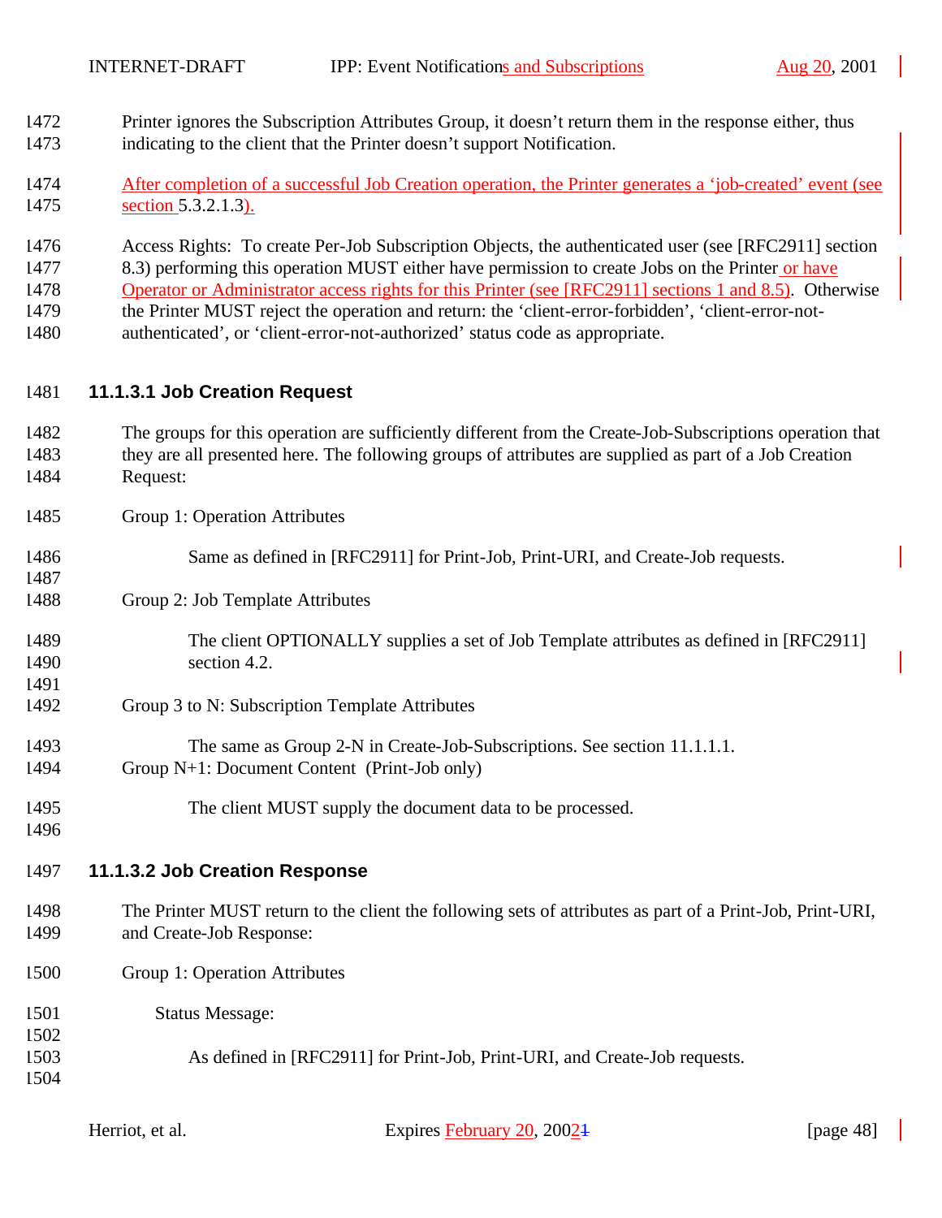Printer ignores the Subscription Attributes Group, it doesn't return them in the response either, thus indicating to the client that the Printer doesn't support Notification.

After completion of a successful Job Creation operation, the Printer generates a 'job-created' event (see section 5.3.2.1.3).

Access Rights: To create Per-Job Subscription Objects, the authenticated user (see [RFC2911] section 8.3) performing this operation MUST either have permission to create Jobs on the Printer or have Operator or Administrator access rights for this Printer (see [RFC2911] sections 1 and 8.5). Otherwise the Printer MUST reject the operation and return: the 'client-error-forbidden', 'client-error-not-authenticated', or 'client-error-not-authorized' status code as appropriate.

### 11.1.3.1 Job Creation Request

The groups for this operation are sufficiently different from the Create-Job-Subscriptions operation that they are all presented here. The following groups of attributes are supplied as part of a Job Creation Request:

Group 1: Operation Attributes

> Same as defined in [RFC2911] for Print-Job, Print-URI, and Create-Job requests.

Group 2: Job Template Attributes

> The client OPTIONALLY supplies a set of Job Template attributes as defined in [RFC2911] section 4.2.

Group 3 to N: Subscription Template Attributes

> The same as Group 2-N in Create-Job-Subscriptions. See section 11.1.1.1.

Group N+1: Document Content (Print-Job only)

> The client MUST supply the document data to be processed.

### 11.1.3.2 Job Creation Response

The Printer MUST return to the client the following sets of attributes as part of a Print-Job, Print-URI, and Create-Job Response:

Group 1: Operation Attributes

Status Message:

> As defined in [RFC2911] for Print-Job, Print-URI, and Create-Job requests.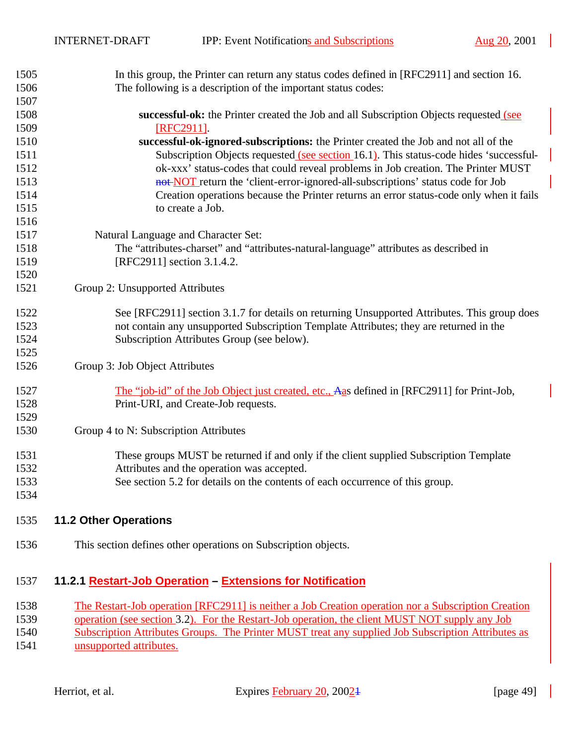In this group, the Printer can return any status codes defined in [RFC2911] and section 16. The following is a description of the important status codes:

**successful-ok:** the Printer created the Job and all Subscription Objects requested (see [RFC2911].

**successful-ok-ignored-subscriptions:** the Printer created the Job and not all of the Subscription Objects requested (see section 16.1). This status-code hides 'successful-ok-xxx' status-codes that could reveal problems in Job creation. The Printer MUST NOT return the 'client-error-ignored-all-subscriptions' status code for Job Creation operations because the Printer returns an error status-code only when it fails to create a Job.

Natural Language and Character Set:

The "attributes-charset" and "attributes-natural-language" attributes as described in [RFC2911] section 3.1.4.2.

Group 2: Unsupported Attributes

See [RFC2911] section 3.1.7 for details on returning Unsupported Attributes. This group does not contain any unsupported Subscription Template Attributes; they are returned in the Subscription Attributes Group (see below).

Group 3: Job Object Attributes

The "job-id" of the Job Object just created, etc., as defined in [RFC2911] for Print-Job, Print-URI, and Create-Job requests.

Group 4 to N: Subscription Attributes

These groups MUST be returned if and only if the client supplied Subscription Template Attributes and the operation was accepted.
See section 5.2 for details on the contents of each occurrence of this group.

## 11.2 Other Operations

This section defines other operations on Subscription objects.

### 11.2.1 Restart-Job Operation – Extensions for Notification

The Restart-Job operation [RFC2911] is neither a Job Creation operation nor a Subscription Creation operation (see section 3.2). For the Restart-Job operation, the client MUST NOT supply any Job Subscription Attributes Groups. The Printer MUST treat any supplied Job Subscription Attributes as unsupported attributes.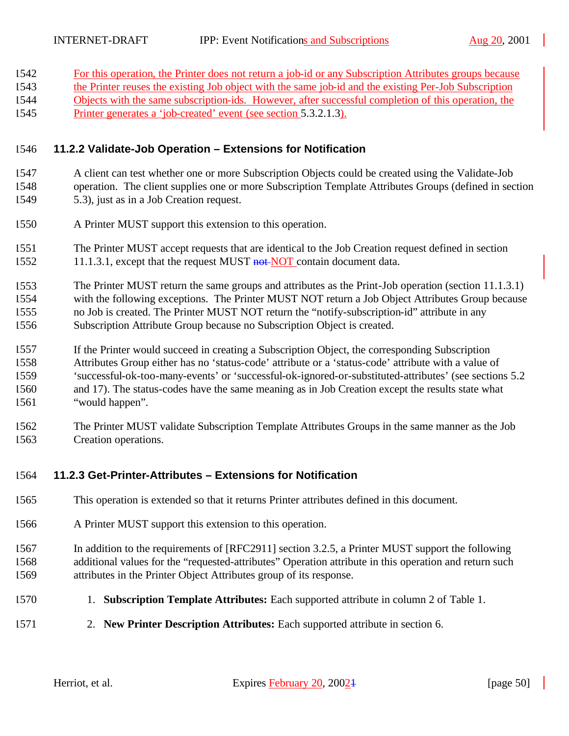For this operation, the Printer does not return a job-id or any Subscription Attributes groups because the Printer reuses the existing Job object with the same job-id and the existing Per-Job Subscription Objects with the same subscription-ids. However, after successful completion of this operation, the Printer generates a 'job-created' event (see section 5.3.2.1.3).

### 11.2.2 Validate-Job Operation – Extensions for Notification

A client can test whether one or more Subscription Objects could be created using the Validate-Job operation. The client supplies one or more Subscription Template Attributes Groups (defined in section 5.3), just as in a Job Creation request.

A Printer MUST support this extension to this operation.

The Printer MUST accept requests that are identical to the Job Creation request defined in section 11.1.3.1, except that the request MUST ~~not~~ NOT contain document data.

The Printer MUST return the same groups and attributes as the Print-Job operation (section 11.1.3.1) with the following exceptions. The Printer MUST NOT return a Job Object Attributes Group because no Job is created. The Printer MUST NOT return the "notify-subscription-id" attribute in any Subscription Attribute Group because no Subscription Object is created.

If the Printer would succeed in creating a Subscription Object, the corresponding Subscription Attributes Group either has no 'status-code' attribute or a 'status-code' attribute with a value of 'successful-ok-too-many-events' or 'successful-ok-ignored-or-substituted-attributes' (see sections 5.2 and 17). The status-codes have the same meaning as in Job Creation except the results state what "would happen".

The Printer MUST validate Subscription Template Attributes Groups in the same manner as the Job Creation operations.

### 11.2.3 Get-Printer-Attributes – Extensions for Notification

This operation is extended so that it returns Printer attributes defined in this document.

A Printer MUST support this extension to this operation.

In addition to the requirements of [RFC2911] section 3.2.5, a Printer MUST support the following additional values for the "requested-attributes" Operation attribute in this operation and return such attributes in the Printer Object Attributes group of its response.

1. **Subscription Template Attributes:** Each supported attribute in column 2 of Table 1.
2. **New Printer Description Attributes:** Each supported attribute in section 6.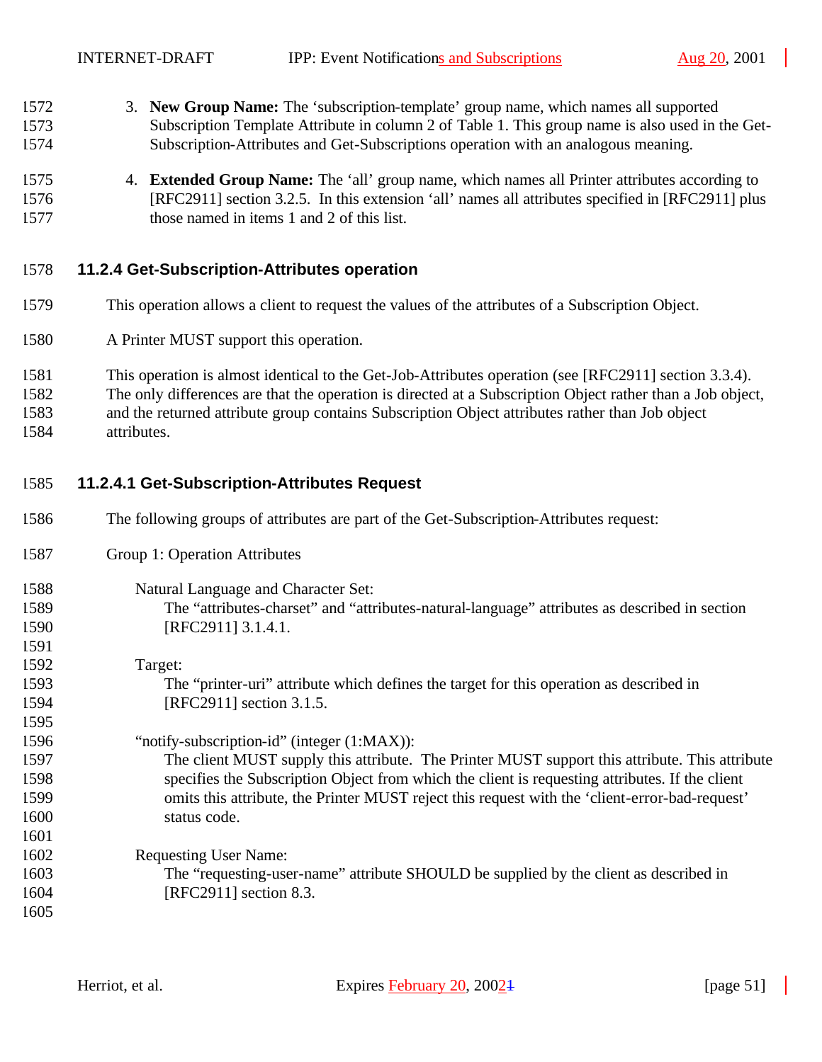3. **New Group Name:** The 'subscription-template' group name, which names all supported Subscription Template Attribute in column 2 of Table 1. This group name is also used in the Get-Subscription-Attributes and Get-Subscriptions operation with an analogous meaning.

4. **Extended Group Name:** The 'all' group name, which names all Printer attributes according to [RFC2911] section 3.2.5. In this extension 'all' names all attributes specified in [RFC2911] plus those named in items 1 and 2 of this list.

### 11.2.4 Get-Subscription-Attributes operation

This operation allows a client to request the values of the attributes of a Subscription Object.

A Printer MUST support this operation.

This operation is almost identical to the Get-Job-Attributes operation (see [RFC2911] section 3.3.4). The only differences are that the operation is directed at a Subscription Object rather than a Job object, and the returned attribute group contains Subscription Object attributes rather than Job object attributes.

#### 11.2.4.1 Get-Subscription-Attributes Request

The following groups of attributes are part of the Get-Subscription-Attributes request:

Group 1: Operation Attributes

Natural Language and Character Set:
The "attributes-charset" and "attributes-natural-language" attributes as described in section [RFC2911] 3.1.4.1.

Target:
The "printer-uri" attribute which defines the target for this operation as described in [RFC2911] section 3.1.5.

"notify-subscription-id" (integer (1:MAX)):
The client MUST supply this attribute. The Printer MUST support this attribute. This attribute specifies the Subscription Object from which the client is requesting attributes. If the client omits this attribute, the Printer MUST reject this request with the 'client-error-bad-request' status code.

Requesting User Name:
The "requesting-user-name" attribute SHOULD be supplied by the client as described in [RFC2911] section 8.3.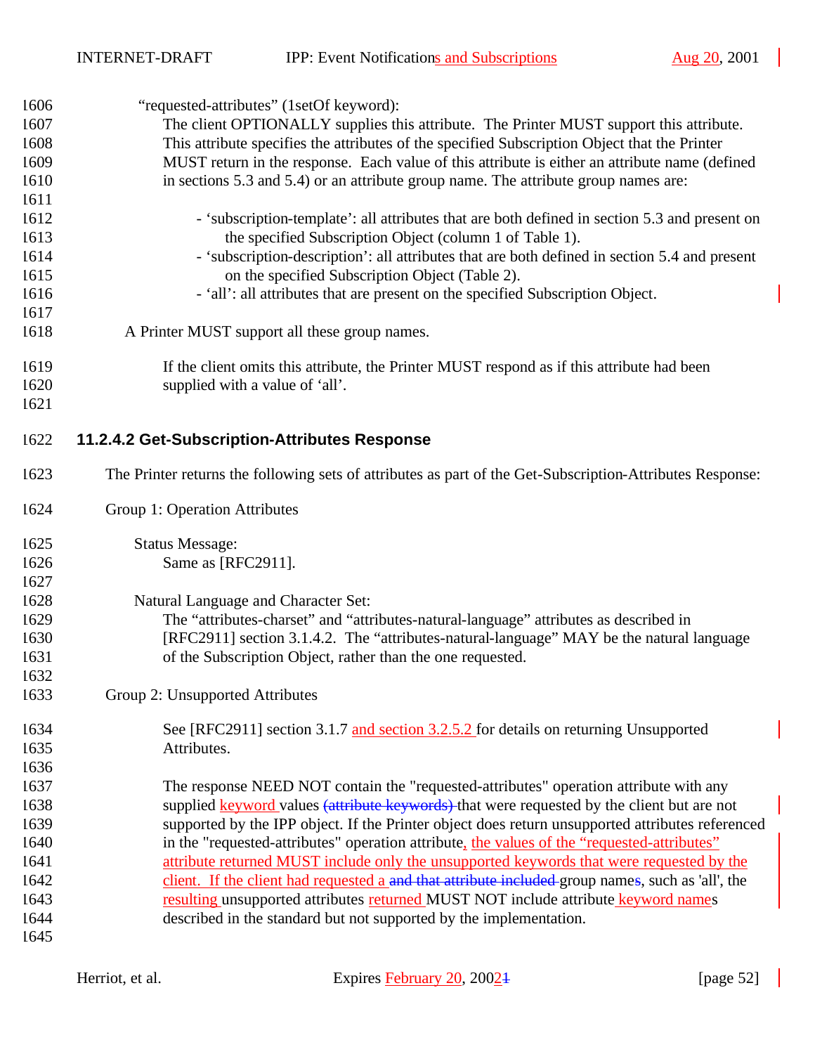"requested-attributes" (1setOf keyword):

The client OPTIONALLY supplies this attribute. The Printer MUST support this attribute. This attribute specifies the attributes of the specified Subscription Object that the Printer MUST return in the response. Each value of this attribute is either an attribute name (defined in sections 5.3 and 5.4) or an attribute group name. The attribute group names are:

- 'subscription-template': all attributes that are both defined in section 5.3 and present on the specified Subscription Object (column 1 of Table 1).
- 'subscription-description': all attributes that are both defined in section 5.4 and present on the specified Subscription Object (Table 2).
- 'all': all attributes that are present on the specified Subscription Object.

A Printer MUST support all these group names.

If the client omits this attribute, the Printer MUST respond as if this attribute had been supplied with a value of 'all'.

#### 11.2.4.2 Get-Subscription-Attributes Response

The Printer returns the following sets of attributes as part of the Get-Subscription-Attributes Response:

Group 1: Operation Attributes

Status Message:
Same as [RFC2911].

Natural Language and Character Set:
The "attributes-charset" and "attributes-natural-language" attributes as described in [RFC2911] section 3.1.4.2. The "attributes-natural-language" MAY be the natural language of the Subscription Object, rather than the one requested.

Group 2: Unsupported Attributes

See [RFC2911] section 3.1.7 and section 3.2.5.2 for details on returning Unsupported Attributes.

The response NEED NOT contain the "requested-attributes" operation attribute with any supplied keyword values that were requested by the client but are not supported by the IPP object. If the Printer object does return unsupported attributes referenced in the "requested-attributes" operation attribute, the values of the "requested-attributes" attribute returned MUST include only the unsupported keywords that were requested by the client. If the client had requested a group names, such as 'all', the resulting unsupported attributes returned MUST NOT include attribute keyword names described in the standard but not supported by the implementation.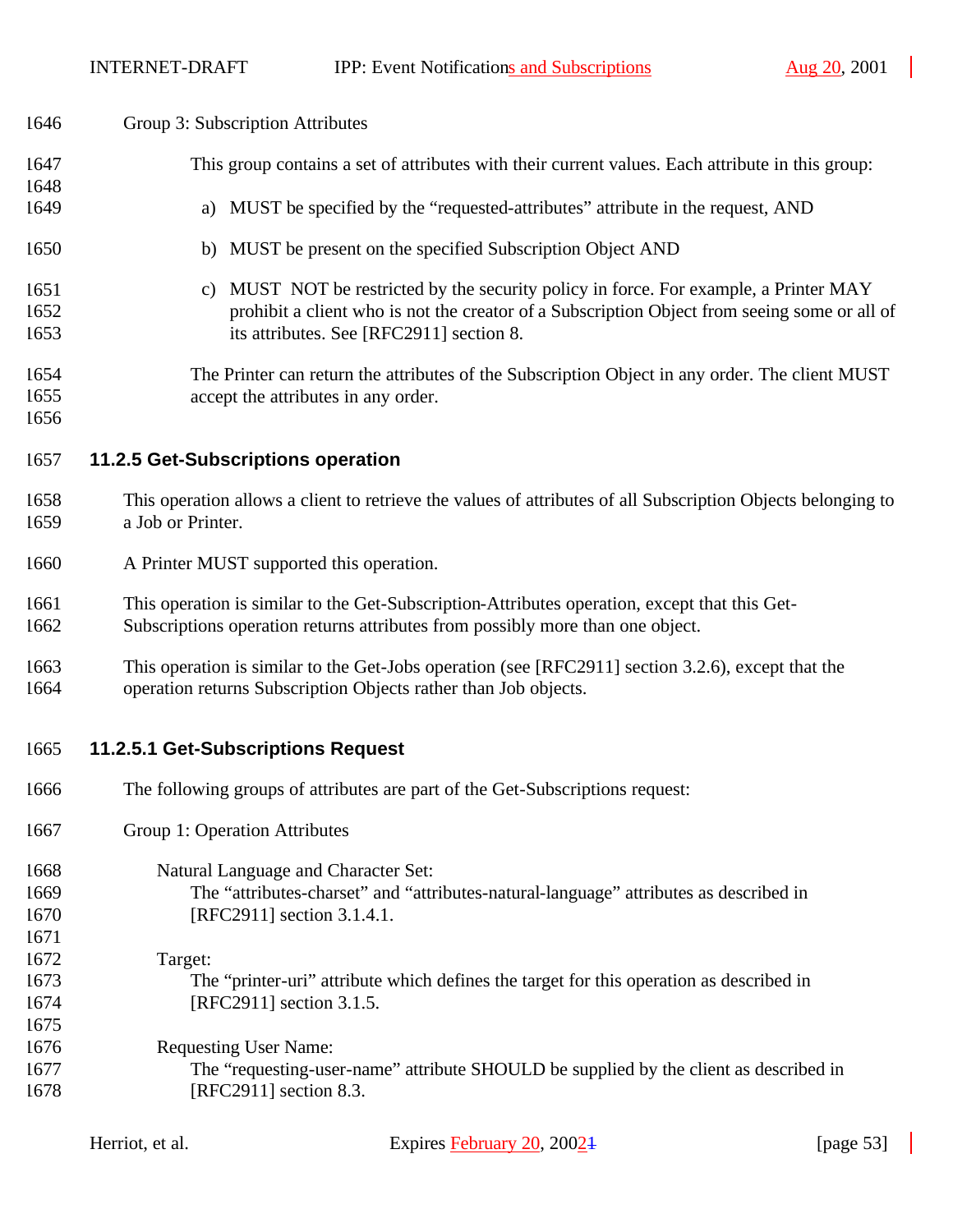Group 3: Subscription Attributes

This group contains a set of attributes with their current values. Each attribute in this group:

a) MUST be specified by the “requested-attributes” attribute in the request, AND

b) MUST be present on the specified Subscription Object AND

c) MUST NOT be restricted by the security policy in force. For example, a Printer MAY prohibit a client who is not the creator of a Subscription Object from seeing some or all of its attributes. See [RFC2911] section 8.

The Printer can return the attributes of the Subscription Object in any order. The client MUST accept the attributes in any order.

### 11.2.5 Get-Subscriptions operation

This operation allows a client to retrieve the values of attributes of all Subscription Objects belonging to a Job or Printer.

A Printer MUST supported this operation.

This operation is similar to the Get-Subscription-Attributes operation, except that this Get-Subscriptions operation returns attributes from possibly more than one object.

This operation is similar to the Get-Jobs operation (see [RFC2911] section 3.2.6), except that the operation returns Subscription Objects rather than Job objects.

#### 11.2.5.1 Get-Subscriptions Request

The following groups of attributes are part of the Get-Subscriptions request:

Group 1: Operation Attributes

Natural Language and Character Set:
The “attributes-charset” and “attributes-natural-language” attributes as described in [RFC2911] section 3.1.4.1.

Target:
The “printer-uri” attribute which defines the target for this operation as described in [RFC2911] section 3.1.5.

Requesting User Name:
The “requesting-user-name” attribute SHOULD be supplied by the client as described in [RFC2911] section 8.3.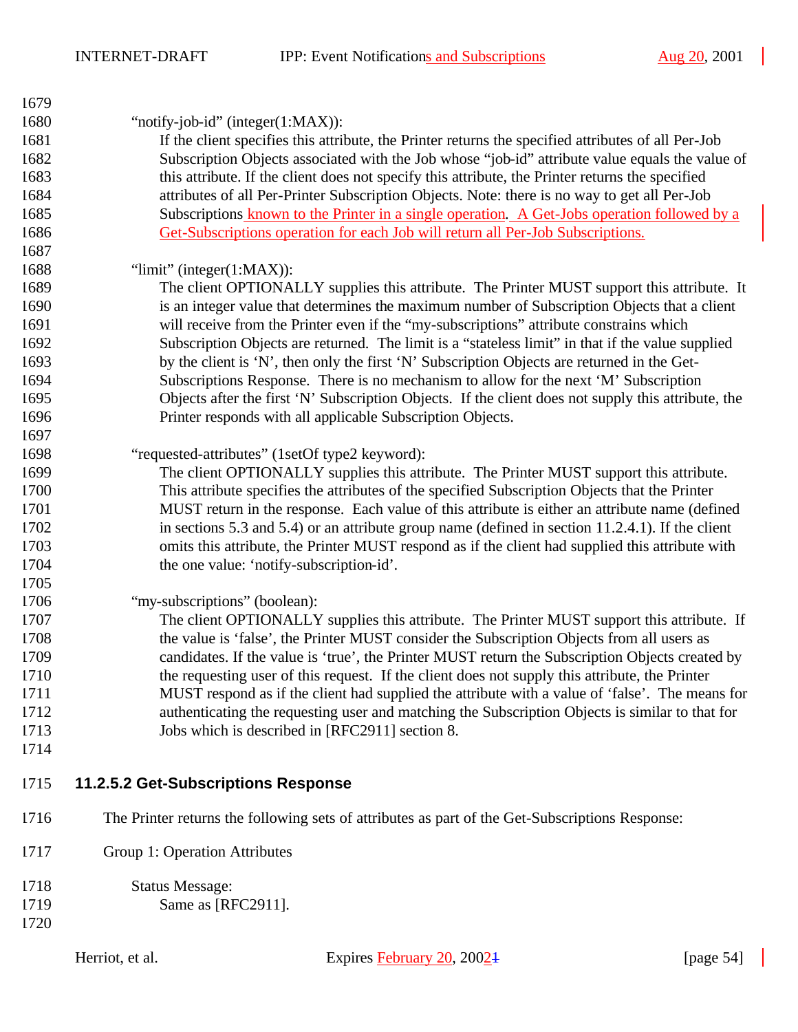"notify-job-id" (integer(1:MAX)):

If the client specifies this attribute, the Printer returns the specified attributes of all Per-Job Subscription Objects associated with the Job whose "job-id" attribute value equals the value of this attribute. If the client does not specify this attribute, the Printer returns the specified attributes of all Per-Printer Subscription Objects. Note: there is no way to get all Per-Job Subscriptions known to the Printer in a single operation. A Get-Jobs operation followed by a Get-Subscriptions operation for each Job will return all Per-Job Subscriptions.

"limit" (integer(1:MAX)):

The client OPTIONALLY supplies this attribute. The Printer MUST support this attribute. It is an integer value that determines the maximum number of Subscription Objects that a client will receive from the Printer even if the "my-subscriptions" attribute constrains which Subscription Objects are returned. The limit is a "stateless limit" in that if the value supplied by the client is 'N', then only the first 'N' Subscription Objects are returned in the Get-Subscriptions Response. There is no mechanism to allow for the next 'M' Subscription Objects after the first 'N' Subscription Objects. If the client does not supply this attribute, the Printer responds with all applicable Subscription Objects.

"requested-attributes" (1setOf type2 keyword):

The client OPTIONALLY supplies this attribute. The Printer MUST support this attribute. This attribute specifies the attributes of the specified Subscription Objects that the Printer MUST return in the response. Each value of this attribute is either an attribute name (defined in sections 5.3 and 5.4) or an attribute group name (defined in section 11.2.4.1). If the client omits this attribute, the Printer MUST respond as if the client had supplied this attribute with the one value: 'notify-subscription-id'.

"my-subscriptions" (boolean):

The client OPTIONALLY supplies this attribute. The Printer MUST support this attribute. If the value is 'false', the Printer MUST consider the Subscription Objects from all users as candidates. If the value is 'true', the Printer MUST return the Subscription Objects created by the requesting user of this request. If the client does not supply this attribute, the Printer MUST respond as if the client had supplied the attribute with a value of 'false'. The means for authenticating the requesting user and matching the Subscription Objects is similar to that for Jobs which is described in [RFC2911] section 8.

### 11.2.5.2 Get-Subscriptions Response

The Printer returns the following sets of attributes as part of the Get-Subscriptions Response:

Group 1: Operation Attributes

Status Message:

Same as [RFC2911].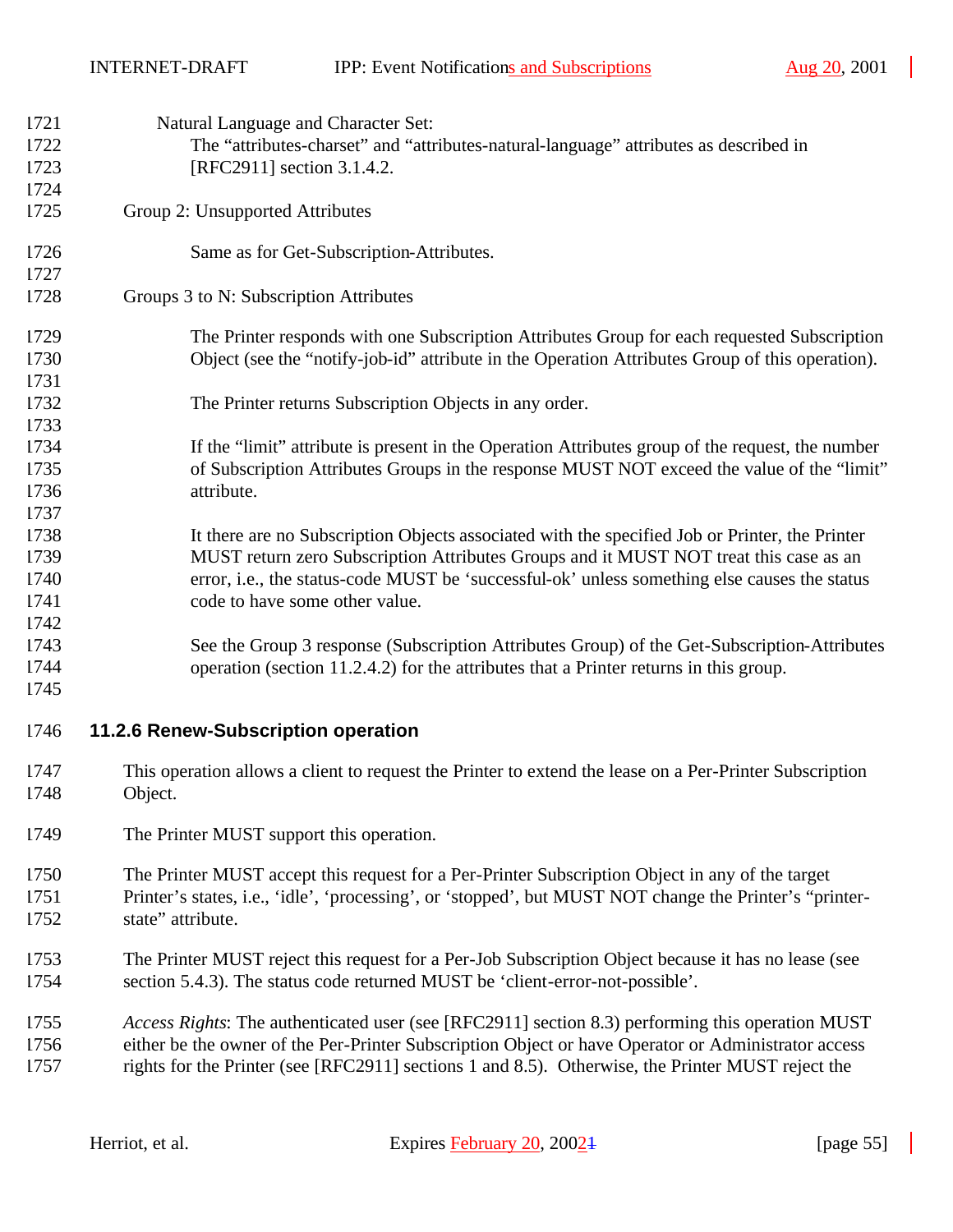Natural Language and Character Set:

The “attributes-charset” and “attributes-natural-language” attributes as described in [RFC2911] section 3.1.4.2.

Group 2: Unsupported Attributes

Same as for Get-Subscription-Attributes.

Groups 3 to N: Subscription Attributes

The Printer responds with one Subscription Attributes Group for each requested Subscription Object (see the “notify-job-id” attribute in the Operation Attributes Group of this operation).

The Printer returns Subscription Objects in any order.

If the “limit” attribute is present in the Operation Attributes group of the request, the number of Subscription Attributes Groups in the response MUST NOT exceed the value of the “limit” attribute.

It there are no Subscription Objects associated with the specified Job or Printer, the Printer MUST return zero Subscription Attributes Groups and it MUST NOT treat this case as an error, i.e., the status-code MUST be ‘successful-ok’ unless something else causes the status code to have some other value.

See the Group 3 response (Subscription Attributes Group) of the Get-Subscription-Attributes operation (section 11.2.4.2) for the attributes that a Printer returns in this group.

### 11.2.6 Renew-Subscription operation

This operation allows a client to request the Printer to extend the lease on a Per-Printer Subscription Object.

The Printer MUST support this operation.

The Printer MUST accept this request for a Per-Printer Subscription Object in any of the target Printer’s states, i.e., ‘idle’, ‘processing’, or ‘stopped’, but MUST NOT change the Printer’s “printer-state” attribute.

The Printer MUST reject this request for a Per-Job Subscription Object because it has no lease (see section 5.4.3). The status code returned MUST be ‘client-error-not-possible’.

*Access Rights*: The authenticated user (see [RFC2911] section 8.3) performing this operation MUST either be the owner of the Per-Printer Subscription Object or have Operator or Administrator access rights for the Printer (see [RFC2911] sections 1 and 8.5). Otherwise, the Printer MUST reject the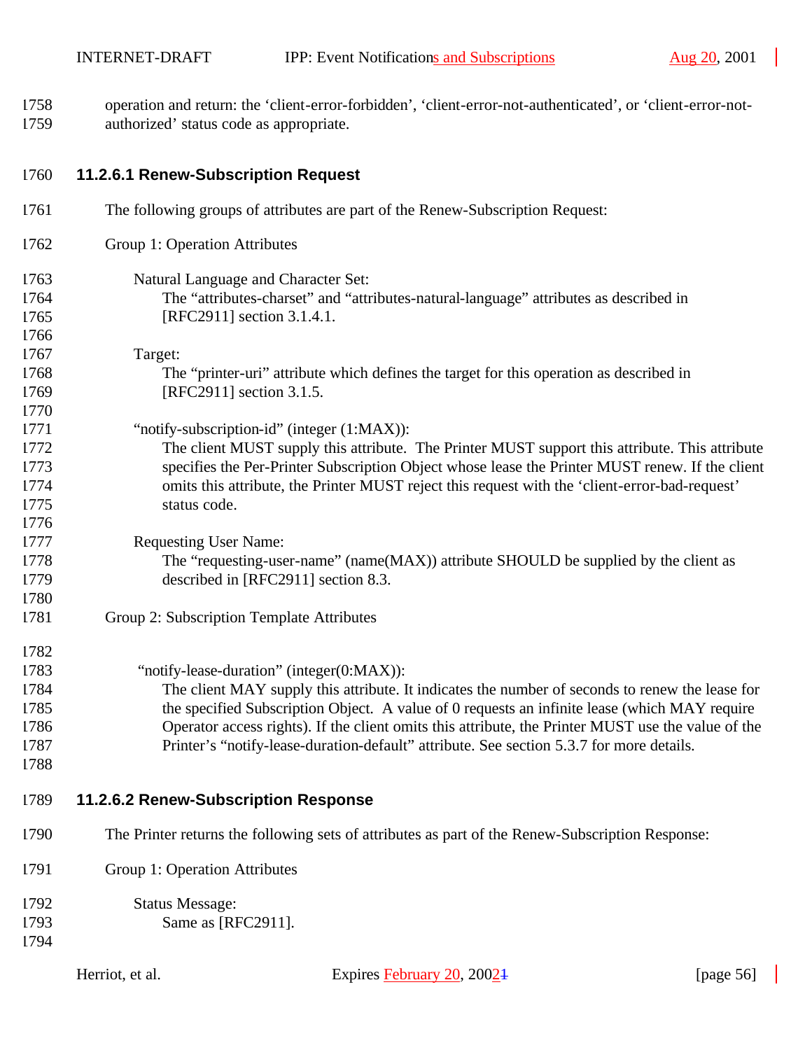operation and return: the ‘client-error-forbidden’, ‘client-error-not-authenticated’, or ‘client-error-not-authorized’ status code as appropriate.

#### 11.2.6.1 Renew-Subscription Request

The following groups of attributes are part of the Renew-Subscription Request:

Group 1: Operation Attributes

Natural Language and Character Set:
The “attributes-charset” and “attributes-natural-language” attributes as described in [RFC2911] section 3.1.4.1.

Target:
The “printer-uri” attribute which defines the target for this operation as described in [RFC2911] section 3.1.5.

“notify-subscription-id” (integer (1:MAX)):
The client MUST supply this attribute. The Printer MUST support this attribute. This attribute specifies the Per-Printer Subscription Object whose lease the Printer MUST renew. If the client omits this attribute, the Printer MUST reject this request with the ‘client-error-bad-request’ status code.

Requesting User Name:
The “requesting-user-name” (name(MAX)) attribute SHOULD be supplied by the client as described in [RFC2911] section 8.3.

Group 2: Subscription Template Attributes

“notify-lease-duration” (integer(0:MAX)):
The client MAY supply this attribute. It indicates the number of seconds to renew the lease for the specified Subscription Object. A value of 0 requests an infinite lease (which MAY require Operator access rights). If the client omits this attribute, the Printer MUST use the value of the Printer’s “notify-lease-duration-default” attribute. See section 5.3.7 for more details.

#### 11.2.6.2 Renew-Subscription Response

The Printer returns the following sets of attributes as part of the Renew-Subscription Response:

Group 1: Operation Attributes

Status Message:
Same as [RFC2911].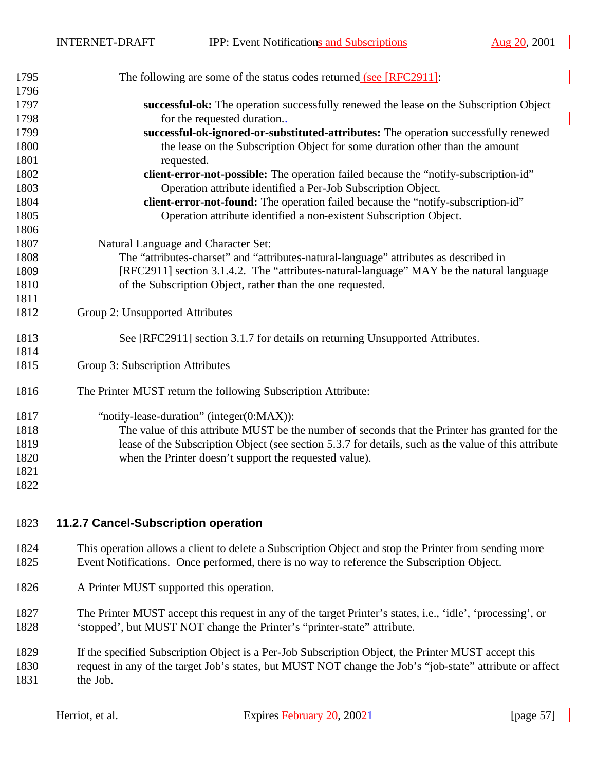The following are some of the status codes returned (see [RFC2911]:

**successful-ok:** The operation successfully renewed the lease on the Subscription Object for the requested duration.

**successful-ok-ignored-or-substituted-attributes:** The operation successfully renewed the lease on the Subscription Object for some duration other than the amount requested.

**client-error-not-possible:** The operation failed because the "notify-subscription-id" Operation attribute identified a Per-Job Subscription Object.

**client-error-not-found:** The operation failed because the "notify-subscription-id" Operation attribute identified a non-existent Subscription Object.

Natural Language and Character Set:
The "attributes-charset" and "attributes-natural-language" attributes as described in [RFC2911] section 3.1.4.2. The "attributes-natural-language" MAY be the natural language of the Subscription Object, rather than the one requested.

Group 2: Unsupported Attributes

See [RFC2911] section 3.1.7 for details on returning Unsupported Attributes.

Group 3: Subscription Attributes

The Printer MUST return the following Subscription Attribute:

"notify-lease-duration" (integer(0:MAX)):
The value of this attribute MUST be the number of seconds that the Printer has granted for the lease of the Subscription Object (see section 5.3.7 for details, such as the value of this attribute when the Printer doesn't support the requested value).

### 11.2.7 Cancel-Subscription operation

This operation allows a client to delete a Subscription Object and stop the Printer from sending more Event Notifications. Once performed, there is no way to reference the Subscription Object.

A Printer MUST supported this operation.

The Printer MUST accept this request in any of the target Printer's states, i.e., 'idle', 'processing', or 'stopped', but MUST NOT change the Printer's "printer-state" attribute.

If the specified Subscription Object is a Per-Job Subscription Object, the Printer MUST accept this request in any of the target Job's states, but MUST NOT change the Job's "job-state" attribute or affect the Job.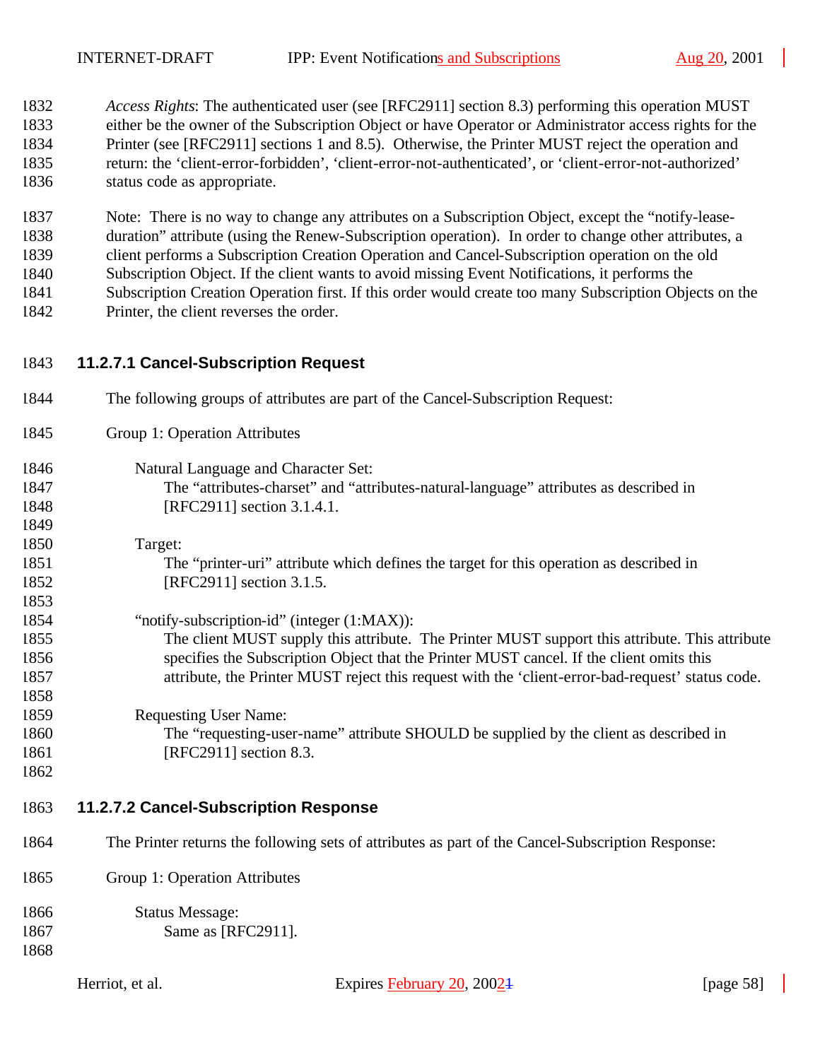*Access Rights*: The authenticated user (see [RFC2911] section 8.3) performing this operation MUST either be the owner of the Subscription Object or have Operator or Administrator access rights for the Printer (see [RFC2911] sections 1 and 8.5). Otherwise, the Printer MUST reject the operation and return: the 'client-error-forbidden', 'client-error-not-authenticated', or 'client-error-not-authorized' status code as appropriate.

Note: There is no way to change any attributes on a Subscription Object, except the "notify-lease-duration" attribute (using the Renew-Subscription operation). In order to change other attributes, a client performs a Subscription Creation Operation and Cancel-Subscription operation on the old Subscription Object. If the client wants to avoid missing Event Notifications, it performs the Subscription Creation Operation first. If this order would create too many Subscription Objects on the Printer, the client reverses the order.

#### 11.2.7.1 Cancel-Subscription Request

The following groups of attributes are part of the Cancel-Subscription Request:

Group 1: Operation Attributes

Natural Language and Character Set:
The "attributes-charset" and "attributes-natural-language" attributes as described in [RFC2911] section 3.1.4.1.

Target:
The "printer-uri" attribute which defines the target for this operation as described in [RFC2911] section 3.1.5.

"notify-subscription-id" (integer (1:MAX)):
The client MUST supply this attribute. The Printer MUST support this attribute. This attribute specifies the Subscription Object that the Printer MUST cancel. If the client omits this attribute, the Printer MUST reject this request with the 'client-error-bad-request' status code.

Requesting User Name:
The "requesting-user-name" attribute SHOULD be supplied by the client as described in [RFC2911] section 8.3.

#### 11.2.7.2 Cancel-Subscription Response

The Printer returns the following sets of attributes as part of the Cancel-Subscription Response:

Group 1: Operation Attributes

Status Message:
Same as [RFC2911].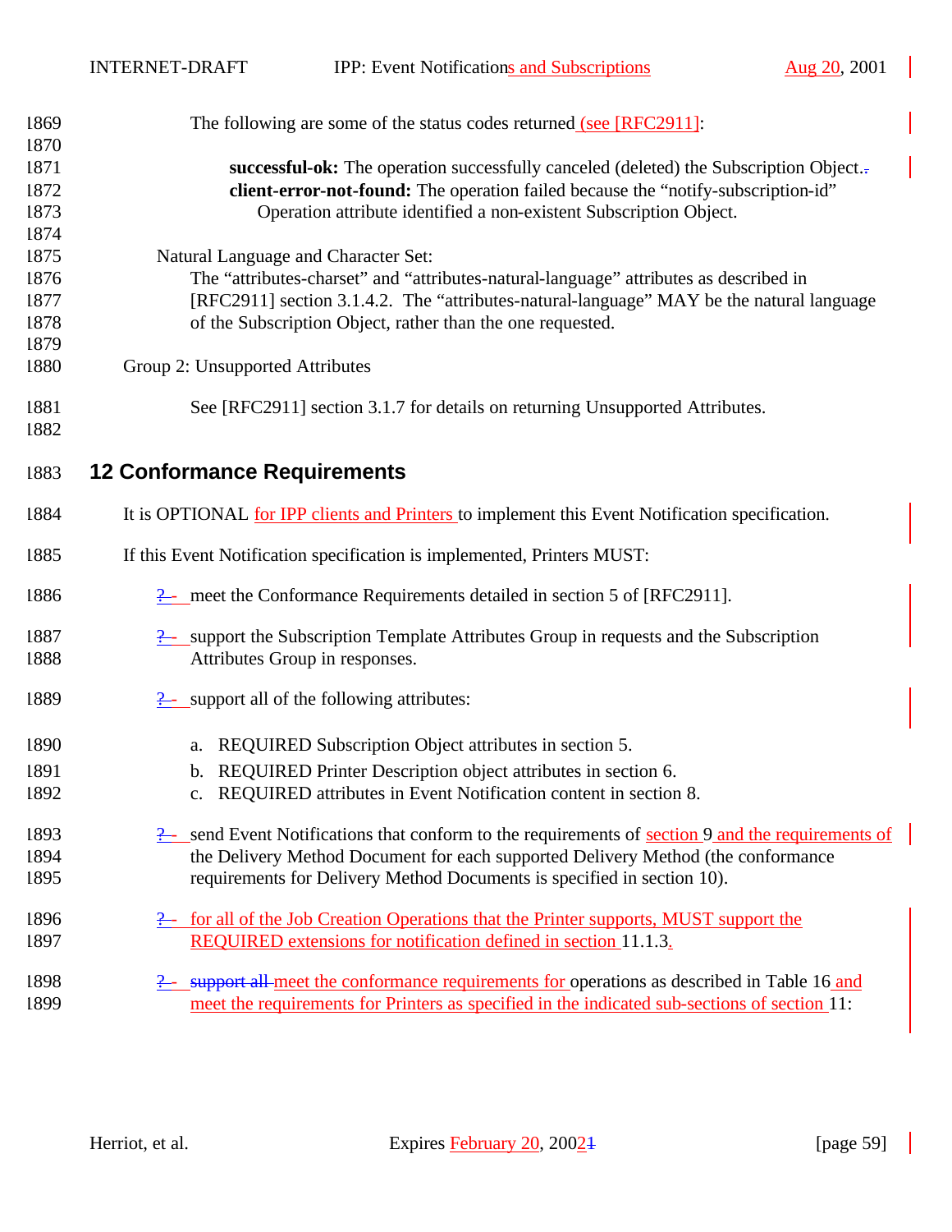The following are some of the status codes returned (see [RFC2911]:

**successful-ok:** The operation successfully canceled (deleted) the Subscription Object.
**client-error-not-found:** The operation failed because the “notify-subscription-id” Operation attribute identified a non-existent Subscription Object.

Natural Language and Character Set:
The “attributes-charset” and “attributes-natural-language” attributes as described in [RFC2911] section 3.1.4.2. The “attributes-natural-language” MAY be the natural language of the Subscription Object, rather than the one requested.

Group 2: Unsupported Attributes

See [RFC2911] section 3.1.7 for details on returning Unsupported Attributes.

## 12 Conformance Requirements

It is OPTIONAL for IPP clients and Printers to implement this Event Notification specification.

If this Event Notification specification is implemented, Printers MUST:

- meet the Conformance Requirements detailed in section 5 of [RFC2911].
- support the Subscription Template Attributes Group in requests and the Subscription Attributes Group in responses.
- support all of the following attributes:
  a. REQUIRED Subscription Object attributes in section 5.
  b. REQUIRED Printer Description object attributes in section 6.
  c. REQUIRED attributes in Event Notification content in section 8.
- send Event Notifications that conform to the requirements of section 9 and the requirements of the Delivery Method Document for each supported Delivery Method (the conformance requirements for Delivery Method Documents is specified in section 10).
- for all of the Job Creation Operations that the Printer supports, MUST support the REQUIRED extensions for notification defined in section 11.1.3.
- ~~support all~~ meet the conformance requirements for operations as described in Table 16 and meet the requirements for Printers as specified in the indicated sub-sections of section 11: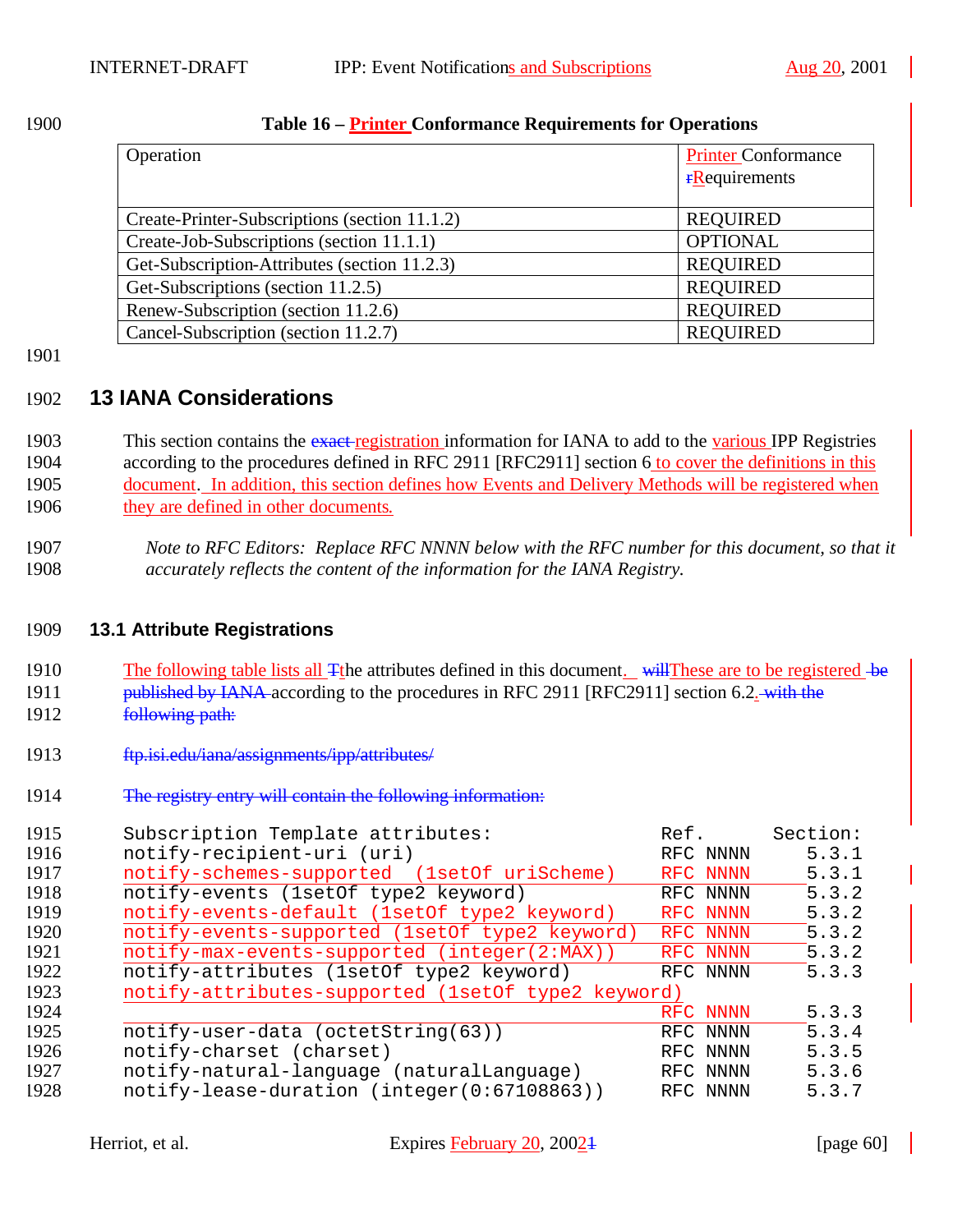**Table 16 – Printer Conformance Requirements for Operations**

| Operation | Printer Conformance rRequirements |
|---|---|
| Create-Printer-Subscriptions (section 11.1.2) | REQUIRED |
| Create-Job-Subscriptions (section 11.1.1) | OPTIONAL |
| Get-Subscription-Attributes (section 11.2.3) | REQUIRED |
| Get-Subscriptions (section 11.2.5) | REQUIRED |
| Renew-Subscription (section 11.2.6) | REQUIRED |
| Cancel-Subscription (section 11.2.7) | REQUIRED |

## 13 IANA Considerations

This section contains the exact registration information for IANA to add to the various IPP Registries according to the procedures defined in RFC 2911 [RFC2911] section 6 to cover the definitions in this document. In addition, this section defines how Events and Delivery Methods will be registered when they are defined in other documents.

*Note to RFC Editors: Replace RFC NNNN below with the RFC number for this document, so that it accurately reflects the content of the information for the IANA Registry.*

### 13.1 Attribute Registrations

The following table lists all Tthe attributes defined in this document. willThese are to be registered be published by IANA according to the procedures in RFC 2911 [RFC2911] section 6.2. with the following path:

ftp.isi.edu/iana/assignments/ipp/attributes/

The registry entry will contain the following information:

```
Subscription Template attributes:                  Ref.       Section:
notify-recipient-uri (uri)                         RFC NNNN     5.3.1
notify-schemes-supported  (1setOf uriScheme)       RFC NNNN     5.3.1
notify-events (1setOf type2 keyword)               RFC NNNN     5.3.2
notify-events-default (1setOf type2 keyword)       RFC NNNN     5.3.2
notify-events-supported (1setOf type2 keyword)     RFC NNNN     5.3.2
notify-max-events-supported (integer(2:MAX))       RFC NNNN     5.3.2
notify-attributes (1setOf type2 keyword)           RFC NNNN     5.3.3
notify-attributes-supported (1setOf type2 keyword)
                                                   RFC NNNN     5.3.3
notify-user-data (octetString(63))                 RFC NNNN     5.3.4
notify-charset (charset)                           RFC NNNN     5.3.5
notify-natural-language (naturalLanguage)          RFC NNNN     5.3.6
notify-lease-duration (integer(0:67108863))        RFC NNNN     5.3.7
```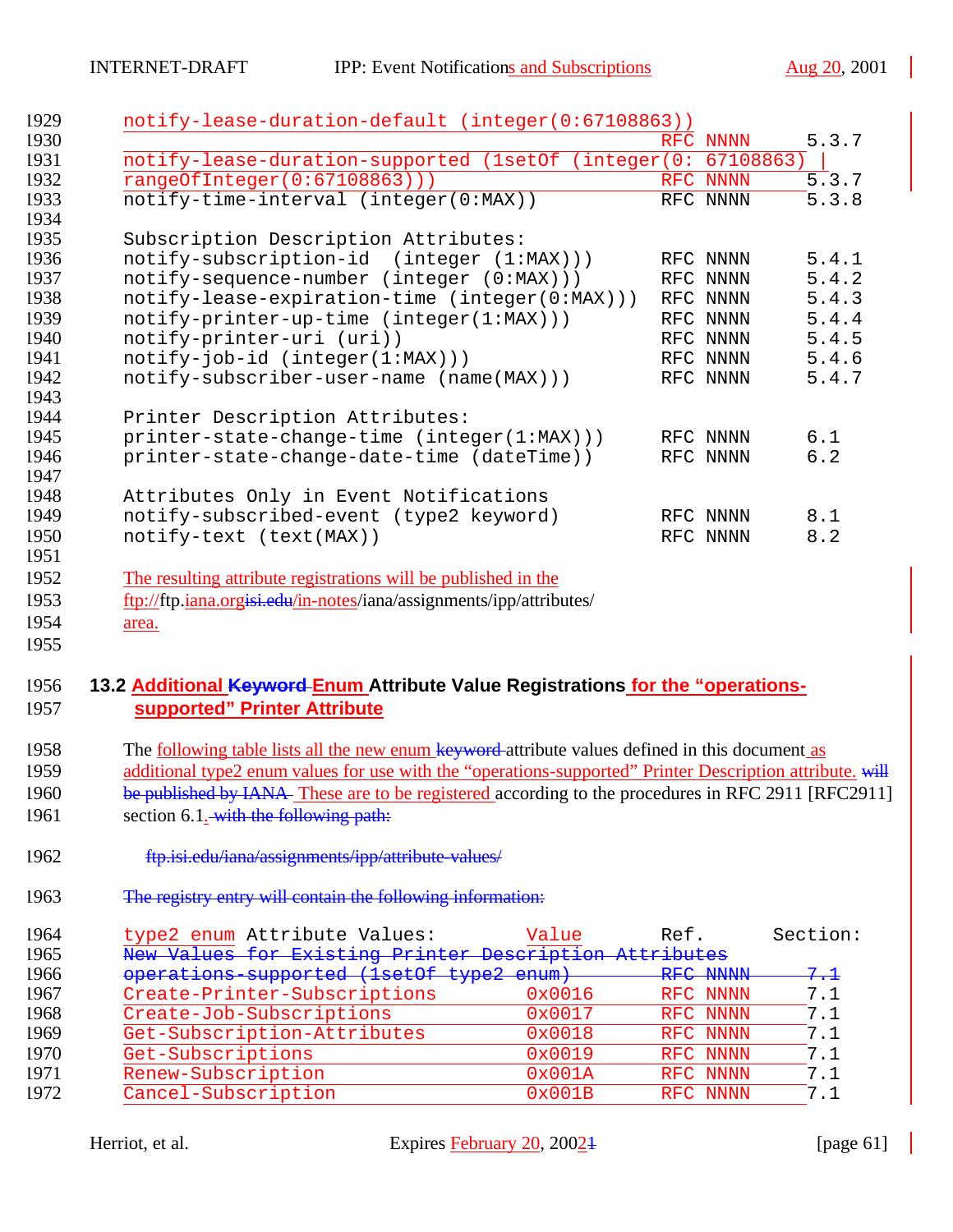```
notify-lease-duration-default (integer(0:67108863))
                                                 RFC NNNN     5.3.7
notify-lease-duration-supported (1setOf (integer(0: 67108863) |
rangeOfInteger(0:67108863)))                     RFC NNNN     5.3.7
notify-time-interval (integer(0:MAX))            RFC NNNN     5.3.8

Subscription Description Attributes:
notify-subscription-id  (integer (1:MAX)))       RFC NNNN     5.4.1
notify-sequence-number (integer (0:MAX)))        RFC NNNN     5.4.2
notify-lease-expiration-time (integer(0:MAX)))   RFC NNNN     5.4.3
notify-printer-up-time (integer(1:MAX)))         RFC NNNN     5.4.4
notify-printer-uri (uri))                        RFC NNNN     5.4.5
notify-job-id (integer(1:MAX)))                  RFC NNNN     5.4.6
notify-subscriber-user-name (name(MAX)))         RFC NNNN     5.4.7

Printer Description Attributes:
printer-state-change-time (integer(1:MAX)))      RFC NNNN     6.1
printer-state-change-date-time (dateTime))       RFC NNNN     6.2

Attributes Only in Event Notifications
notify-subscribed-event (type2 keyword)          RFC NNNN     8.1
notify-text (text(MAX))                          RFC NNNN     8.2
```

The resulting attribute registrations will be published in the ftp://ftp.iana.orgisi.edu/in-notes/iana/assignments/ipp/attributes/ area.

## 13.2 Additional Keyword Enum Attribute Value Registrations for the "operations-supported" Printer Attribute

The following table lists all the new enum keyword attribute values defined in this document as additional type2 enum values for use with the "operations-supported" Printer Description attribute. will be published by IANA These are to be registered according to the procedures in RFC 2911 [RFC2911] section 6.1. with the following path:

ftp.isi.edu/iana/assignments/ipp/attribute-values/

The registry entry will contain the following information:

```
type2 enum Attribute Values:            Value      Ref.       Section:
New Values for Existing Printer Description Attributes
operations-supported (1setOf type2 enum)           RFC NNNN   7.1
Create-Printer-Subscriptions            0x0016     RFC NNNN   7.1
Create-Job-Subscriptions                0x0017     RFC NNNN   7.1
Get-Subscription-Attributes             0x0018     RFC NNNN   7.1
Get-Subscriptions                       0x0019     RFC NNNN   7.1
Renew-Subscription                      0x001A     RFC NNNN   7.1
Cancel-Subscription                     0x001B     RFC NNNN   7.1
```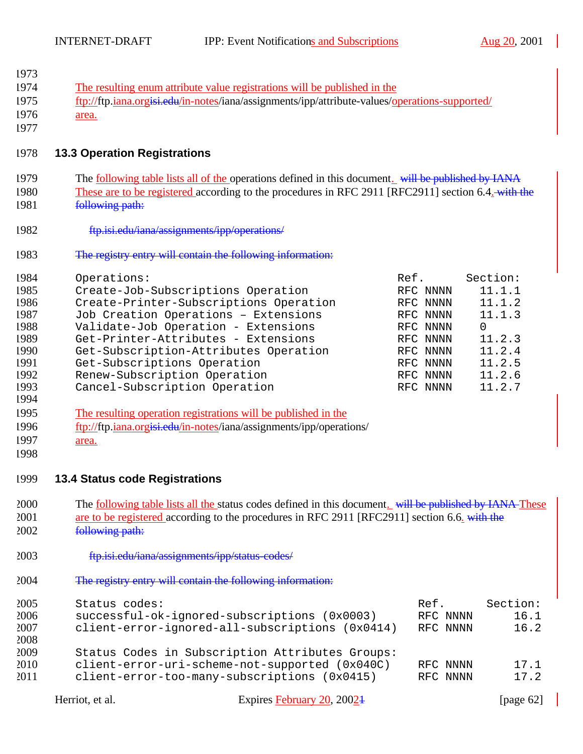The resulting enum attribute value registrations will be published in the ftp://ftp.iana.orgisi.edu/in-notes/iana/assignments/ipp/attribute-values/operations-supported/ area.

### 13.3 Operation Registrations

The following table lists all of the operations defined in this document. will be published by IANA These are to be registered according to the procedures in RFC 2911 [RFC2911] section 6.4. with the following path:

ftp.isi.edu/iana/assignments/ipp/operations/

The registry entry will contain the following information:

```
Operations:                                      Ref.      Section:
Create-Job-Subscriptions Operation               RFC NNNN    11.1.1
Create-Printer-Subscriptions Operation           RFC NNNN    11.1.2
Job Creation Operations – Extensions             RFC NNNN    11.1.3
Validate-Job Operation - Extensions              RFC NNNN    0
Get-Printer-Attributes - Extensions              RFC NNNN    11.2.3
Get-Subscription-Attributes Operation            RFC NNNN    11.2.4
Get-Subscriptions Operation                      RFC NNNN    11.2.5
Renew-Subscription Operation                     RFC NNNN    11.2.6
Cancel-Subscription Operation                    RFC NNNN    11.2.7
```

The resulting operation registrations will be published in the ftp://ftp.iana.orgisi.edu/in-notes/iana/assignments/ipp/operations/ area.

### 13.4 Status code Registrations

The following table lists all the status codes defined in this document. will be published by IANA These are to be registered according to the procedures in RFC 2911 [RFC2911] section 6.6. with the following path:

ftp.isi.edu/iana/assignments/ipp/status-codes/

The registry entry will contain the following information:

```
Status codes:                                       Ref.      Section:
successful-ok-ignored-subscriptions (0x0003)        RFC NNNN      16.1
client-error-ignored-all-subscriptions (0x0414)     RFC NNNN      16.2

Status Codes in Subscription Attributes Groups:
client-error-uri-scheme-not-supported (0x040C)      RFC NNNN      17.1
client-error-too-many-subscriptions (0x0415)        RFC NNNN      17.2
```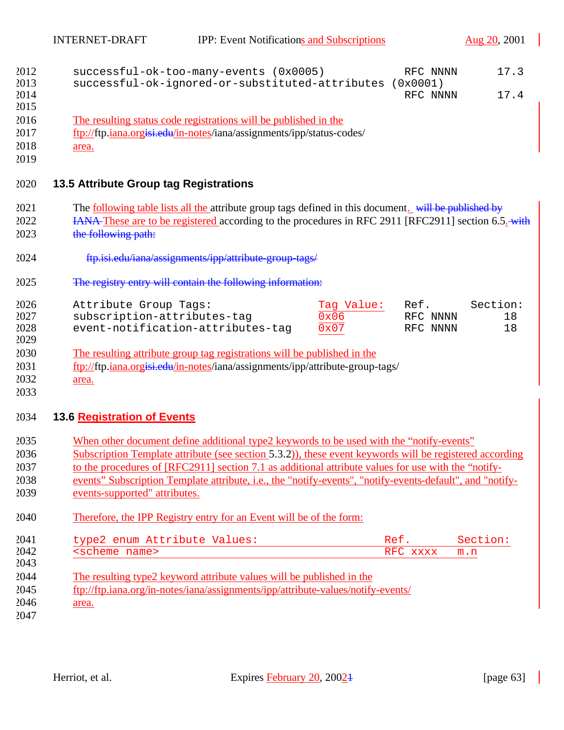```
successful-ok-too-many-events (0x0005)                RFC NNNN      17.3
successful-ok-ignored-or-substituted-attributes (0x0001)
                                                      RFC NNNN      17.4
```

The resulting status code registrations will be published in the ftp://ftp.iana.orgisi.edu/in-notes/iana/assignments/ipp/status-codes/ area.

### 13.5 Attribute Group tag Registrations

The following table lists all the attribute group tags defined in this document. will be published by IANA These are to be registered according to the procedures in RFC 2911 [RFC2911] section 6.5. with the following path:

ftp.isi.edu/iana/assignments/ipp/attribute-group-tags/

The registry entry will contain the following information:

```
Attribute Group Tags:                  Tag Value:   Ref.      Section:
subscription-attributes-tag            0x06         RFC NNNN       18
event-notification-attributes-tag      0x07         RFC NNNN       18
```

The resulting attribute group tag registrations will be published in the ftp://ftp.iana.orgisi.edu/in-notes/iana/assignments/ipp/attribute-group-tags/ area.

### 13.6 Registration of Events

When other document define additional type2 keywords to be used with the “notify-events” Subscription Template attribute (see section 5.3.2)), these event keywords will be registered according to the procedures of [RFC2911] section 7.1 as additional attribute values for use with the “notify-events” Subscription Template attribute, i.e., the "notify-events", "notify-events-default", and "notify-events-supported" attributes.

Therefore, the IPP Registry entry for an Event will be of the form:

```
type2 enum Attribute Values:                     Ref.       Section:
<scheme name>                                    RFC xxxx   m.n
```

The resulting type2 keyword attribute values will be published in the ftp://ftp.iana.org/in-notes/iana/assignments/ipp/attribute-values/notify-events/ area.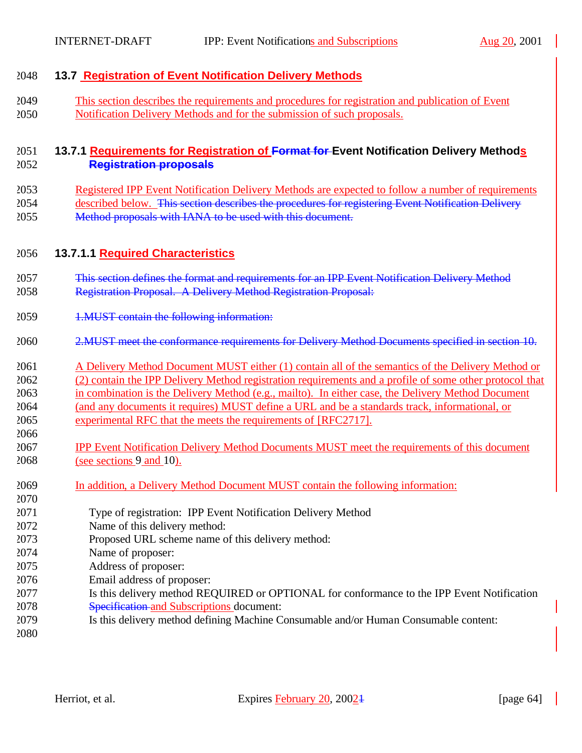## 13.7 Registration of Event Notification Delivery Methods

This section describes the requirements and procedures for registration and publication of Event Notification Delivery Methods and for the submission of such proposals.

### 13.7.1 Requirements for Registration of ~~Format for~~ Event Notification Delivery Methods ~~Registration proposals~~

Registered IPP Event Notification Delivery Methods are expected to follow a number of requirements described below. ~~This section describes the procedures for registering Event Notification Delivery Method proposals with IANA to be used with this document.~~

#### 13.7.1.1 Required Characteristics

~~This section defines the format and requirements for an IPP Event Notification Delivery Method Registration Proposal. A Delivery Method Registration Proposal:~~

~~1.MUST contain the following information:~~

~~2.MUST meet the conformance requirements for Delivery Method Documents specified in section 10.~~

A Delivery Method Document MUST either (1) contain all of the semantics of the Delivery Method or (2) contain the IPP Delivery Method registration requirements and a profile of some other protocol that in combination is the Delivery Method (e.g., mailto). In either case, the Delivery Method Document (and any documents it requires) MUST define a URL and be a standards track, informational, or experimental RFC that the meets the requirements of [RFC2717].

IPP Event Notification Delivery Method Documents MUST meet the requirements of this document (see sections 9 and 10).

In addition, a Delivery Method Document MUST contain the following information:

```
Type of registration:  IPP Event Notification Delivery Method
Name of this delivery method:
Proposed URL scheme name of this delivery method:
Name of proposer:
Address of proposer:
Email address of proposer:
Is this delivery method REQUIRED or OPTIONAL for conformance to the IPP Event Notification and Subscriptions document:
Is this delivery method defining Machine Consumable and/or Human Consumable content:
```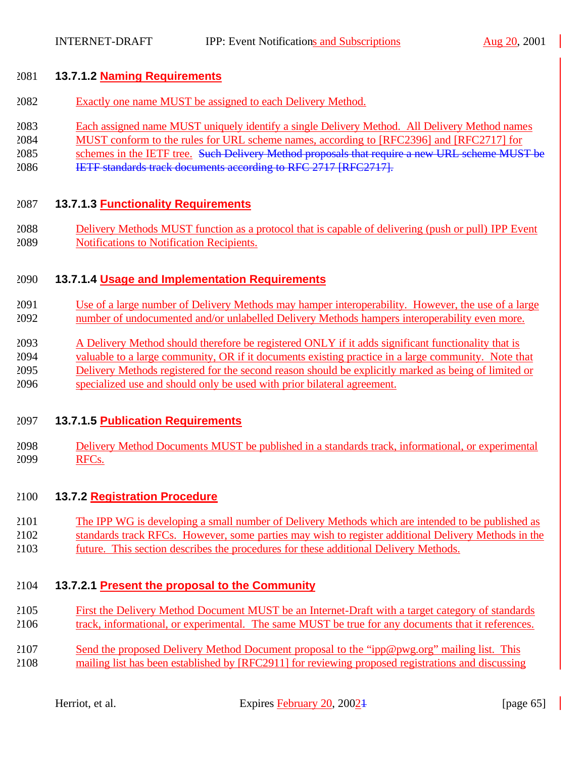#### 13.7.1.2 Naming Requirements

Exactly one name MUST be assigned to each Delivery Method.

Each assigned name MUST uniquely identify a single Delivery Method. All Delivery Method names MUST conform to the rules for URL scheme names, according to [RFC2396] and [RFC2717] for schemes in the IETF tree. ~~Such Delivery Method proposals that require a new URL scheme MUST be IETF standards track documents according to RFC 2717 [RFC2717].~~

#### 13.7.1.3 Functionality Requirements

Delivery Methods MUST function as a protocol that is capable of delivering (push or pull) IPP Event Notifications to Notification Recipients.

#### 13.7.1.4 Usage and Implementation Requirements

Use of a large number of Delivery Methods may hamper interoperability. However, the use of a large number of undocumented and/or unlabelled Delivery Methods hampers interoperability even more.

A Delivery Method should therefore be registered ONLY if it adds significant functionality that is valuable to a large community, OR if it documents existing practice in a large community. Note that Delivery Methods registered for the second reason should be explicitly marked as being of limited or specialized use and should only be used with prior bilateral agreement.

#### 13.7.1.5 Publication Requirements

Delivery Method Documents MUST be published in a standards track, informational, or experimental RFCs.

### 13.7.2 Registration Procedure

The IPP WG is developing a small number of Delivery Methods which are intended to be published as standards track RFCs. However, some parties may wish to register additional Delivery Methods in the future. This section describes the procedures for these additional Delivery Methods.

#### 13.7.2.1 Present the proposal to the Community

First the Delivery Method Document MUST be an Internet-Draft with a target category of standards track, informational, or experimental. The same MUST be true for any documents that it references.

Send the proposed Delivery Method Document proposal to the “ipp@pwg.org” mailing list. This mailing list has been established by [RFC2911] for reviewing proposed registrations and discussing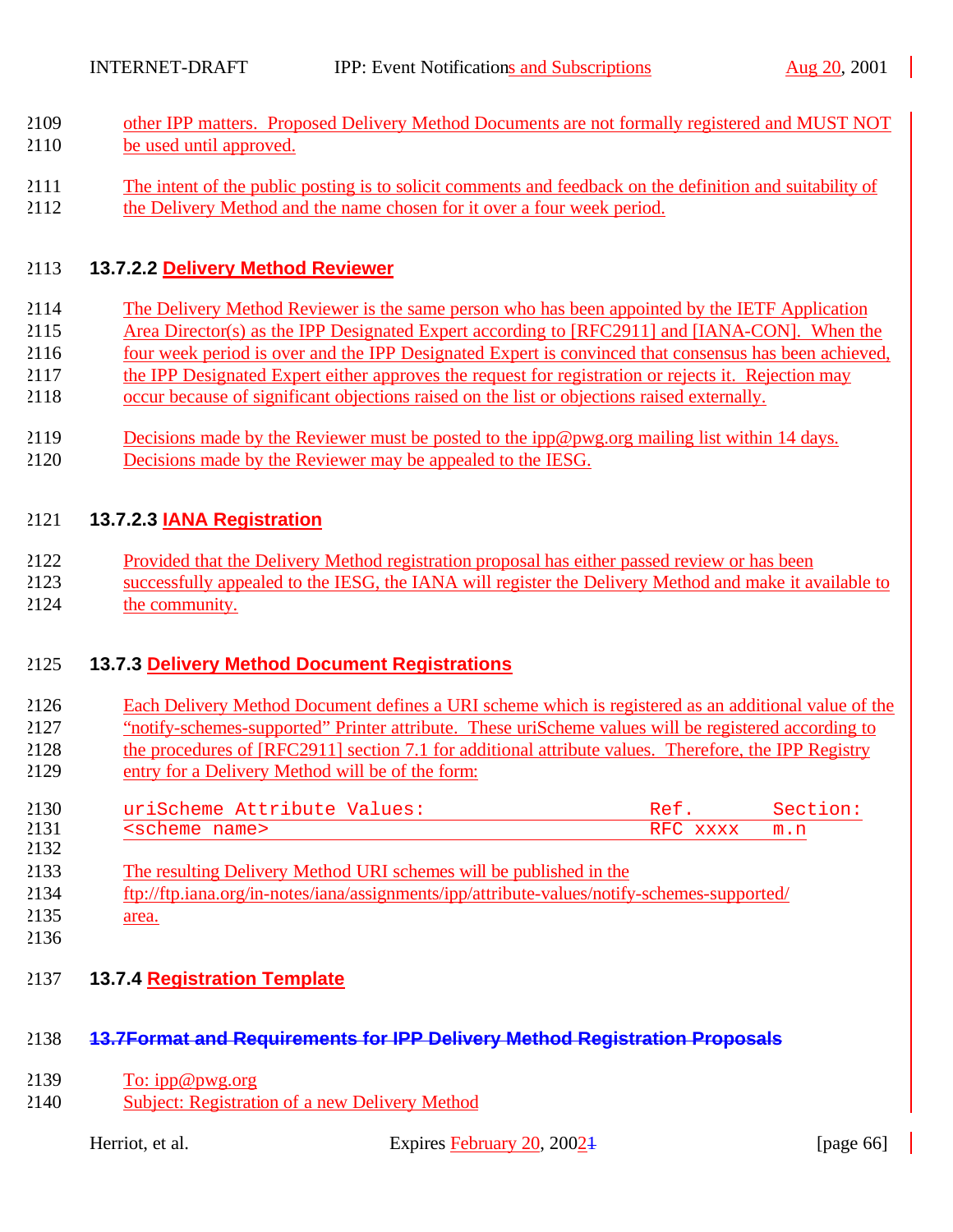other IPP matters. Proposed Delivery Method Documents are not formally registered and MUST NOT be used until approved.

The intent of the public posting is to solicit comments and feedback on the definition and suitability of the Delivery Method and the name chosen for it over a four week period.

#### 13.7.2.2 Delivery Method Reviewer

The Delivery Method Reviewer is the same person who has been appointed by the IETF Application Area Director(s) as the IPP Designated Expert according to [RFC2911] and [IANA-CON]. When the four week period is over and the IPP Designated Expert is convinced that consensus has been achieved, the IPP Designated Expert either approves the request for registration or rejects it. Rejection may occur because of significant objections raised on the list or objections raised externally.

Decisions made by the Reviewer must be posted to the ipp@pwg.org mailing list within 14 days. Decisions made by the Reviewer may be appealed to the IESG.

#### 13.7.2.3 IANA Registration

Provided that the Delivery Method registration proposal has either passed review or has been successfully appealed to the IESG, the IANA will register the Delivery Method and make it available to the community.

### 13.7.3 Delivery Method Document Registrations

Each Delivery Method Document defines a URI scheme which is registered as an additional value of the “notify-schemes-supported” Printer attribute. These uriScheme values will be registered according to the procedures of [RFC2911] section 7.1 for additional attribute values. Therefore, the IPP Registry entry for a Delivery Method will be of the form:

```
uriScheme Attribute Values:                      Ref.       Section:
<scheme name>                                    RFC xxxx   m.n
```

The resulting Delivery Method URI schemes will be published in the ftp://ftp.iana.org/in-notes/iana/assignments/ipp/attribute-values/notify-schemes-supported/ area.

### 13.7.4 Registration Template

### ~~13.7Format and Requirements for IPP Delivery Method Registration Proposals~~

To: ipp@pwg.org
Subject: Registration of a new Delivery Method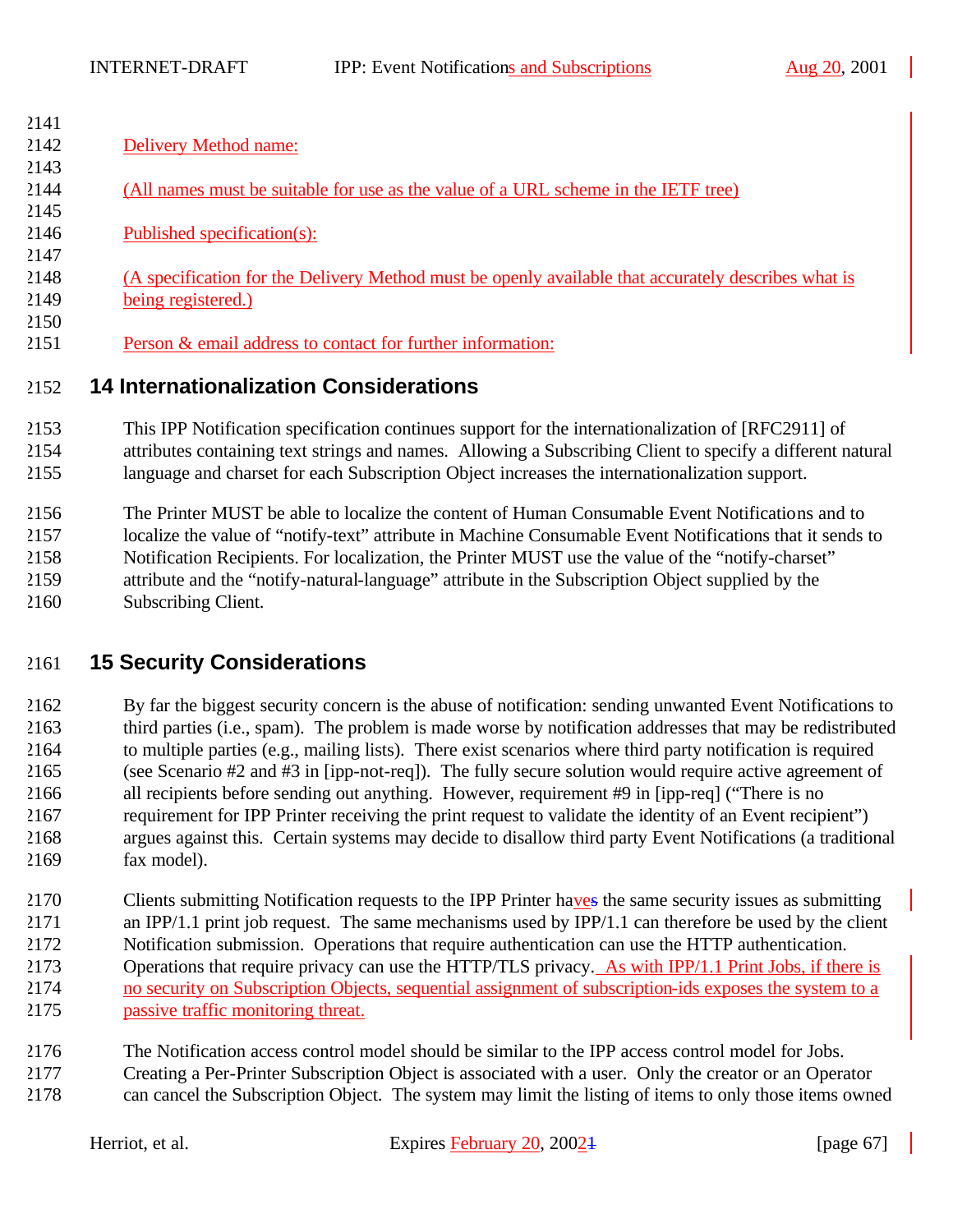Delivery Method name:

(All names must be suitable for use as the value of a URL scheme in the IETF tree)

Published specification(s):

(A specification for the Delivery Method must be openly available that accurately describes what is being registered.)

Person & email address to contact for further information:

# 14 Internationalization Considerations

This IPP Notification specification continues support for the internationalization of [RFC2911] of attributes containing text strings and names. Allowing a Subscribing Client to specify a different natural language and charset for each Subscription Object increases the internationalization support.

The Printer MUST be able to localize the content of Human Consumable Event Notifications and to localize the value of "notify-text" attribute in Machine Consumable Event Notifications that it sends to Notification Recipients. For localization, the Printer MUST use the value of the "notify-charset" attribute and the "notify-natural-language" attribute in the Subscription Object supplied by the Subscribing Client.

# 15 Security Considerations

By far the biggest security concern is the abuse of notification: sending unwanted Event Notifications to third parties (i.e., spam). The problem is made worse by notification addresses that may be redistributed to multiple parties (e.g., mailing lists). There exist scenarios where third party notification is required (see Scenario #2 and #3 in [ipp-not-req]). The fully secure solution would require active agreement of all recipients before sending out anything. However, requirement #9 in [ipp-req] ("There is no requirement for IPP Printer receiving the print request to validate the identity of an Event recipient") argues against this. Certain systems may decide to disallow third party Event Notifications (a traditional fax model).

Clients submitting Notification requests to the IPP Printer haves the same security issues as submitting an IPP/1.1 print job request. The same mechanisms used by IPP/1.1 can therefore be used by the client Notification submission. Operations that require authentication can use the HTTP authentication. Operations that require privacy can use the HTTP/TLS privacy. As with IPP/1.1 Print Jobs, if there is no security on Subscription Objects, sequential assignment of subscription-ids exposes the system to a passive traffic monitoring threat.

The Notification access control model should be similar to the IPP access control model for Jobs. Creating a Per-Printer Subscription Object is associated with a user. Only the creator or an Operator can cancel the Subscription Object. The system may limit the listing of items to only those items owned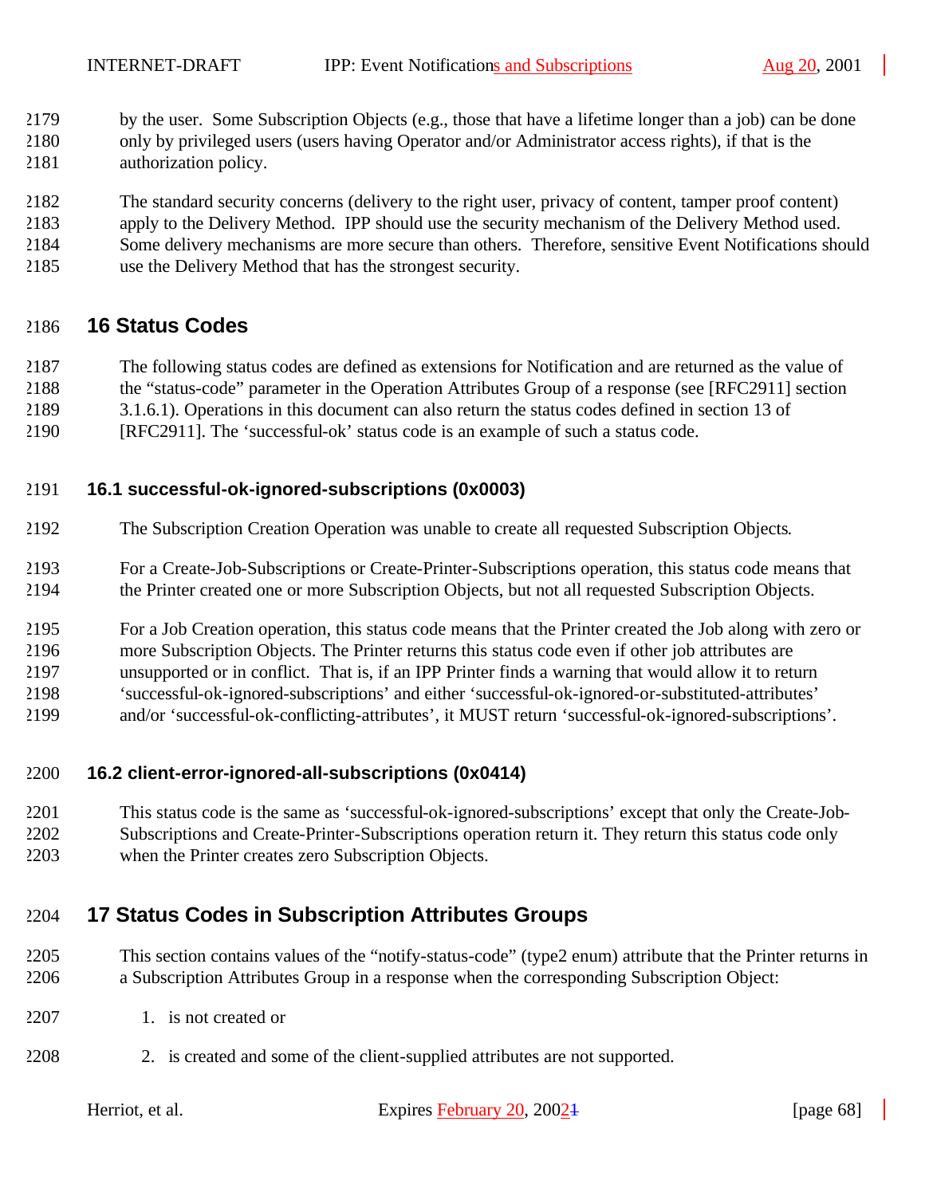by the user. Some Subscription Objects (e.g., those that have a lifetime longer than a job) can be done only by privileged users (users having Operator and/or Administrator access rights), if that is the authorization policy.

The standard security concerns (delivery to the right user, privacy of content, tamper proof content) apply to the Delivery Method. IPP should use the security mechanism of the Delivery Method used. Some delivery mechanisms are more secure than others. Therefore, sensitive Event Notifications should use the Delivery Method that has the strongest security.

# 16 Status Codes

The following status codes are defined as extensions for Notification and are returned as the value of the "status-code" parameter in the Operation Attributes Group of a response (see [RFC2911] section 3.1.6.1). Operations in this document can also return the status codes defined in section 13 of [RFC2911]. The 'successful-ok' status code is an example of such a status code.

## 16.1 successful-ok-ignored-subscriptions (0x0003)

The Subscription Creation Operation was unable to create all requested Subscription Objects.

For a Create-Job-Subscriptions or Create-Printer-Subscriptions operation, this status code means that the Printer created one or more Subscription Objects, but not all requested Subscription Objects.

For a Job Creation operation, this status code means that the Printer created the Job along with zero or more Subscription Objects. The Printer returns this status code even if other job attributes are unsupported or in conflict. That is, if an IPP Printer finds a warning that would allow it to return 'successful-ok-ignored-subscriptions' and either 'successful-ok-ignored-or-substituted-attributes' and/or 'successful-ok-conflicting-attributes', it MUST return 'successful-ok-ignored-subscriptions'.

## 16.2 client-error-ignored-all-subscriptions (0x0414)

This status code is the same as 'successful-ok-ignored-subscriptions' except that only the Create-Job-Subscriptions and Create-Printer-Subscriptions operation return it. They return this status code only when the Printer creates zero Subscription Objects.

# 17 Status Codes in Subscription Attributes Groups

This section contains values of the "notify-status-code" (type2 enum) attribute that the Printer returns in a Subscription Attributes Group in a response when the corresponding Subscription Object:

1. is not created or
2. is created and some of the client-supplied attributes are not supported.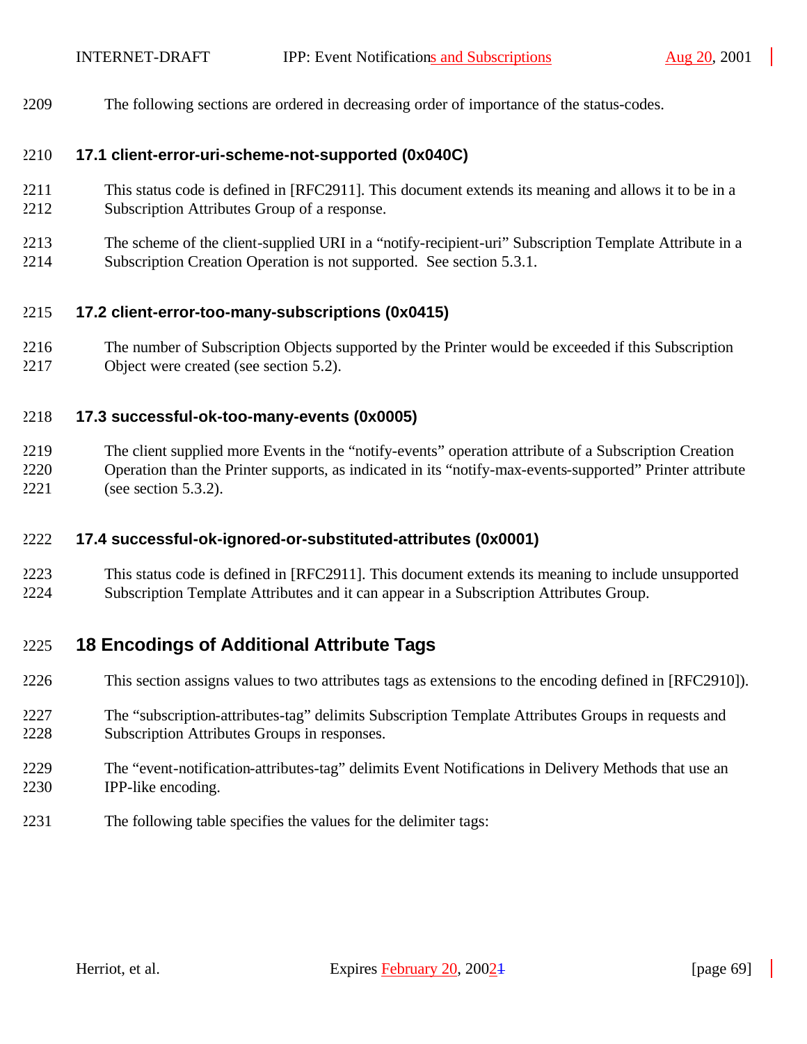The following sections are ordered in decreasing order of importance of the status-codes.

### 17.1 client-error-uri-scheme-not-supported (0x040C)

This status code is defined in [RFC2911]. This document extends its meaning and allows it to be in a Subscription Attributes Group of a response.

The scheme of the client-supplied URI in a "notify-recipient-uri" Subscription Template Attribute in a Subscription Creation Operation is not supported. See section 5.3.1.

### 17.2 client-error-too-many-subscriptions (0x0415)

The number of Subscription Objects supported by the Printer would be exceeded if this Subscription Object were created (see section 5.2).

### 17.3 successful-ok-too-many-events (0x0005)

The client supplied more Events in the "notify-events" operation attribute of a Subscription Creation Operation than the Printer supports, as indicated in its "notify-max-events-supported" Printer attribute (see section 5.3.2).

### 17.4 successful-ok-ignored-or-substituted-attributes (0x0001)

This status code is defined in [RFC2911]. This document extends its meaning to include unsupported Subscription Template Attributes and it can appear in a Subscription Attributes Group.

## 18 Encodings of Additional Attribute Tags

This section assigns values to two attributes tags as extensions to the encoding defined in [RFC2910]).

The "subscription-attributes-tag" delimits Subscription Template Attributes Groups in requests and Subscription Attributes Groups in responses.

The "event-notification-attributes-tag" delimits Event Notifications in Delivery Methods that use an IPP-like encoding.

The following table specifies the values for the delimiter tags: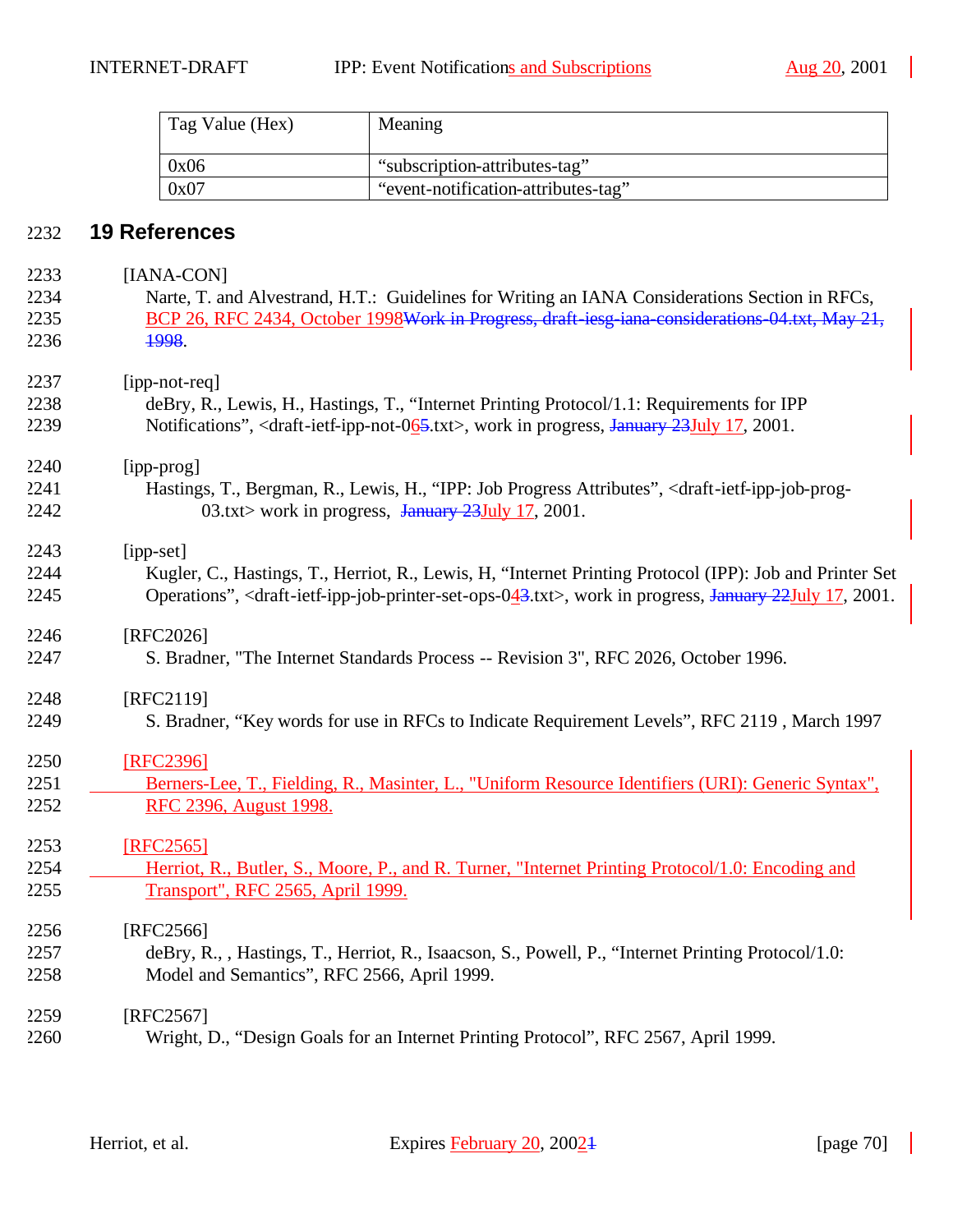| Tag Value (Hex) | Meaning |
|---|---|
| 0x06 | “subscription-attributes-tag” |
| 0x07 | “event-notification-attributes-tag” |

# 19 References

[IANA-CON]
Narte, T. and Alvestrand, H.T.: Guidelines for Writing an IANA Considerations Section in RFCs, BCP 26, RFC 2434, October 1998~~Work in Progress, draft-iesg-iana-considerations-04.txt, May 21, 1998~~.

[ipp-not-req]
deBry, R., Lewis, H., Hastings, T., “Internet Printing Protocol/1.1: Requirements for IPP Notifications”, <draft-ietf-ipp-not-065.txt>, work in progress, ~~January 23~~July 17, 2001.

[ipp-prog]
Hastings, T., Bergman, R., Lewis, H., “IPP: Job Progress Attributes”, <draft-ietf-ipp-job-prog-03.txt> work in progress, ~~January 23~~July 17, 2001.

[ipp-set]
Kugler, C., Hastings, T., Herriot, R., Lewis, H, “Internet Printing Protocol (IPP): Job and Printer Set Operations”, <draft-ietf-ipp-job-printer-set-ops-043.txt>, work in progress, ~~January 22~~July 17, 2001.

[RFC2026]
S. Bradner, "The Internet Standards Process -- Revision 3", RFC 2026, October 1996.

[RFC2119]
S. Bradner, “Key words for use in RFCs to Indicate Requirement Levels”, RFC 2119 , March 1997

[RFC2396]
Berners-Lee, T., Fielding, R., Masinter, L., "Uniform Resource Identifiers (URI): Generic Syntax", RFC 2396, August 1998.

[RFC2565]
Herriot, R., Butler, S., Moore, P., and R. Turner, "Internet Printing Protocol/1.0: Encoding and Transport", RFC 2565, April 1999.

[RFC2566]
deBry, R., , Hastings, T., Herriot, R., Isaacson, S., Powell, P., “Internet Printing Protocol/1.0: Model and Semantics”, RFC 2566, April 1999.

[RFC2567]
Wright, D., “Design Goals for an Internet Printing Protocol”, RFC 2567, April 1999.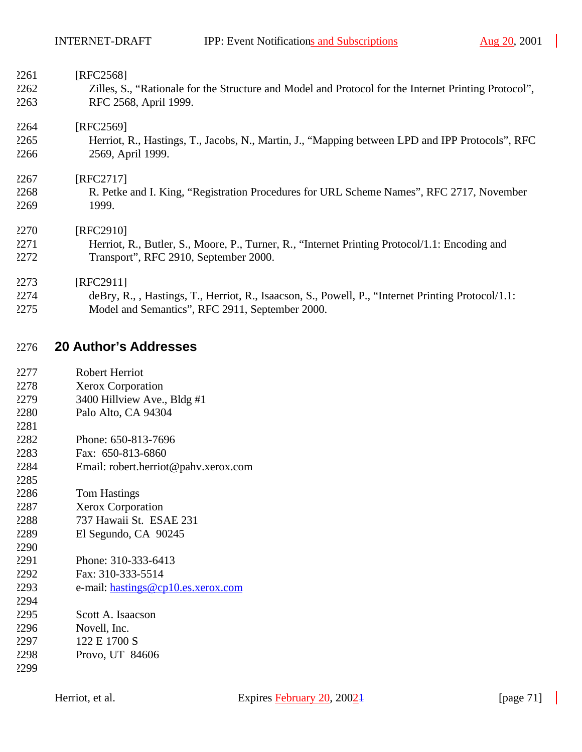[RFC2568]
   Zilles, S., “Rationale for the Structure and Model and Protocol for the Internet Printing Protocol”, RFC 2568, April 1999.

[RFC2569]
   Herriot, R., Hastings, T., Jacobs, N., Martin, J., “Mapping between LPD and IPP Protocols”, RFC 2569, April 1999.

[RFC2717]
   R. Petke and I. King, “Registration Procedures for URL Scheme Names”, RFC 2717, November 1999.

[RFC2910]
   Herriot, R., Butler, S., Moore, P., Turner, R., “Internet Printing Protocol/1.1: Encoding and Transport”, RFC 2910, September 2000.

[RFC2911]
   deBry, R., , Hastings, T., Herriot, R., Isaacson, S., Powell, P., “Internet Printing Protocol/1.1: Model and Semantics”, RFC 2911, September 2000.

# 20 Author’s Addresses

Robert Herriot
Xerox Corporation
3400 Hillview Ave., Bldg #1
Palo Alto, CA 94304

Phone: 650-813-7696
Fax:  650-813-6860
Email: robert.herriot@pahv.xerox.com

Tom Hastings
Xerox Corporation
737 Hawaii St.  ESAE 231
El Segundo, CA  90245

Phone: 310-333-6413
Fax: 310-333-5514
e-mail: hastings@cp10.es.xerox.com

Scott A. Isaacson
Novell, Inc.
122 E 1700 S
Provo, UT  84606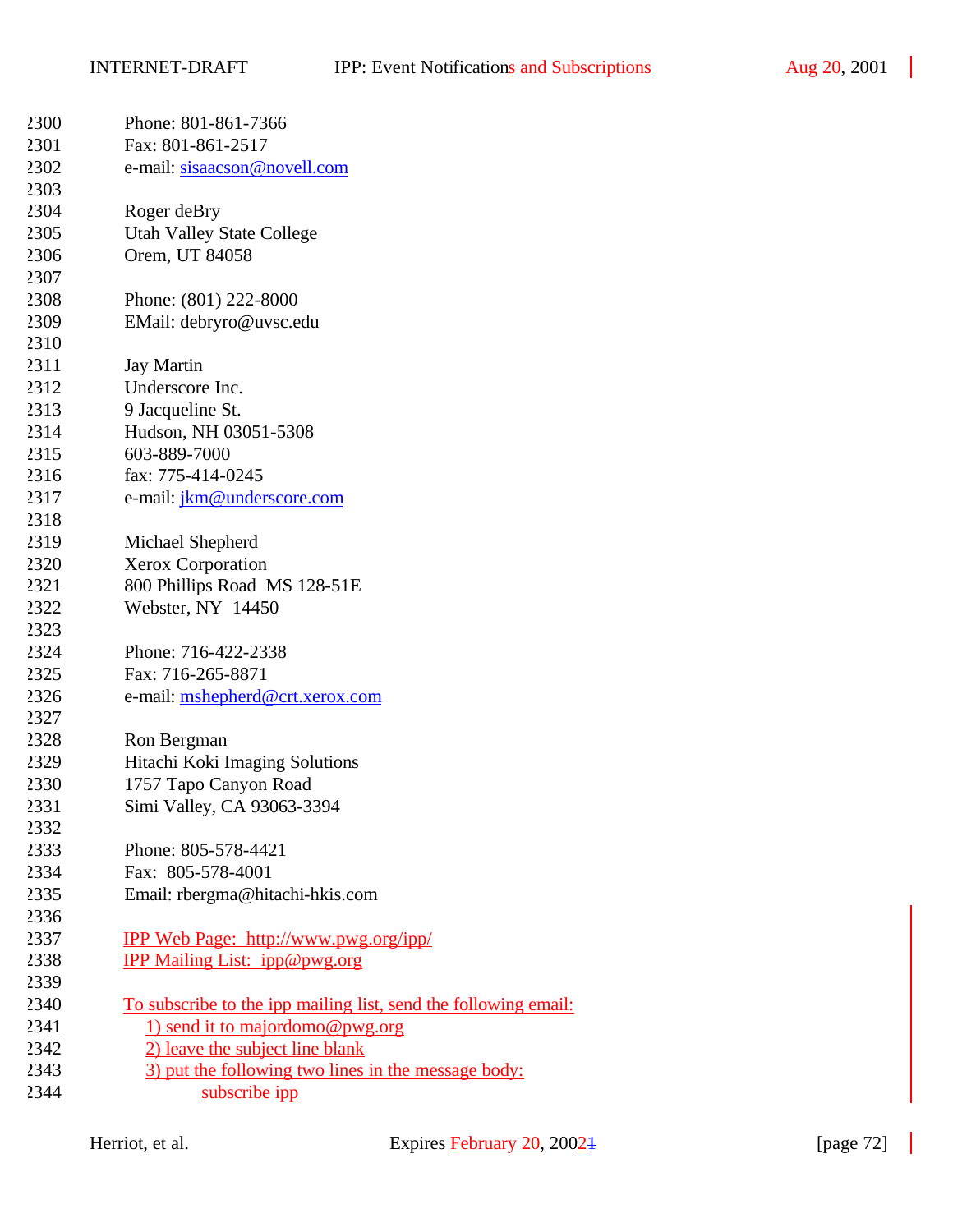Phone: 801-861-7366
Fax: 801-861-2517
e-mail: sisaacson@novell.com

Roger deBry
Utah Valley State College
Orem, UT 84058

Phone: (801) 222-8000
EMail: debryro@uvsc.edu

Jay Martin
Underscore Inc.
9 Jacqueline St.
Hudson, NH 03051-5308
603-889-7000
fax: 775-414-0245
e-mail: jkm@underscore.com

Michael Shepherd
Xerox Corporation
800 Phillips Road  MS 128-51E
Webster, NY  14450

Phone: 716-422-2338
Fax: 716-265-8871
e-mail: mshepherd@crt.xerox.com

Ron Bergman
Hitachi Koki Imaging Solutions
1757 Tapo Canyon Road
Simi Valley, CA 93063-3394

Phone: 805-578-4421
Fax:  805-578-4001
Email: rbergma@hitachi-hkis.com

IPP Web Page:  http://www.pwg.org/ipp/
IPP Mailing List:  ipp@pwg.org

To subscribe to the ipp mailing list, send the following email:
1) send it to majordomo@pwg.org
2) leave the subject line blank
3) put the following two lines in the message body:
subscribe ipp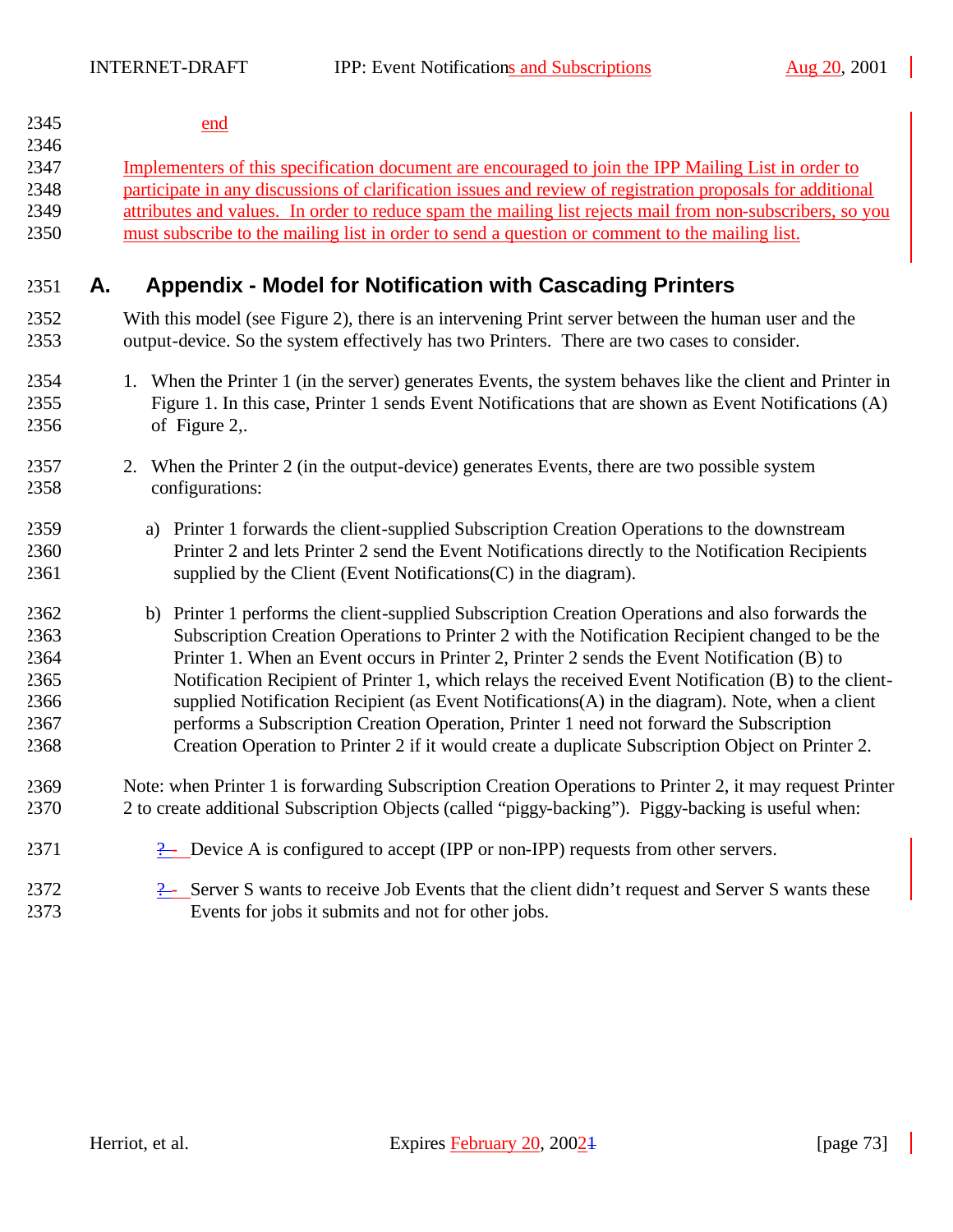end

Implementers of this specification document are encouraged to join the IPP Mailing List in order to participate in any discussions of clarification issues and review of registration proposals for additional attributes and values. In order to reduce spam the mailing list rejects mail from non-subscribers, so you must subscribe to the mailing list in order to send a question or comment to the mailing list.

# A. Appendix - Model for Notification with Cascading Printers

With this model (see Figure 2), there is an intervening Print server between the human user and the output-device. So the system effectively has two Printers. There are two cases to consider.

1. When the Printer 1 (in the server) generates Events, the system behaves like the client and Printer in Figure 1. In this case, Printer 1 sends Event Notifications that are shown as Event Notifications (A) of Figure 2,.

2. When the Printer 2 (in the output-device) generates Events, there are two possible system configurations:

   a) Printer 1 forwards the client-supplied Subscription Creation Operations to the downstream Printer 2 and lets Printer 2 send the Event Notifications directly to the Notification Recipients supplied by the Client (Event Notifications(C) in the diagram).

   b) Printer 1 performs the client-supplied Subscription Creation Operations and also forwards the Subscription Creation Operations to Printer 2 with the Notification Recipient changed to be the Printer 1. When an Event occurs in Printer 2, Printer 2 sends the Event Notification (B) to Notification Recipient of Printer 1, which relays the received Event Notification (B) to the client-supplied Notification Recipient (as Event Notifications(A) in the diagram). Note, when a client performs a Subscription Creation Operation, Printer 1 need not forward the Subscription Creation Operation to Printer 2 if it would create a duplicate Subscription Object on Printer 2.

Note: when Printer 1 is forwarding Subscription Creation Operations to Printer 2, it may request Printer 2 to create additional Subscription Objects (called "piggy-backing"). Piggy-backing is useful when:

- Device A is configured to accept (IPP or non-IPP) requests from other servers.
- Server S wants to receive Job Events that the client didn't request and Server S wants these Events for jobs it submits and not for other jobs.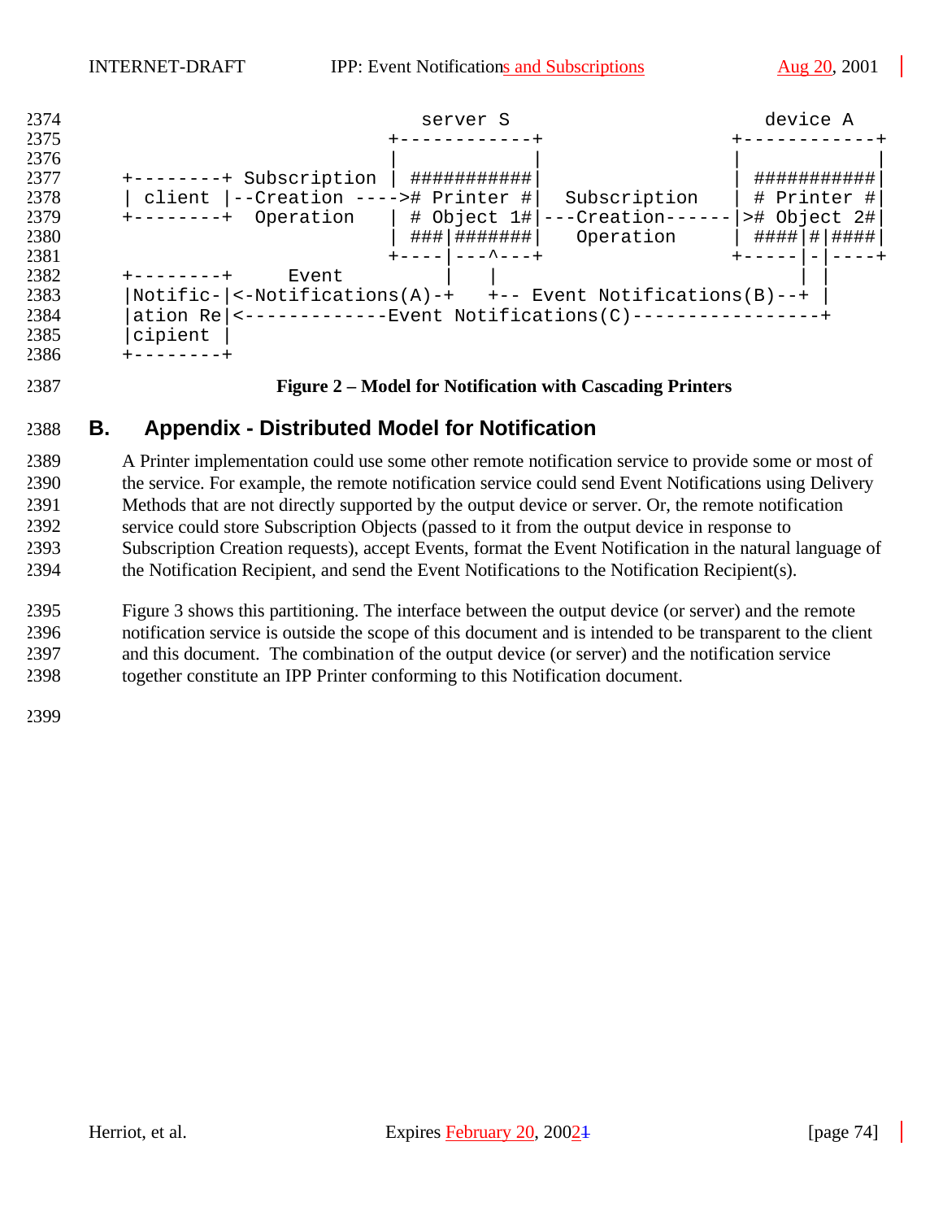```
                                     server S                        device A
                                  +------------+                 +------------+
                                  |            |                 |            |
     +--------+ Subscription      | ###########|                 | ###########|
     | client |--Creation ----->  # Printer #|   Subscription    | # Printer #|
     +--------+  Operation        | # Object 1#|---Creation------|># Object 2#|
                                  | ###|#######|   Operation     | ####|#|####|
                                  +----|---^---+                 +-----|-|----+
     +--------+     Event              |   |                           | |
     |Notific-|<-Notifications(A)-+   +-- Event Notifications(B)--+ |
     |ation Re|<-------------Event Notifications(C)-----------------+
     |cipient |
     +--------+
```

**Figure 2 – Model for Notification with Cascading Printers**

## B. Appendix - Distributed Model for Notification

A Printer implementation could use some other remote notification service to provide some or most of the service. For example, the remote notification service could send Event Notifications using Delivery Methods that are not directly supported by the output device or server. Or, the remote notification service could store Subscription Objects (passed to it from the output device in response to Subscription Creation requests), accept Events, format the Event Notification in the natural language of the Notification Recipient, and send the Event Notifications to the Notification Recipient(s).

Figure 3 shows this partitioning. The interface between the output device (or server) and the remote notification service is outside the scope of this document and is intended to be transparent to the client and this document. The combination of the output device (or server) and the notification service together constitute an IPP Printer conforming to this Notification document.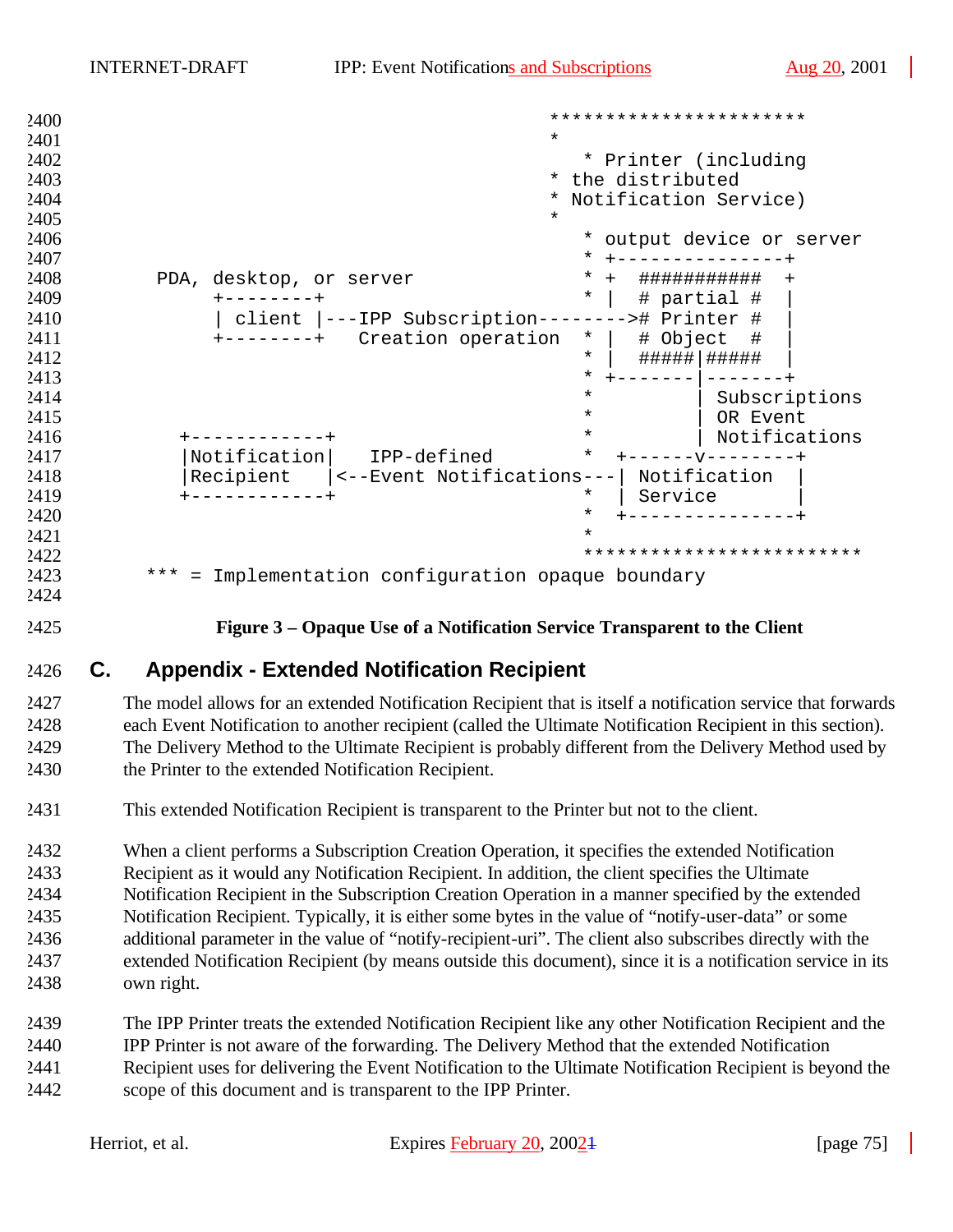```
                                          ***********************
                                          *
                                             * Printer (including
                                          * the distributed
                                          * Notification Service)
                                          *
                                             * output device or server
                                             * +---------------+
      PDA, desktop, or server                * +  ###########  +
           +--------+                        * |  # partial #  |
           | client |---IPP Subscription-------->#  Printer #  |
           +--------+   Creation operation   * |  # Object  #  |
                                             * |  #####|#####  |
                                             * +-------|-------+
                                             *         | Subscriptions
                                             *         | OR Event
        +------------+                       *         | Notifications
        |Notification|   IPP-defined         *  +------v--------+
        |Recipient   |<--Event Notifications---| Notification  |
        +------------+                       *  | Service       |
                                             *  +---------------+
                                             *
                                             ************************
     *** = Implementation configuration opaque boundary
```

**Figure 3 – Opaque Use of a Notification Service Transparent to the Client**

## C. Appendix - Extended Notification Recipient

The model allows for an extended Notification Recipient that is itself a notification service that forwards each Event Notification to another recipient (called the Ultimate Notification Recipient in this section). The Delivery Method to the Ultimate Recipient is probably different from the Delivery Method used by the Printer to the extended Notification Recipient.

This extended Notification Recipient is transparent to the Printer but not to the client.

When a client performs a Subscription Creation Operation, it specifies the extended Notification Recipient as it would any Notification Recipient. In addition, the client specifies the Ultimate Notification Recipient in the Subscription Creation Operation in a manner specified by the extended Notification Recipient. Typically, it is either some bytes in the value of "notify-user-data" or some additional parameter in the value of "notify-recipient-uri". The client also subscribes directly with the extended Notification Recipient (by means outside this document), since it is a notification service in its own right.

The IPP Printer treats the extended Notification Recipient like any other Notification Recipient and the IPP Printer is not aware of the forwarding. The Delivery Method that the extended Notification Recipient uses for delivering the Event Notification to the Ultimate Notification Recipient is beyond the scope of this document and is transparent to the IPP Printer.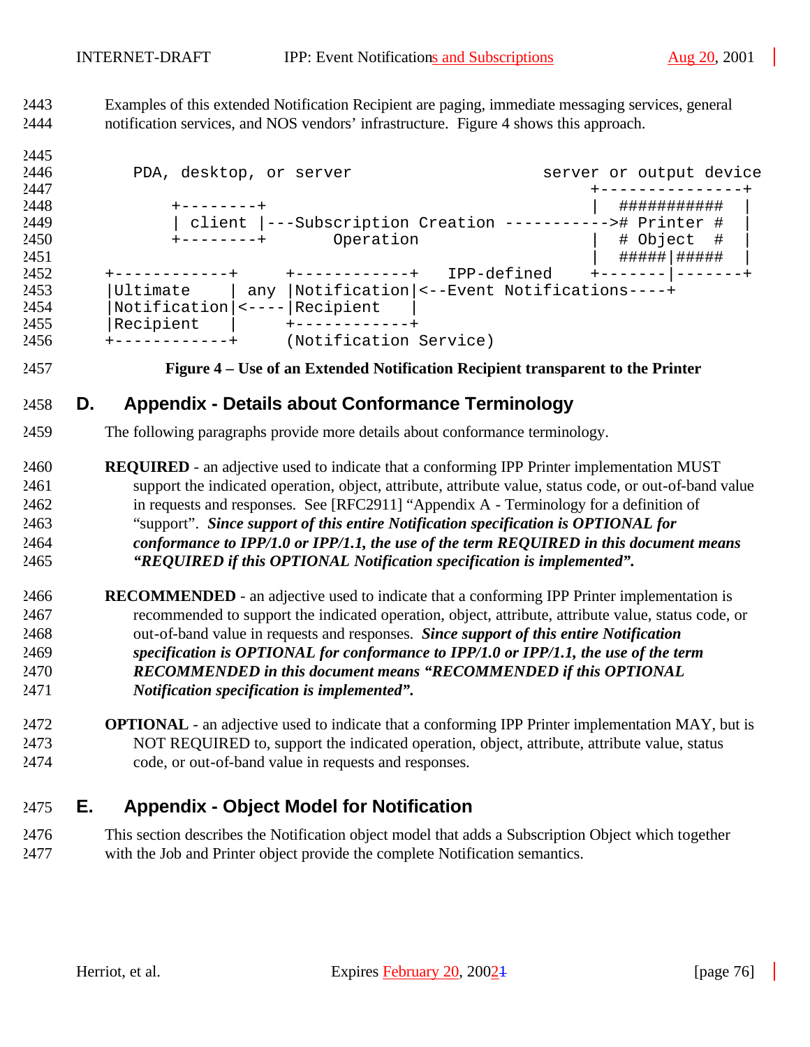Examples of this extended Notification Recipient are paging, immediate messaging services, general notification services, and NOS vendors' infrastructure. Figure 4 shows this approach.

```
   PDA, desktop, or server                    server or output device
                                                +---------------+
       +--------+                               |  ###########  |
       | client |---Subscription Creation ----------->#  Printer #  |
       +--------+       Operation               |  # Object  #  |
                                                |  #####|#####  |
+------------+     +------------+   IPP-defined  +-------|-------+
|Ultimate    | any |Notification|<--Event Notifications----+
|Notification|<----|Recipient   |
|Recipient   |     +------------+
+------------+     (Notification Service)
```

**Figure 4 – Use of an Extended Notification Recipient transparent to the Printer**

# D. Appendix - Details about Conformance Terminology

The following paragraphs provide more details about conformance terminology.

**REQUIRED** - an adjective used to indicate that a conforming IPP Printer implementation MUST support the indicated operation, object, attribute, attribute value, status code, or out-of-band value in requests and responses. See [RFC2911] "Appendix A - Terminology for a definition of "support". ***Since support of this entire Notification specification is OPTIONAL for conformance to IPP/1.0 or IPP/1.1, the use of the term REQUIRED in this document means "REQUIRED if this OPTIONAL Notification specification is implemented".***

**RECOMMENDED** - an adjective used to indicate that a conforming IPP Printer implementation is recommended to support the indicated operation, object, attribute, attribute value, status code, or out-of-band value in requests and responses. ***Since support of this entire Notification specification is OPTIONAL for conformance to IPP/1.0 or IPP/1.1, the use of the term RECOMMENDED in this document means "RECOMMENDED if this OPTIONAL Notification specification is implemented".***

**OPTIONAL** - an adjective used to indicate that a conforming IPP Printer implementation MAY, but is NOT REQUIRED to, support the indicated operation, object, attribute, attribute value, status code, or out-of-band value in requests and responses.

# E. Appendix - Object Model for Notification

This section describes the Notification object model that adds a Subscription Object which together with the Job and Printer object provide the complete Notification semantics.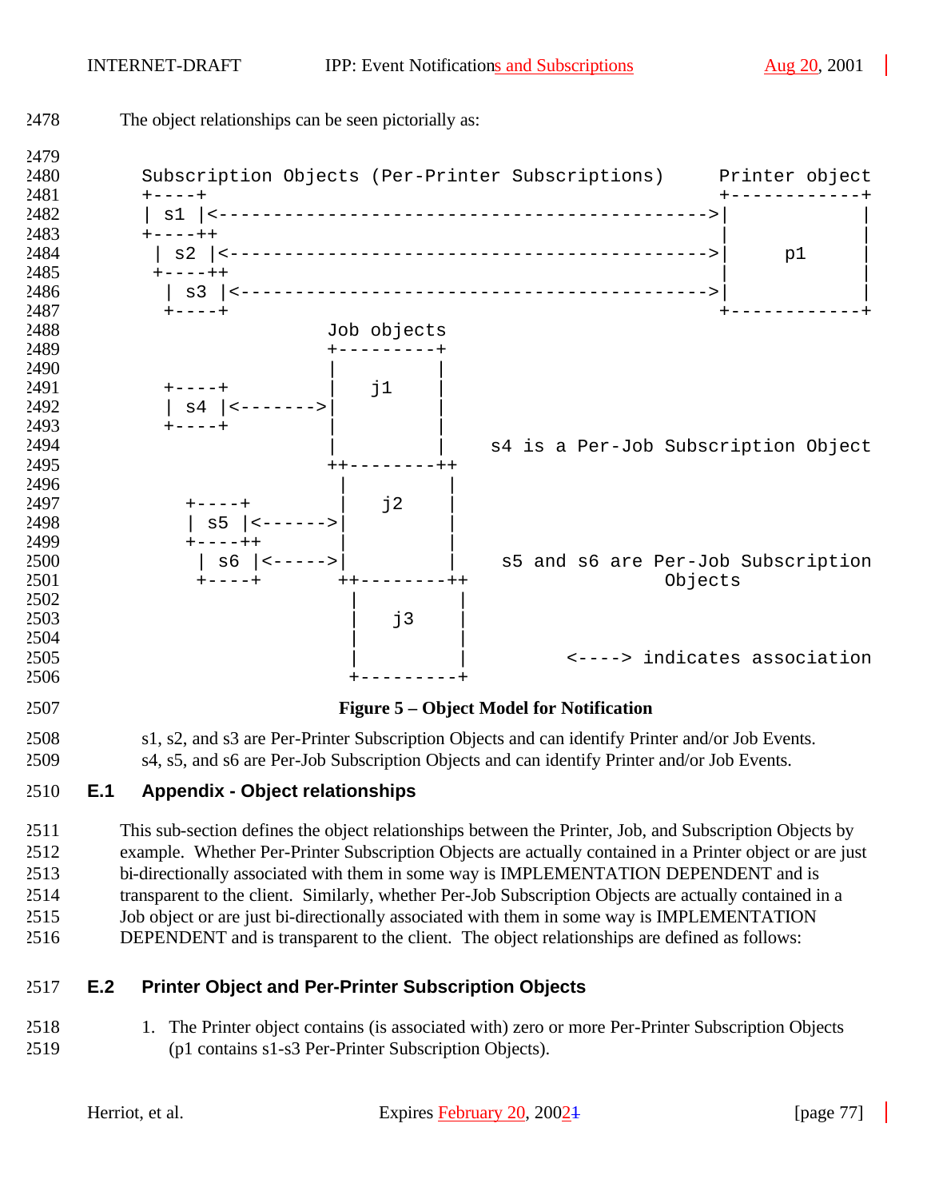The object relationships can be seen pictorially as:

```
Subscription Objects (Per-Printer Subscriptions)     Printer object
+----+                                               +------------+
| s1 |<--------------------------------------------->|            |
+----++                                              |            |
 | s2 |<-------------------------------------------->|     p1     |
 +----++                                             |            |
  | s3 |<------------------------------------------->|            |
  +----+                                             +------------+
                         Job objects
                         +---------+
                         |         |
  +----+                 |   j1    |
  | s4 |<--------------->|         |
  +----+                 |         |
                         |         |    s4 is a Per-Job Subscription Object
                         ++--------++
                          |         |
    +----+                |   j2    |
    | s5 |<-------------->|         |
    +----++               |         |
     | s6 |<------------->|         |    s5 and s6 are Per-Job Subscription
     +----+               ++--------++                 Objects
                           |         |
                           |   j3    |
                           |         |
                           |         |         <----> indicates association
                           +---------+
```

**Figure 5 – Object Model for Notification**

s1, s2, and s3 are Per-Printer Subscription Objects and can identify Printer and/or Job Events.
s4, s5, and s6 are Per-Job Subscription Objects and can identify Printer and/or Job Events.

## E.1 Appendix - Object relationships

This sub-section defines the object relationships between the Printer, Job, and Subscription Objects by example. Whether Per-Printer Subscription Objects are actually contained in a Printer object or are just bi-directionally associated with them in some way is IMPLEMENTATION DEPENDENT and is transparent to the client. Similarly, whether Per-Job Subscription Objects are actually contained in a Job object or are just bi-directionally associated with them in some way is IMPLEMENTATION DEPENDENT and is transparent to the client. The object relationships are defined as follows:

## E.2 Printer Object and Per-Printer Subscription Objects

1. The Printer object contains (is associated with) zero or more Per-Printer Subscription Objects (p1 contains s1-s3 Per-Printer Subscription Objects).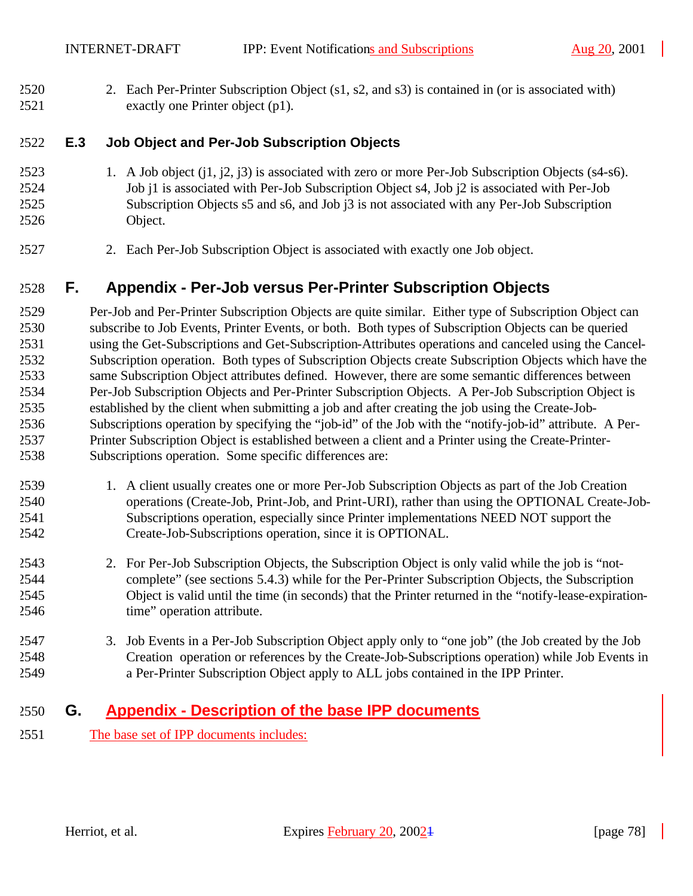2. Each Per-Printer Subscription Object (s1, s2, and s3) is contained in (or is associated with) exactly one Printer object (p1).

### E.3 Job Object and Per-Job Subscription Objects

1. A Job object (j1, j2, j3) is associated with zero or more Per-Job Subscription Objects (s4-s6). Job j1 is associated with Per-Job Subscription Object s4, Job j2 is associated with Per-Job Subscription Objects s5 and s6, and Job j3 is not associated with any Per-Job Subscription Object.

2. Each Per-Job Subscription Object is associated with exactly one Job object.

## F. Appendix - Per-Job versus Per-Printer Subscription Objects

Per-Job and Per-Printer Subscription Objects are quite similar. Either type of Subscription Object can subscribe to Job Events, Printer Events, or both. Both types of Subscription Objects can be queried using the Get-Subscriptions and Get-Subscription-Attributes operations and canceled using the Cancel-Subscription operation. Both types of Subscription Objects create Subscription Objects which have the same Subscription Object attributes defined. However, there are some semantic differences between Per-Job Subscription Objects and Per-Printer Subscription Objects. A Per-Job Subscription Object is established by the client when submitting a job and after creating the job using the Create-Job-Subscriptions operation by specifying the "job-id" of the Job with the "notify-job-id" attribute. A Per-Printer Subscription Object is established between a client and a Printer using the Create-Printer-Subscriptions operation. Some specific differences are:

1. A client usually creates one or more Per-Job Subscription Objects as part of the Job Creation operations (Create-Job, Print-Job, and Print-URI), rather than using the OPTIONAL Create-Job-Subscriptions operation, especially since Printer implementations NEED NOT support the Create-Job-Subscriptions operation, since it is OPTIONAL.

2. For Per-Job Subscription Objects, the Subscription Object is only valid while the job is "not-complete" (see sections 5.4.3) while for the Per-Printer Subscription Objects, the Subscription Object is valid until the time (in seconds) that the Printer returned in the "notify-lease-expiration-time" operation attribute.

3. Job Events in a Per-Job Subscription Object apply only to "one job" (the Job created by the Job Creation operation or references by the Create-Job-Subscriptions operation) while Job Events in a Per-Printer Subscription Object apply to ALL jobs contained in the IPP Printer.

## G. Appendix - Description of the base IPP documents

The base set of IPP documents includes: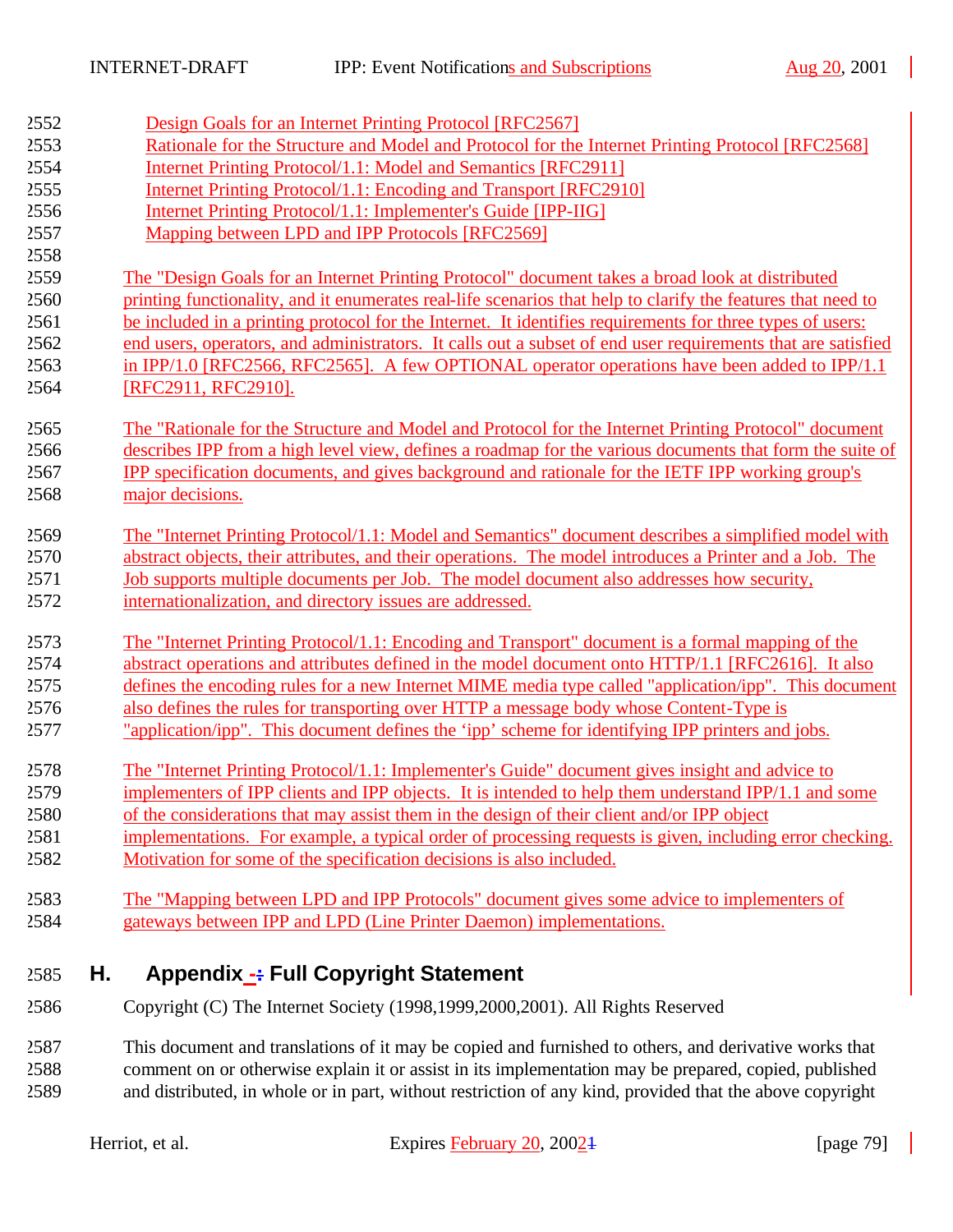Design Goals for an Internet Printing Protocol [RFC2567]
Rationale for the Structure and Model and Protocol for the Internet Printing Protocol [RFC2568]
Internet Printing Protocol/1.1: Model and Semantics [RFC2911]
Internet Printing Protocol/1.1: Encoding and Transport [RFC2910]
Internet Printing Protocol/1.1: Implementer's Guide [IPP-IIG]
Mapping between LPD and IPP Protocols [RFC2569]

The "Design Goals for an Internet Printing Protocol" document takes a broad look at distributed printing functionality, and it enumerates real-life scenarios that help to clarify the features that need to be included in a printing protocol for the Internet. It identifies requirements for three types of users: end users, operators, and administrators. It calls out a subset of end user requirements that are satisfied in IPP/1.0 [RFC2566, RFC2565]. A few OPTIONAL operator operations have been added to IPP/1.1 [RFC2911, RFC2910].

The "Rationale for the Structure and Model and Protocol for the Internet Printing Protocol" document describes IPP from a high level view, defines a roadmap for the various documents that form the suite of IPP specification documents, and gives background and rationale for the IETF IPP working group's major decisions.

The "Internet Printing Protocol/1.1: Model and Semantics" document describes a simplified model with abstract objects, their attributes, and their operations. The model introduces a Printer and a Job. The Job supports multiple documents per Job. The model document also addresses how security, internationalization, and directory issues are addressed.

The "Internet Printing Protocol/1.1: Encoding and Transport" document is a formal mapping of the abstract operations and attributes defined in the model document onto HTTP/1.1 [RFC2616]. It also defines the encoding rules for a new Internet MIME media type called "application/ipp". This document also defines the rules for transporting over HTTP a message body whose Content-Type is "application/ipp". This document defines the 'ipp' scheme for identifying IPP printers and jobs.

The "Internet Printing Protocol/1.1: Implementer's Guide" document gives insight and advice to implementers of IPP clients and IPP objects. It is intended to help them understand IPP/1.1 and some of the considerations that may assist them in the design of their client and/or IPP object implementations. For example, a typical order of processing requests is given, including error checking. Motivation for some of the specification decisions is also included.

The "Mapping between LPD and IPP Protocols" document gives some advice to implementers of gateways between IPP and LPD (Line Printer Daemon) implementations.

# H. Appendix - Full Copyright Statement

Copyright (C) The Internet Society (1998,1999,2000,2001). All Rights Reserved

This document and translations of it may be copied and furnished to others, and derivative works that comment on or otherwise explain it or assist in its implementation may be prepared, copied, published and distributed, in whole or in part, without restriction of any kind, provided that the above copyright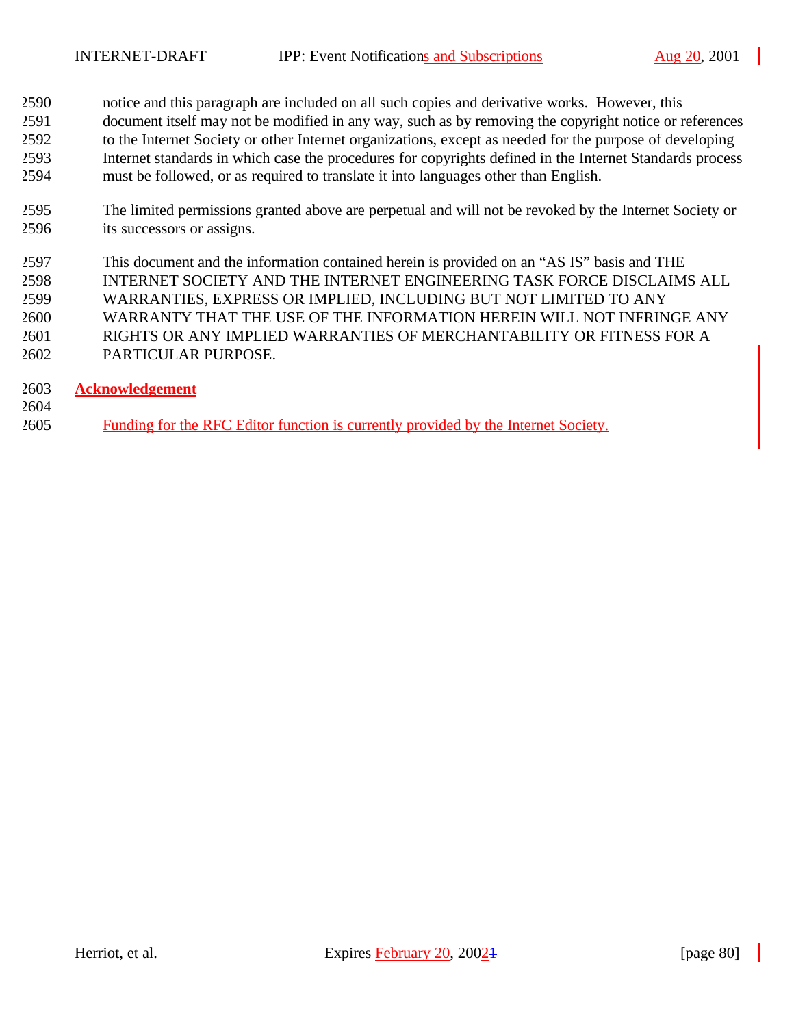notice and this paragraph are included on all such copies and derivative works. However, this document itself may not be modified in any way, such as by removing the copyright notice or references to the Internet Society or other Internet organizations, except as needed for the purpose of developing Internet standards in which case the procedures for copyrights defined in the Internet Standards process must be followed, or as required to translate it into languages other than English.

The limited permissions granted above are perpetual and will not be revoked by the Internet Society or its successors or assigns.

This document and the information contained herein is provided on an "AS IS" basis and THE INTERNET SOCIETY AND THE INTERNET ENGINEERING TASK FORCE DISCLAIMS ALL WARRANTIES, EXPRESS OR IMPLIED, INCLUDING BUT NOT LIMITED TO ANY WARRANTY THAT THE USE OF THE INFORMATION HEREIN WILL NOT INFRINGE ANY RIGHTS OR ANY IMPLIED WARRANTIES OF MERCHANTABILITY OR FITNESS FOR A PARTICULAR PURPOSE.

## Acknowledgement

Funding for the RFC Editor function is currently provided by the Internet Society.